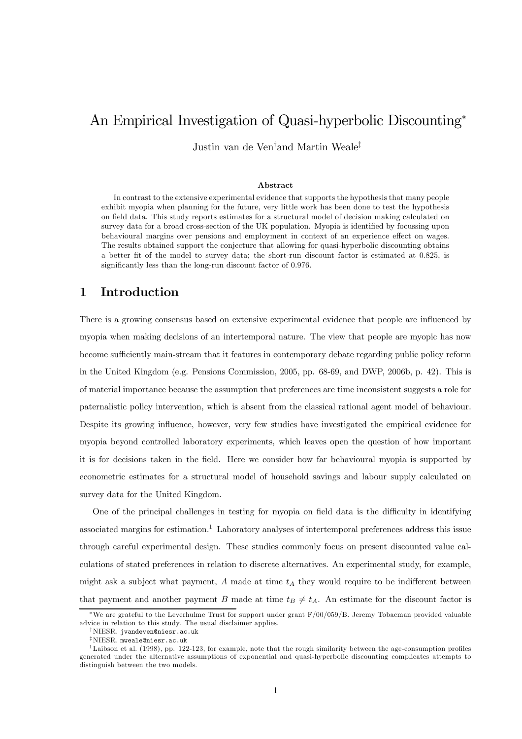# An Empirical Investigation of Quasi-hyperbolic Discounting[*]

Justin van de Ven[†] and Martin Weale[‡]

### Abstract

In contrast to the extensive experimental evidence that supports the hypothesis that many people exhibit myopia when planning for the future, very little work has been done to test the hypothesis on field data. This study reports estimates for a structural model of decision making calculated on survey data for a broad cross-section of the UK population. Myopia is identified by focussing upon behavioural margins over pensions and employment in context of an experience effect on wages. The results obtained support the conjecture that allowing for quasi-hyperbolic discounting obtains a better fit of the model to survey data; the short-run discount factor is estimated at 0.825, is significantly less than the long-run discount factor of 0.976.

## 1 Introduction

There is a growing consensus based on extensive experimental evidence that people are influenced by myopia when making decisions of an intertemporal nature. The view that people are myopic has now become sufficiently main-stream that it features in contemporary debate regarding public policy reform in the United Kingdom (e.g. Pensions Commission, 2005, pp. 68-69, and DWP, 2006b, p. 42). This is of material importance because the assumption that preferences are time inconsistent suggests a role for paternalistic policy intervention, which is absent from the classical rational agent model of behaviour. Despite its growing influence, however, very few studies have investigated the empirical evidence for myopia beyond controlled laboratory experiments, which leaves open the question of how important it is for decisions taken in the field. Here we consider how far behavioural myopia is supported by econometric estimates for a structural model of household savings and labour supply calculated on survey data for the United Kingdom.

One of the principal challenges in testing for myopia on field data is the difficulty in identifying associated margins for estimation.[1] Laboratory analyses of intertemporal preferences address this issue through careful experimental design. These studies commonly focus on present discounted value calculations of stated preferences in relation to discrete alternatives. An experimental study, for example, might ask a subject what payment, $A$ made at time $t_A$ they would require to be indifferent between that payment and another payment $B$ made at time $t_B \neq t_A$. An estimate for the discount factor is

---

[*] We are grateful to the Leverhulme Trust for support under grant F/00/059/B. Jeremy Tobacman provided valuable advice in relation to this study. The usual disclaimer applies.

[†] NIESR. jvandeven@niesr.ac.uk

[‡] NIESR. mweale@niesr.ac.uk

[1] Laibson et al. (1998), pp. 122-123, for example, note that the rough similarity between the age-consumption profiles generated under the alternative assumptions of exponential and quasi-hyperbolic discounting complicates attempts to distinguish between the two models.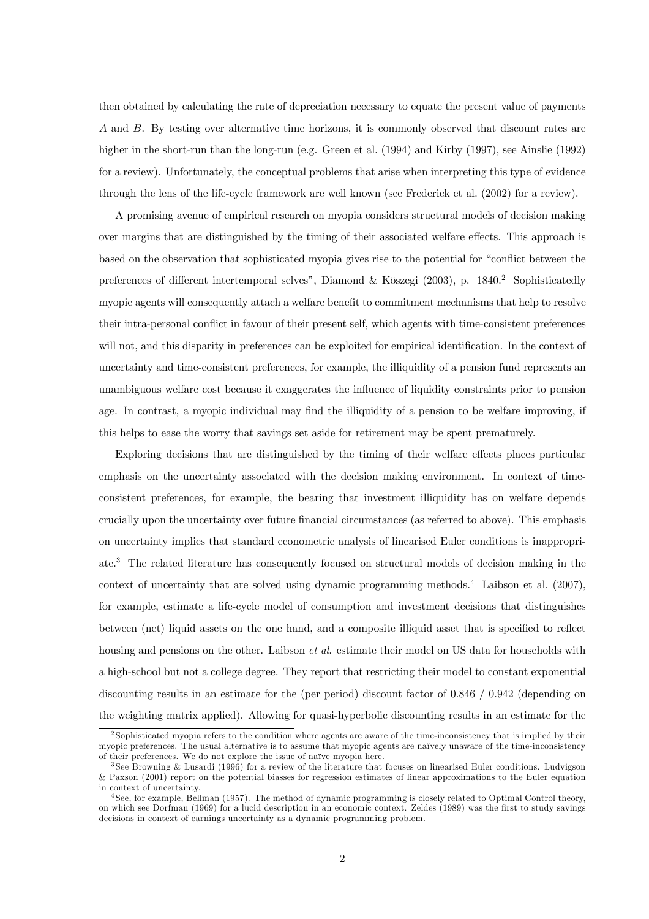then obtained by calculating the rate of depreciation necessary to equate the present value of payments $A$ and $B$. By testing over alternative time horizons, it is commonly observed that discount rates are higher in the short-run than the long-run (e.g. Green et al. (1994) and Kirby (1997), see Ainslie (1992) for a review). Unfortunately, the conceptual problems that arise when interpreting this type of evidence through the lens of the life-cycle framework are well known (see Frederick et al. (2002) for a review).

A promising avenue of empirical research on myopia considers structural models of decision making over margins that are distinguished by the timing of their associated welfare effects. This approach is based on the observation that sophisticated myopia gives rise to the potential for "conflict between the preferences of different intertemporal selves", Diamond & Köszegi (2003), p. 1840.[2] Sophisticatedly myopic agents will consequently attach a welfare benefit to commitment mechanisms that help to resolve their intra-personal conflict in favour of their present self, which agents with time-consistent preferences will not, and this disparity in preferences can be exploited for empirical identification. In the context of uncertainty and time-consistent preferences, for example, the illiquidity of a pension fund represents an unambiguous welfare cost because it exaggerates the influence of liquidity constraints prior to pension age. In contrast, a myopic individual may find the illiquidity of a pension to be welfare improving, if this helps to ease the worry that savings set aside for retirement may be spent prematurely.

Exploring decisions that are distinguished by the timing of their welfare effects places particular emphasis on the uncertainty associated with the decision making environment. In context of time-consistent preferences, for example, the bearing that investment illiquidity has on welfare depends crucially upon the uncertainty over future financial circumstances (as referred to above). This emphasis on uncertainty implies that standard econometric analysis of linearised Euler conditions is inappropriate.[3] The related literature has consequently focused on structural models of decision making in the context of uncertainty that are solved using dynamic programming methods.[4] Laibson et al. (2007), for example, estimate a life-cycle model of consumption and investment decisions that distinguishes between (net) liquid assets on the one hand, and a composite illiquid asset that is specified to reflect housing and pensions on the other. Laibson *et al.* estimate their model on US data for households with a high-school but not a college degree. They report that restricting their model to constant exponential discounting results in an estimate for the (per period) discount factor of 0.846 / 0.942 (depending on the weighting matrix applied). Allowing for quasi-hyperbolic discounting results in an estimate for the

[2] Sophisticated myopia refers to the condition where agents are aware of the time-inconsistency that is implied by their myopic preferences. The usual alternative is to assume that myopic agents are naïvely unaware of the time-inconsistency of their preferences. We do not explore the issue of naïve myopia here.

[3] See Browning & Lusardi (1996) for a review of the literature that focuses on linearised Euler conditions. Ludvigson & Paxson (2001) report on the potential biasses for regression estimates of linear approximations to the Euler equation in context of uncertainty.

[4] See, for example, Bellman (1957). The method of dynamic programming is closely related to Optimal Control theory, on which see Dorfman (1969) for a lucid description in an economic context. Zeldes (1989) was the first to study savings decisions in context of earnings uncertainty as a dynamic programming problem.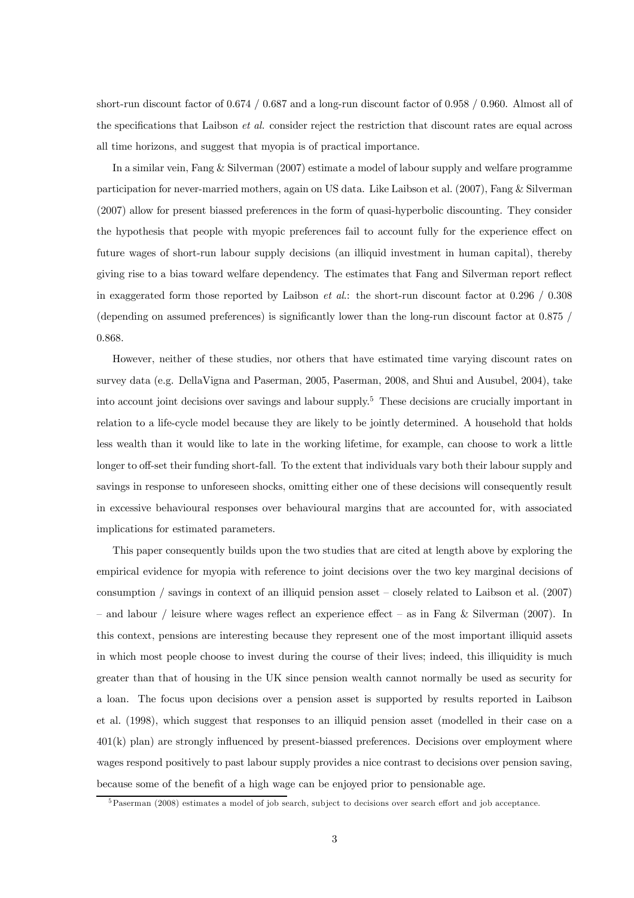short-run discount factor of 0.674 / 0.687 and a long-run discount factor of 0.958 / 0.960. Almost all of the specifications that Laibson *et al.* consider reject the restriction that discount rates are equal across all time horizons, and suggest that myopia is of practical importance.

In a similar vein, Fang & Silverman (2007) estimate a model of labour supply and welfare programme participation for never-married mothers, again on US data. Like Laibson et al. (2007), Fang & Silverman (2007) allow for present biassed preferences in the form of quasi-hyperbolic discounting. They consider the hypothesis that people with myopic preferences fail to account fully for the experience effect on future wages of short-run labour supply decisions (an illiquid investment in human capital), thereby giving rise to a bias toward welfare dependency. The estimates that Fang and Silverman report reflect in exaggerated form those reported by Laibson *et al.*: the short-run discount factor at 0.296 / 0.308 (depending on assumed preferences) is significantly lower than the long-run discount factor at 0.875 / 0.868.

However, neither of these studies, nor others that have estimated time varying discount rates on survey data (e.g. DellaVigna and Paserman, 2005, Paserman, 2008, and Shui and Ausubel, 2004), take into account joint decisions over savings and labour supply.[5] These decisions are crucially important in relation to a life-cycle model because they are likely to be jointly determined. A household that holds less wealth than it would like to late in the working lifetime, for example, can choose to work a little longer to off-set their funding short-fall. To the extent that individuals vary both their labour supply and savings in response to unforeseen shocks, omitting either one of these decisions will consequently result in excessive behavioural responses over behavioural margins that are accounted for, with associated implications for estimated parameters.

This paper consequently builds upon the two studies that are cited at length above by exploring the empirical evidence for myopia with reference to joint decisions over the two key marginal decisions of consumption / savings in context of an illiquid pension asset – closely related to Laibson et al. (2007) – and labour / leisure where wages reflect an experience effect – as in Fang & Silverman (2007). In this context, pensions are interesting because they represent one of the most important illiquid assets in which most people choose to invest during the course of their lives; indeed, this illiquidity is much greater than that of housing in the UK since pension wealth cannot normally be used as security for a loan. The focus upon decisions over a pension asset is supported by results reported in Laibson et al. (1998), which suggest that responses to an illiquid pension asset (modelled in their case on a 401(k) plan) are strongly influenced by present-biassed preferences. Decisions over employment where wages respond positively to past labour supply provides a nice contrast to decisions over pension saving, because some of the benefit of a high wage can be enjoyed prior to pensionable age.

[5] Paserman (2008) estimates a model of job search, subject to decisions over search effort and job acceptance.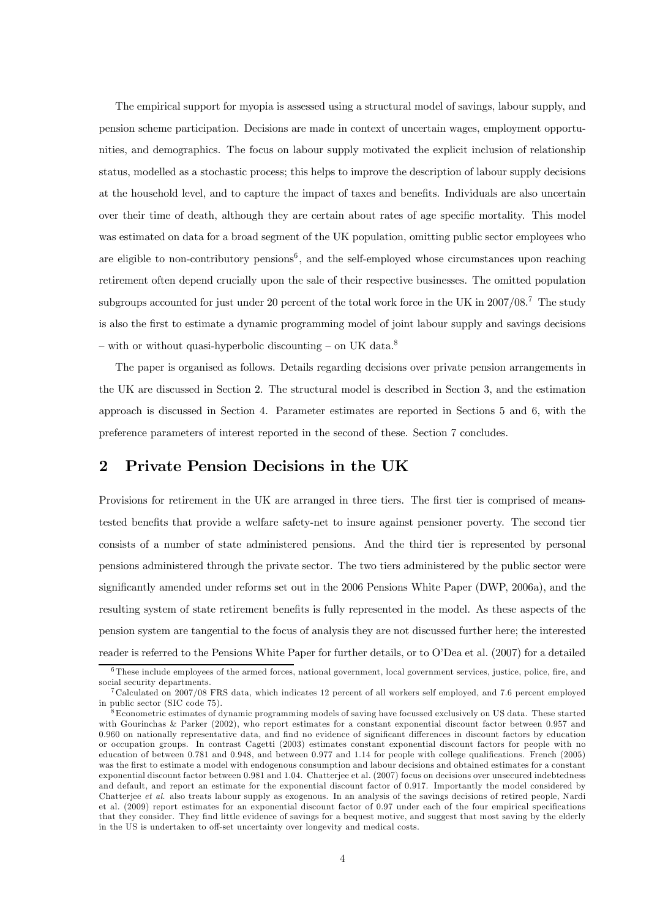The empirical support for myopia is assessed using a structural model of savings, labour supply, and pension scheme participation. Decisions are made in context of uncertain wages, employment opportunities, and demographics. The focus on labour supply motivated the explicit inclusion of relationship status, modelled as a stochastic process; this helps to improve the description of labour supply decisions at the household level, and to capture the impact of taxes and benefits. Individuals are also uncertain over their time of death, although they are certain about rates of age specific mortality. This model was estimated on data for a broad segment of the UK population, omitting public sector employees who are eligible to non-contributory pensions[6], and the self-employed whose circumstances upon reaching retirement often depend crucially upon the sale of their respective businesses. The omitted population subgroups accounted for just under 20 percent of the total work force in the UK in 2007/08.[7] The study is also the first to estimate a dynamic programming model of joint labour supply and savings decisions – with or without quasi-hyperbolic discounting – on UK data.[8]

The paper is organised as follows. Details regarding decisions over private pension arrangements in the UK are discussed in Section 2. The structural model is described in Section 3, and the estimation approach is discussed in Section 4. Parameter estimates are reported in Sections 5 and 6, with the preference parameters of interest reported in the second of these. Section 7 concludes.

## 2 Private Pension Decisions in the UK

Provisions for retirement in the UK are arranged in three tiers. The first tier is comprised of means-tested benefits that provide a welfare safety-net to insure against pensioner poverty. The second tier consists of a number of state administered pensions. And the third tier is represented by personal pensions administered through the private sector. The two tiers administered by the public sector were significantly amended under reforms set out in the 2006 Pensions White Paper (DWP, 2006a), and the resulting system of state retirement benefits is fully represented in the model. As these aspects of the pension system are tangential to the focus of analysis they are not discussed further here; the interested reader is referred to the Pensions White Paper for further details, or to O'Dea et al. (2007) for a detailed

[6] These include employees of the armed forces, national government, local government services, justice, police, fire, and social security departments.

[7] Calculated on 2007/08 FRS data, which indicates 12 percent of all workers self employed, and 7.6 percent employed in public sector (SIC code 75).

[8] Econometric estimates of dynamic programming models of saving have focussed exclusively on US data. These started with Gourinchas & Parker (2002), who report estimates for a constant exponential discount factor between 0.957 and 0.960 on nationally representative data, and find no evidence of significant differences in discount factors by education or occupation groups. In contrast Cagetti (2003) estimates constant exponential discount factors for people with no education of between 0.781 and 0.948, and between 0.977 and 1.14 for people with college qualifications. French (2005) was the first to estimate a model with endogenous consumption and labour decisions and obtained estimates for a constant exponential discount factor between 0.981 and 1.04. Chatterjee et al. (2007) focus on decisions over unsecured indebtedness and default, and report an estimate for the exponential discount factor of 0.917. Importantly the model considered by Chatterjee *et al.* also treats labour supply as exogenous. In an analysis of the savings decisions of retired people, Nardi et al. (2009) report estimates for an exponential discount factor of 0.97 under each of the four empirical specifications that they consider. They find little evidence of savings for a bequest motive, and suggest that most saving by the elderly in the US is undertaken to off-set uncertainty over longevity and medical costs.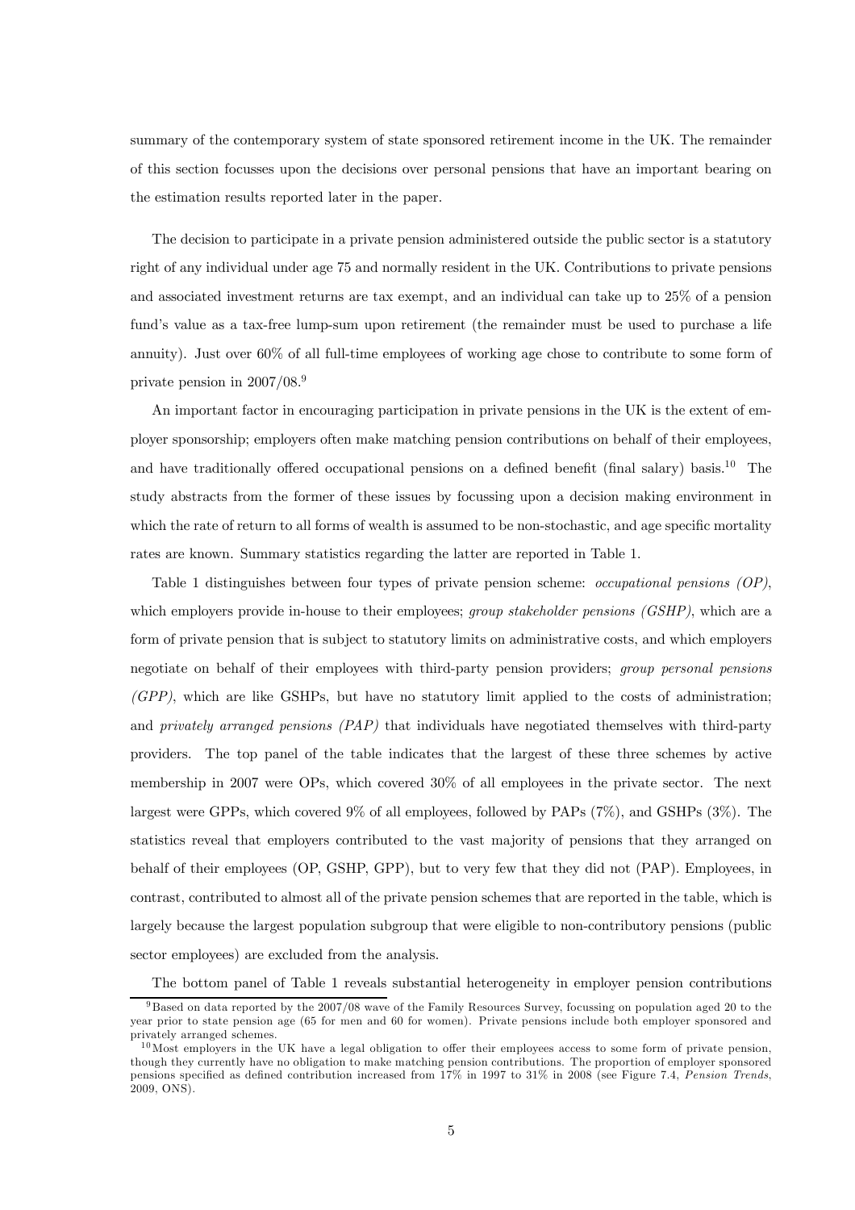summary of the contemporary system of state sponsored retirement income in the UK. The remainder of this section focusses upon the decisions over personal pensions that have an important bearing on the estimation results reported later in the paper.

The decision to participate in a private pension administered outside the public sector is a statutory right of any individual under age 75 and normally resident in the UK. Contributions to private pensions and associated investment returns are tax exempt, and an individual can take up to 25% of a pension fund's value as a tax-free lump-sum upon retirement (the remainder must be used to purchase a life annuity). Just over 60% of all full-time employees of working age chose to contribute to some form of private pension in 2007/08.[9]

An important factor in encouraging participation in private pensions in the UK is the extent of employer sponsorship; employers often make matching pension contributions on behalf of their employees, and have traditionally offered occupational pensions on a defined benefit (final salary) basis.[10] The study abstracts from the former of these issues by focussing upon a decision making environment in which the rate of return to all forms of wealth is assumed to be non-stochastic, and age specific mortality rates are known. Summary statistics regarding the latter are reported in Table 1.

Table 1 distinguishes between four types of private pension scheme: *occupational pensions (OP)*, which employers provide in-house to their employees; *group stakeholder pensions (GSHP)*, which are a form of private pension that is subject to statutory limits on administrative costs, and which employers negotiate on behalf of their employees with third-party pension providers; *group personal pensions (GPP)*, which are like GSHPs, but have no statutory limit applied to the costs of administration; and *privately arranged pensions (PAP)* that individuals have negotiated themselves with third-party providers. The top panel of the table indicates that the largest of these three schemes by active membership in 2007 were OPs, which covered 30% of all employees in the private sector. The next largest were GPPs, which covered 9% of all employees, followed by PAPs (7%), and GSHPs (3%). The statistics reveal that employers contributed to the vast majority of pensions that they arranged on behalf of their employees (OP, GSHP, GPP), but to very few that they did not (PAP). Employees, in contrast, contributed to almost all of the private pension schemes that are reported in the table, which is largely because the largest population subgroup that were eligible to non-contributory pensions (public sector employees) are excluded from the analysis.

The bottom panel of Table 1 reveals substantial heterogeneity in employer pension contributions

---

[9] Based on data reported by the 2007/08 wave of the Family Resources Survey, focussing on population aged 20 to the year prior to state pension age (65 for men and 60 for women). Private pensions include both employer sponsored and privately arranged schemes.

[10] Most employers in the UK have a legal obligation to offer their employees access to some form of private pension, though they currently have no obligation to make matching pension contributions. The proportion of employer sponsored pensions specified as defined contribution increased from 17% in 1997 to 31% in 2008 (see Figure 7.4, *Pension Trends*, 2009, ONS).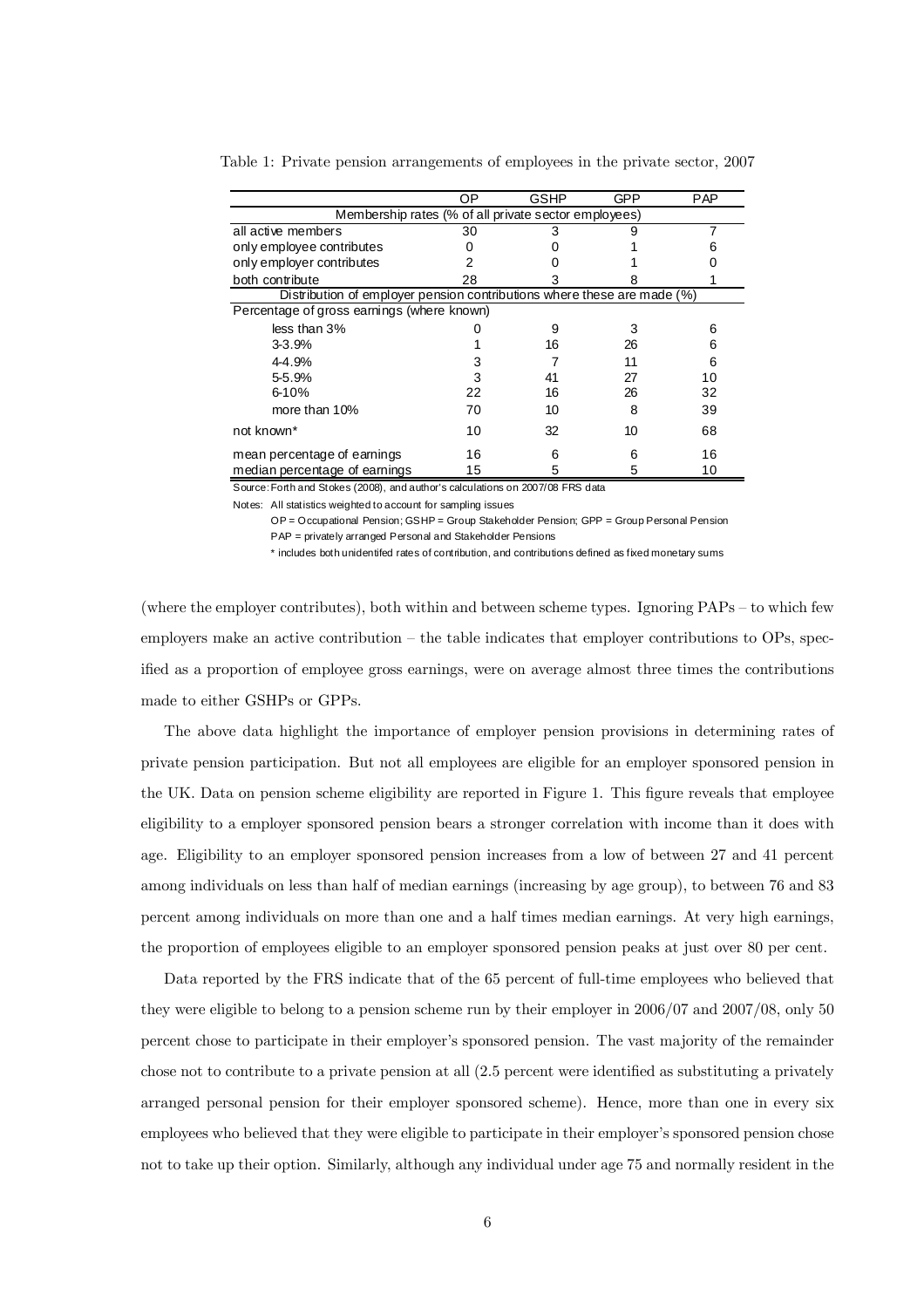Table 1: Private pension arrangements of employees in the private sector, 2007

| | OP | GSHP | GPP | PAP |
|---|---|---|---|---|
| Membership rates (% of all private sector employees) | | | | |
| all active members | 30 | 3 | 9 | 7 |
| only employee contributes | 0 | 0 | 1 | 6 |
| only employer contributes | 2 | 0 | 1 | 0 |
| both contribute | 28 | 3 | 8 | 1 |
| Distribution of employer pension contributions where these are made (%) | | | | |
| Percentage of gross earnings (where known) | | | | |
| less than 3% | 0 | 9 | 3 | 6 |
| 3-3.9% | 1 | 16 | 26 | 6 |
| 4-4.9% | 3 | 7 | 11 | 6 |
| 5-5.9% | 3 | 41 | 27 | 10 |
| 6-10% | 22 | 16 | 26 | 32 |
| more than 10% | 70 | 10 | 8 | 39 |
| not known* | 10 | 32 | 10 | 68 |
| mean percentage of earnings | 16 | 6 | 6 | 16 |
| median percentage of earnings | 15 | 5 | 5 | 10 |

Source: Forth and Stokes (2008), and author's calculations on 2007/08 FRS data

Notes: All statistics weighted to account for sampling issues

OP = Occupational Pension; GSHP = Group Stakeholder Pension; GPP = Group Personal Pension

PAP = privately arranged Personal and Stakeholder Pensions

* includes both unidentifed rates of contribution, and contributions defined as fixed monetary sums

(where the employer contributes), both within and between scheme types. Ignoring PAPs – to which few employers make an active contribution – the table indicates that employer contributions to OPs, specified as a proportion of employee gross earnings, were on average almost three times the contributions made to either GSHPs or GPPs.

The above data highlight the importance of employer pension provisions in determining rates of private pension participation. But not all employees are eligible for an employer sponsored pension in the UK. Data on pension scheme eligibility are reported in Figure 1. This figure reveals that employee eligibility to a employer sponsored pension bears a stronger correlation with income than it does with age. Eligibility to an employer sponsored pension increases from a low of between 27 and 41 percent among individuals on less than half of median earnings (increasing by age group), to between 76 and 83 percent among individuals on more than one and a half times median earnings. At very high earnings, the proportion of employees eligible to an employer sponsored pension peaks at just over 80 per cent.

Data reported by the FRS indicate that of the 65 percent of full-time employees who believed that they were eligible to belong to a pension scheme run by their employer in 2006/07 and 2007/08, only 50 percent chose to participate in their employer's sponsored pension. The vast majority of the remainder chose not to contribute to a private pension at all (2.5 percent were identified as substituting a privately arranged personal pension for their employer sponsored scheme). Hence, more than one in every six employees who believed that they were eligible to participate in their employer's sponsored pension chose not to take up their option. Similarly, although any individual under age 75 and normally resident in the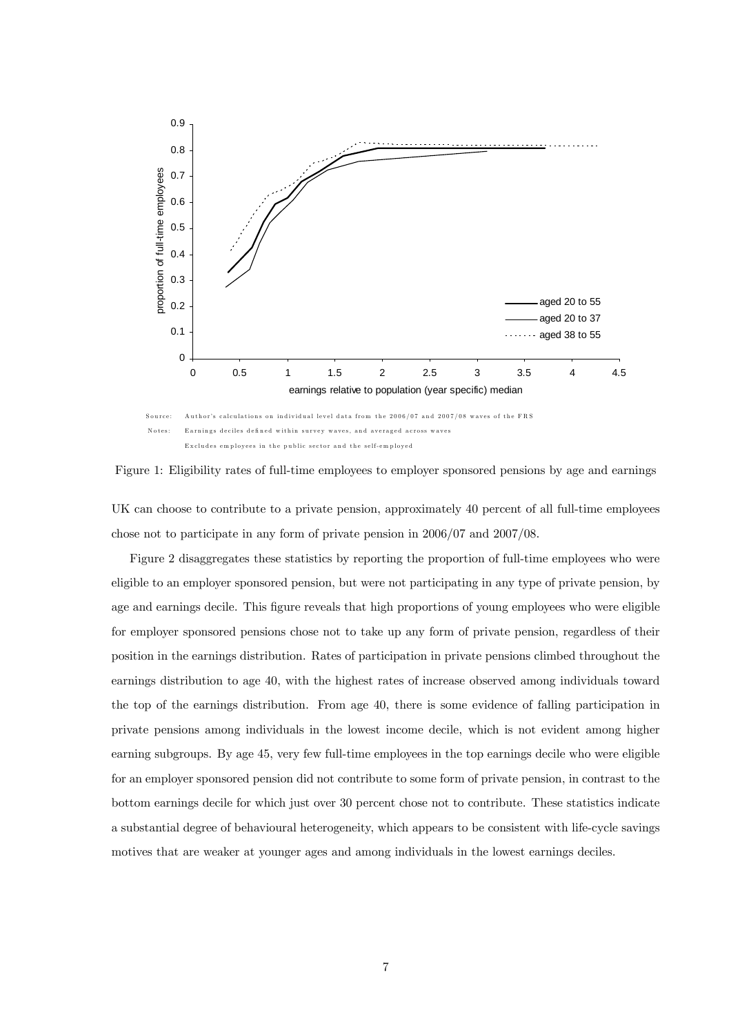Source: Author's calculations on individual level data from the 2006/07 and 2007/08 waves of the FRS

Notes: Earnings deciles defined within survey waves, and averaged across waves

Excludes employees in the public sector and the self-employed

Figure 1: Eligibility rates of full-time employees to employer sponsored pensions by age and earnings

UK can choose to contribute to a private pension, approximately 40 percent of all full-time employees chose not to participate in any form of private pension in 2006/07 and 2007/08.

Figure 2 disaggregates these statistics by reporting the proportion of full-time employees who were eligible to an employer sponsored pension, but were not participating in any type of private pension, by age and earnings decile. This figure reveals that high proportions of young employees who were eligible for employer sponsored pensions chose not to take up any form of private pension, regardless of their position in the earnings distribution. Rates of participation in private pensions climbed throughout the earnings distribution to age 40, with the highest rates of increase observed among individuals toward the top of the earnings distribution. From age 40, there is some evidence of falling participation in private pensions among individuals in the lowest income decile, which is not evident among higher earning subgroups. By age 45, very few full-time employees in the top earnings decile who were eligible for an employer sponsored pension did not contribute to some form of private pension, in contrast to the bottom earnings decile for which just over 30 percent chose not to contribute. These statistics indicate a substantial degree of behavioural heterogeneity, which appears to be consistent with life-cycle savings motives that are weaker at younger ages and among individuals in the lowest earnings deciles.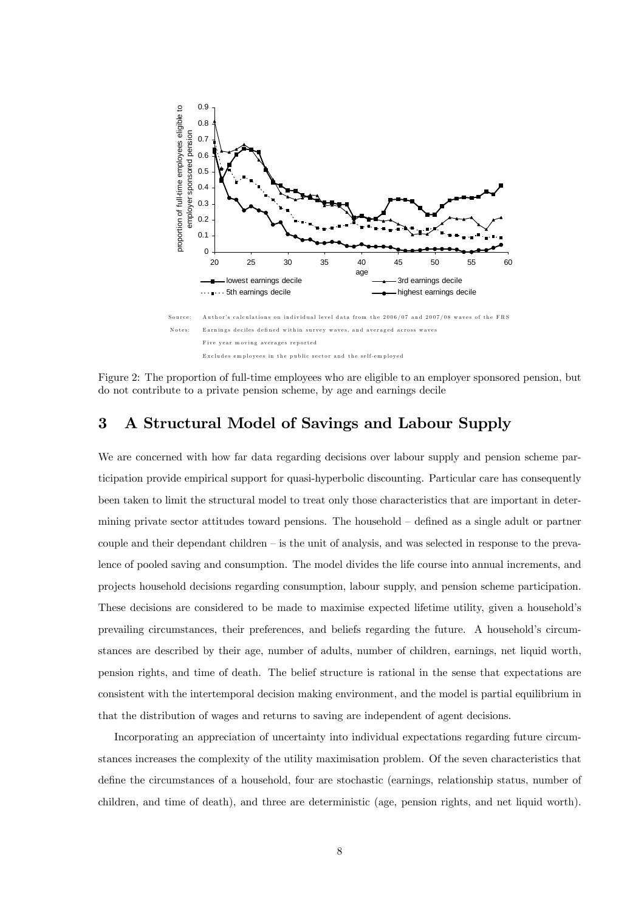Source: Author's calculations on individual level data from the 2006/07 and 2007/08 waves of the FRS

Notes: Earnings deciles defined within survey waves, and averaged across waves

Five year moving averages reported

Excludes employees in the public sector and the self-employed

Figure 2: The proportion of full-time employees who are eligible to an employer sponsored pension, but do not contribute to a private pension scheme, by age and earnings decile

## 3 A Structural Model of Savings and Labour Supply

We are concerned with how far data regarding decisions over labour supply and pension scheme participation provide empirical support for quasi-hyperbolic discounting. Particular care has consequently been taken to limit the structural model to treat only those characteristics that are important in determining private sector attitudes toward pensions. The household – defined as a single adult or partner couple and their dependant children – is the unit of analysis, and was selected in response to the prevalence of pooled saving and consumption. The model divides the life course into annual increments, and projects household decisions regarding consumption, labour supply, and pension scheme participation. These decisions are considered to be made to maximise expected lifetime utility, given a household's prevailing circumstances, their preferences, and beliefs regarding the future. A household's circumstances are described by their age, number of adults, number of children, earnings, net liquid worth, pension rights, and time of death. The belief structure is rational in the sense that expectations are consistent with the intertemporal decision making environment, and the model is partial equilibrium in that the distribution of wages and returns to saving are independent of agent decisions.

Incorporating an appreciation of uncertainty into individual expectations regarding future circumstances increases the complexity of the utility maximisation problem. Of the seven characteristics that define the circumstances of a household, four are stochastic (earnings, relationship status, number of children, and time of death), and three are deterministic (age, pension rights, and net liquid worth).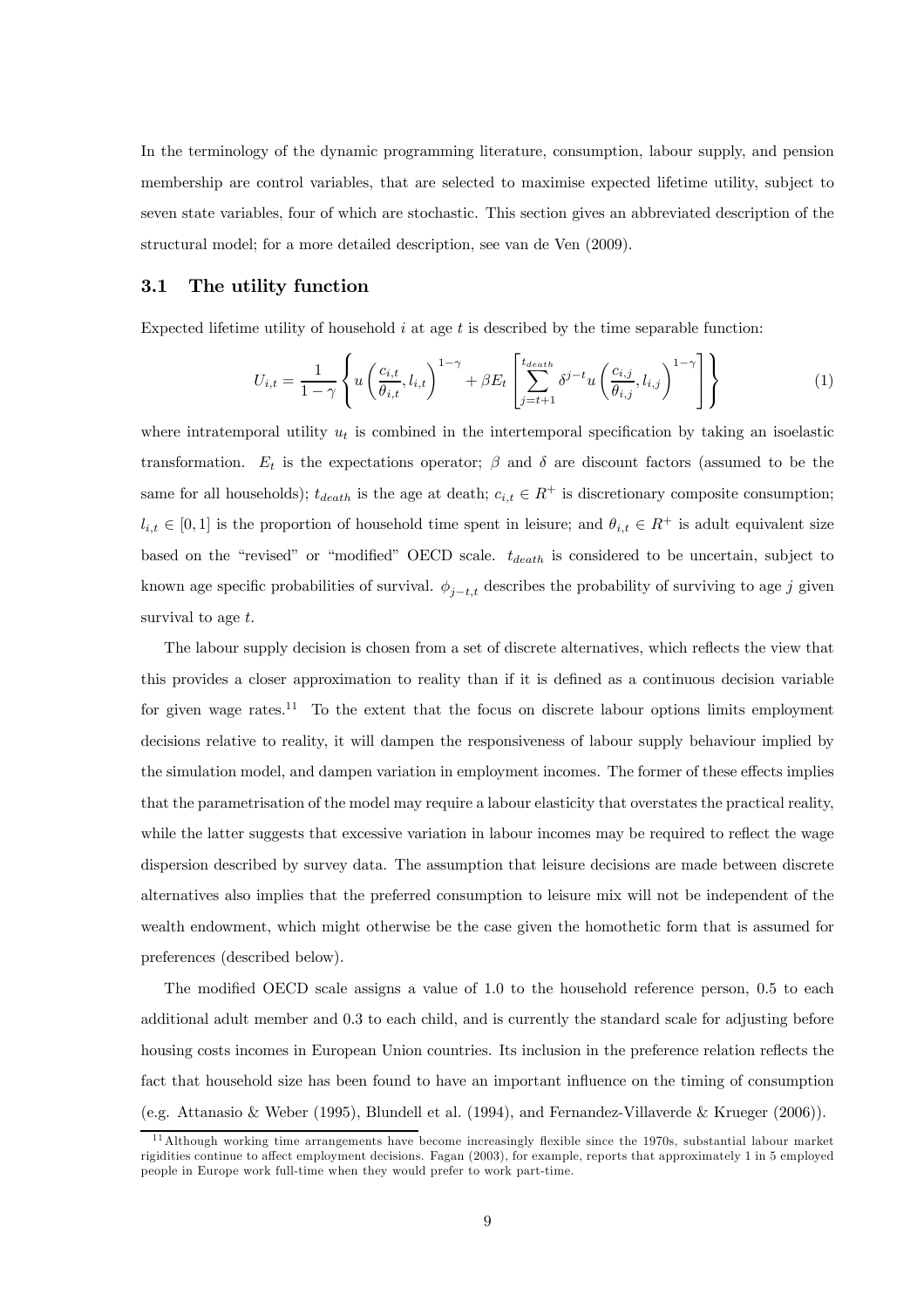In the terminology of the dynamic programming literature, consumption, labour supply, and pension membership are control variables, that are selected to maximise expected lifetime utility, subject to seven state variables, four of which are stochastic. This section gives an abbreviated description of the structural model; for a more detailed description, see van de Ven (2009).

### 3.1 The utility function

Expected lifetime utility of household $i$ at age $t$ is described by the time separable function:

$$U_{i,t} = \frac{1}{1-\gamma}\left\{ u\left(\frac{c_{i,t}}{\theta_{i,t}}, l_{i,t}\right)^{1-\gamma} + \beta E_t\left[\sum_{j=t+1}^{t_{death}} \delta^{j-t} u\left(\frac{c_{i,j}}{\theta_{i,j}}, l_{i,j}\right)^{1-\gamma}\right]\right\} \tag{1}$$

where intratemporal utility $u_t$ is combined in the intertemporal specification by taking an isoelastic transformation. $E_t$ is the expectations operator; $\beta$ and $\delta$ are discount factors (assumed to be the same for all households); $t_{death}$ is the age at death; $c_{i,t} \in R^+$ is discretionary composite consumption; $l_{i,t} \in [0,1]$ is the proportion of household time spent in leisure; and $\theta_{i,t} \in R^+$ is adult equivalent size based on the "revised" or "modified" OECD scale. $t_{death}$ is considered to be uncertain, subject to known age specific probabilities of survival. $\phi_{j-t,t}$ describes the probability of surviving to age $j$ given survival to age $t$.

The labour supply decision is chosen from a set of discrete alternatives, which reflects the view that this provides a closer approximation to reality than if it is defined as a continuous decision variable for given wage rates.[11] To the extent that the focus on discrete labour options limits employment decisions relative to reality, it will dampen the responsiveness of labour supply behaviour implied by the simulation model, and dampen variation in employment incomes. The former of these effects implies that the parametrisation of the model may require a labour elasticity that overstates the practical reality, while the latter suggests that excessive variation in labour incomes may be required to reflect the wage dispersion described by survey data. The assumption that leisure decisions are made between discrete alternatives also implies that the preferred consumption to leisure mix will not be independent of the wealth endowment, which might otherwise be the case given the homothetic form that is assumed for preferences (described below).

The modified OECD scale assigns a value of 1.0 to the household reference person, 0.5 to each additional adult member and 0.3 to each child, and is currently the standard scale for adjusting before housing costs incomes in European Union countries. Its inclusion in the preference relation reflects the fact that household size has been found to have an important influence on the timing of consumption (e.g. Attanasio & Weber (1995), Blundell et al. (1994), and Fernandez-Villaverde & Krueger (2006)).

[11] Although working time arrangements have become increasingly flexible since the 1970s, substantial labour market rigidities continue to affect employment decisions. Fagan (2003), for example, reports that approximately 1 in 5 employed people in Europe work full-time when they would prefer to work part-time.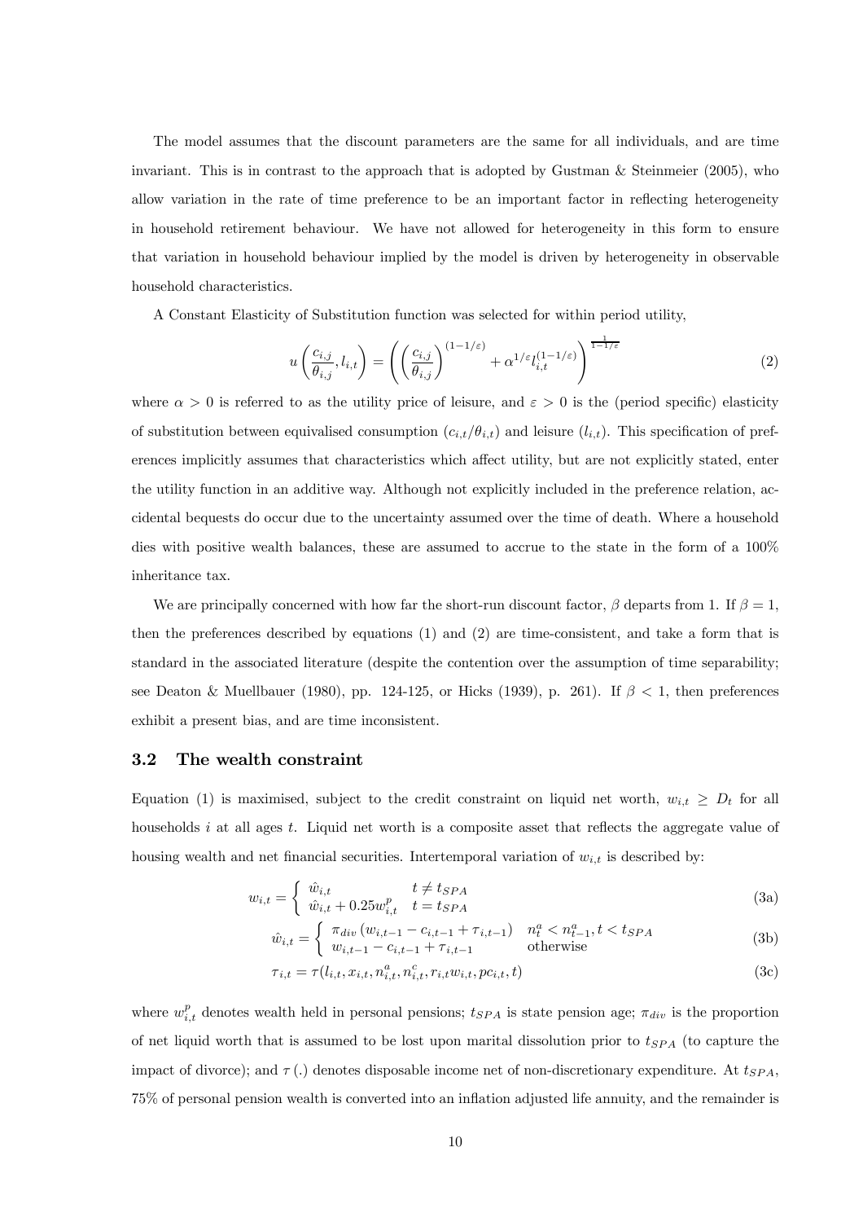The model assumes that the discount parameters are the same for all individuals, and are time invariant. This is in contrast to the approach that is adopted by Gustman & Steinmeier (2005), who allow variation in the rate of time preference to be an important factor in reflecting heterogeneity in household retirement behaviour. We have not allowed for heterogeneity in this form to ensure that variation in household behaviour implied by the model is driven by heterogeneity in observable household characteristics.

A Constant Elasticity of Substitution function was selected for within period utility,

$$u\left(\frac{c_{i,j}}{\theta_{i,j}}, l_{i,t}\right) = \left(\left(\frac{c_{i,j}}{\theta_{i,j}}\right)^{(1-1/\varepsilon)} + \alpha^{1/\varepsilon} l_{i,t}^{(1-1/\varepsilon)}\right)^{\frac{1}{1-1/\varepsilon}} \tag{2}$$

where $\alpha > 0$ is referred to as the utility price of leisure, and $\varepsilon > 0$ is the (period specific) elasticity of substitution between equivalised consumption $(c_{i,t}/\theta_{i,t})$ and leisure $(l_{i,t})$. This specification of preferences implicitly assumes that characteristics which affect utility, but are not explicitly stated, enter the utility function in an additive way. Although not explicitly included in the preference relation, accidental bequests do occur due to the uncertainty assumed over the time of death. Where a household dies with positive wealth balances, these are assumed to accrue to the state in the form of a 100% inheritance tax.

We are principally concerned with how far the short-run discount factor, $\beta$ departs from 1. If $\beta = 1$, then the preferences described by equations (1) and (2) are time-consistent, and take a form that is standard in the associated literature (despite the contention over the assumption of time separability; see Deaton & Muellbauer (1980), pp. 124-125, or Hicks (1939), p. 261). If $\beta < 1$, then preferences exhibit a present bias, and are time inconsistent.

### 3.2 The wealth constraint

Equation (1) is maximised, subject to the credit constraint on liquid net worth, $w_{i,t} \geq D_t$ for all households $i$ at all ages $t$. Liquid net worth is a composite asset that reflects the aggregate value of housing wealth and net financial securities. Intertemporal variation of $w_{i,t}$ is described by:

$$w_{i,t} = \begin{cases} \hat{w}_{i,t} & t \neq t_{SPA} \\ \hat{w}_{i,t} + 0.25 w_{i,t}^{p} & t = t_{SPA} \end{cases} \tag{3a}$$

$$\hat{w}_{i,t} = \begin{cases} \pi_{div}\left(w_{i,t-1} - c_{i,t-1} + \tau_{i,t-1}\right) & n_t^a < n_{t-1}^a, t < t_{SPA} \\ w_{i,t-1} - c_{i,t-1} + \tau_{i,t-1} & \text{otherwise} \end{cases} \tag{3b}$$

$$\tau_{i,t} = \tau(l_{i,t}, x_{i,t}, n_{i,t}^a, n_{i,t}^c, r_{i,t} w_{i,t}, pc_{i,t}, t) \tag{3c}$$

where $w_{i,t}^{p}$ denotes wealth held in personal pensions; $t_{SPA}$ is state pension age; $\pi_{div}$ is the proportion of net liquid worth that is assumed to be lost upon marital dissolution prior to $t_{SPA}$ (to capture the impact of divorce); and $\tau(.)$ denotes disposable income net of non-discretionary expenditure. At $t_{SPA}$, 75% of personal pension wealth is converted into an inflation adjusted life annuity, and the remainder is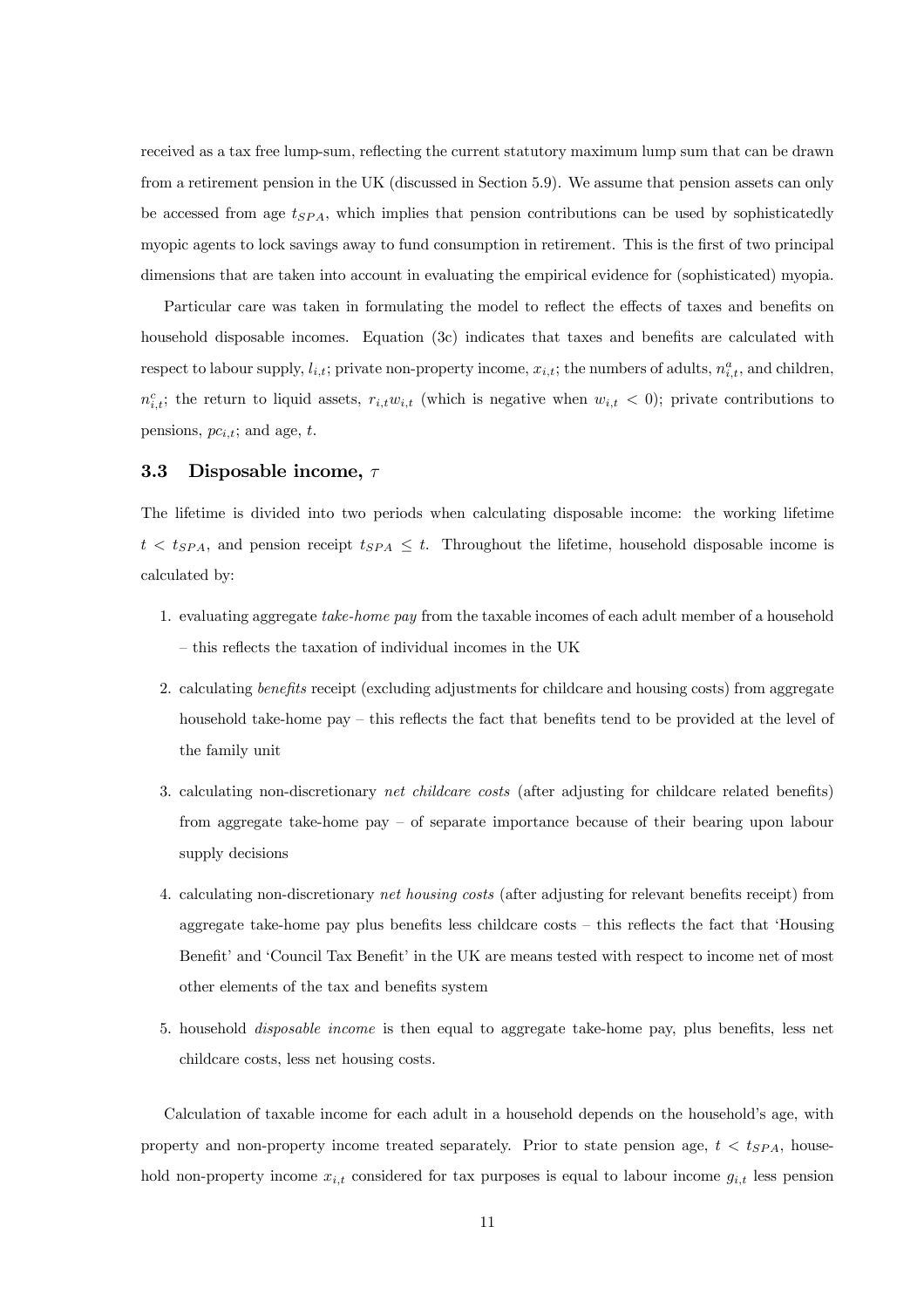received as a tax free lump-sum, reflecting the current statutory maximum lump sum that can be drawn from a retirement pension in the UK (discussed in Section 5.9). We assume that pension assets can only be accessed from age $t_{SPA}$, which implies that pension contributions can be used by sophisticatedly myopic agents to lock savings away to fund consumption in retirement. This is the first of two principal dimensions that are taken into account in evaluating the empirical evidence for (sophisticated) myopia.

Particular care was taken in formulating the model to reflect the effects of taxes and benefits on household disposable incomes. Equation (3c) indicates that taxes and benefits are calculated with respect to labour supply, $l_{i,t}$; private non-property income, $x_{i,t}$; the numbers of adults, $n^a_{i,t}$, and children, $n^c_{i,t}$; the return to liquid assets, $r_{i,t}w_{i,t}$ (which is negative when $w_{i,t} < 0$); private contributions to pensions, $pc_{i,t}$; and age, $t$.

### 3.3 Disposable income, $\tau$

The lifetime is divided into two periods when calculating disposable income: the working lifetime $t < t_{SPA}$, and pension receipt $t_{SPA} \leq t$. Throughout the lifetime, household disposable income is calculated by:

1. evaluating aggregate *take-home pay* from the taxable incomes of each adult member of a household – this reflects the taxation of individual incomes in the UK
2. calculating *benefits* receipt (excluding adjustments for childcare and housing costs) from aggregate household take-home pay – this reflects the fact that benefits tend to be provided at the level of the family unit
3. calculating non-discretionary *net childcare costs* (after adjusting for childcare related benefits) from aggregate take-home pay – of separate importance because of their bearing upon labour supply decisions
4. calculating non-discretionary *net housing costs* (after adjusting for relevant benefits receipt) from aggregate take-home pay plus benefits less childcare costs – this reflects the fact that 'Housing Benefit' and 'Council Tax Benefit' in the UK are means tested with respect to income net of most other elements of the tax and benefits system
5. household *disposable income* is then equal to aggregate take-home pay, plus benefits, less net childcare costs, less net housing costs.

Calculation of taxable income for each adult in a household depends on the household's age, with property and non-property income treated separately. Prior to state pension age, $t < t_{SPA}$, household non-property income $x_{i,t}$ considered for tax purposes is equal to labour income $g_{i,t}$ less pension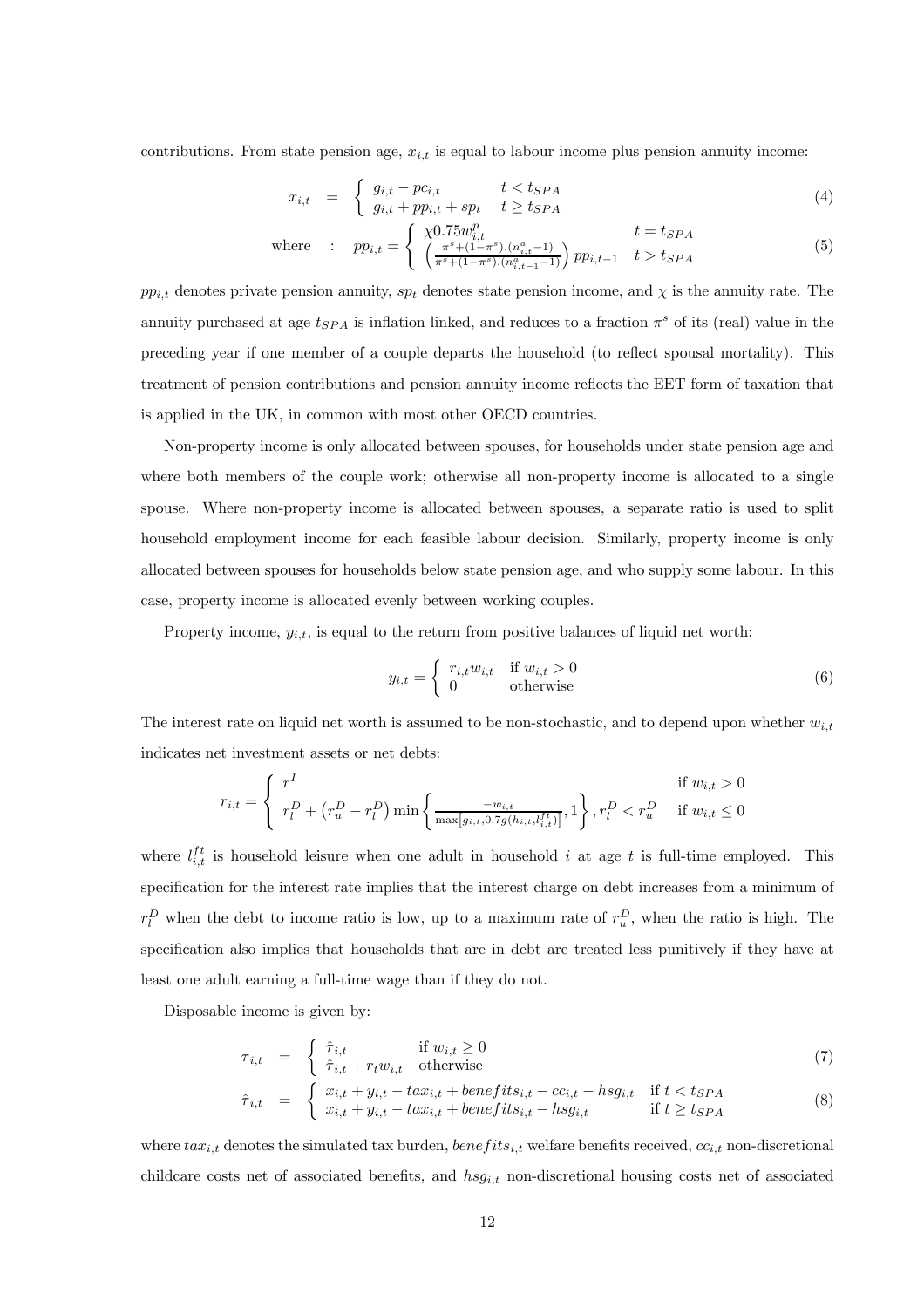contributions. From state pension age, $x_{i,t}$ is equal to labour income plus pension annuity income:

$$x_{i,t} = \begin{cases} g_{i,t} - pc_{i,t} & t < t_{SPA} \\ g_{i,t} + pp_{i,t} + sp_t & t \geq t_{SPA} \end{cases} \tag{4}$$

$$\text{where} \quad : \quad pp_{i,t} = \begin{cases} \chi 0.75 w^p_{i,t} & t = t_{SPA} \\ \left( \frac{\pi^s + (1-\pi^s).(n^a_{i,t}-1)}{\pi^s + (1-\pi^s).(n^a_{i,t-1}-1)} \right) pp_{i,t-1} & t > t_{SPA} \end{cases} \tag{5}$$

$pp_{i,t}$ denotes private pension annuity, $sp_t$ denotes state pension income, and $\chi$ is the annuity rate. The annuity purchased at age $t_{SPA}$ is inflation linked, and reduces to a fraction $\pi^s$ of its (real) value in the preceding year if one member of a couple departs the household (to reflect spousal mortality). This treatment of pension contributions and pension annuity income reflects the EET form of taxation that is applied in the UK, in common with most other OECD countries.

Non-property income is only allocated between spouses, for households under state pension age and where both members of the couple work; otherwise all non-property income is allocated to a single spouse. Where non-property income is allocated between spouses, a separate ratio is used to split household employment income for each feasible labour decision. Similarly, property income is only allocated between spouses for households below state pension age, and who supply some labour. In this case, property income is allocated evenly between working couples.

Property income, $y_{i,t}$, is equal to the return from positive balances of liquid net worth:

$$y_{i,t} = \begin{cases} r_{i,t} w_{i,t} & \text{if } w_{i,t} > 0 \\ 0 & \text{otherwise} \end{cases} \tag{6}$$

The interest rate on liquid net worth is assumed to be non-stochastic, and to depend upon whether $w_{i,t}$ indicates net investment assets or net debts:

$$r_{i,t} = \begin{cases} r^I & \text{if } w_{i,t} > 0 \\ r^D_l + \left( r^D_u - r^D_l \right) \min\left\{ \frac{-w_{i,t}}{\max\left[ g_{i,t}, 0.7 g(h_{i,t}, l^{ft}_{i,t}) \right]}, 1 \right\}, r^D_l < r^D_u & \text{if } w_{i,t} \leq 0 \end{cases}$$

where $l^{ft}_{i,t}$ is household leisure when one adult in household $i$ at age $t$ is full-time employed. This specification for the interest rate implies that the interest charge on debt increases from a minimum of $r^D_l$ when the debt to income ratio is low, up to a maximum rate of $r^D_u$, when the ratio is high. The specification also implies that households that are in debt are treated less punitively if they have at least one adult earning a full-time wage than if they do not.

Disposable income is given by:

$$\tau_{i,t} = \begin{cases} \hat{\tau}_{i,t} & \text{if } w_{i,t} \geq 0 \\ \hat{\tau}_{i,t} + r_t w_{i,t} & \text{otherwise} \end{cases} \tag{7}$$

$$\hat{\tau}_{i,t} = \begin{cases} x_{i,t} + y_{i,t} - tax_{i,t} + benefits_{i,t} - cc_{i,t} - hsg_{i,t} & \text{if } t < t_{SPA} \\ x_{i,t} + y_{i,t} - tax_{i,t} + benefits_{i,t} - hsg_{i,t} & \text{if } t \geq t_{SPA} \end{cases} \tag{8}$$

where $tax_{i,t}$ denotes the simulated tax burden, $benefits_{i,t}$ welfare benefits received, $cc_{i,t}$ non-discretional childcare costs net of associated benefits, and $hsg_{i,t}$ non-discretional housing costs net of associated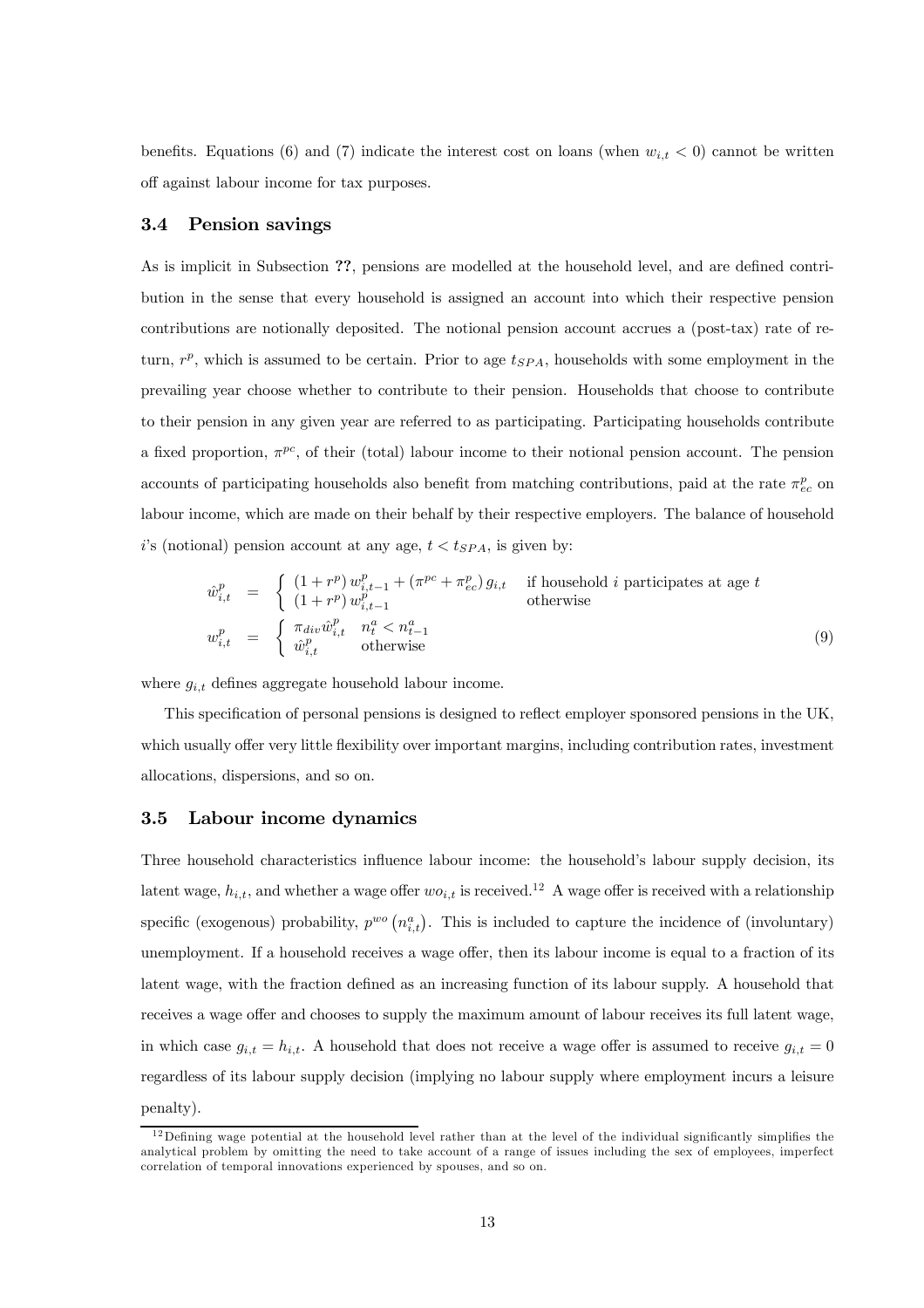benefits. Equations (6) and (7) indicate the interest cost on loans (when $w_{i,t} < 0$) cannot be written off against labour income for tax purposes.

### 3.4 Pension savings

As is implicit in Subsection **??**, pensions are modelled at the household level, and are defined contribution in the sense that every household is assigned an account into which their respective pension contributions are notionally deposited. The notional pension account accrues a (post-tax) rate of return, $r^p$, which is assumed to be certain. Prior to age $t_{SPA}$, households with some employment in the prevailing year choose whether to contribute to their pension. Households that choose to contribute to their pension in any given year are referred to as participating. Participating households contribute a fixed proportion, $\pi^{pc}$, of their (total) labour income to their notional pension account. The pension accounts of participating households also benefit from matching contributions, paid at the rate $\pi^p_{ec}$ on labour income, which are made on their behalf by their respective employers. The balance of household $i$'s (notional) pension account at any age, $t < t_{SPA}$, is given by:

$$
\begin{aligned}
\hat{w}^p_{i,t} &= \begin{cases} \left(1+r^p\right) w^p_{i,t-1} + \left(\pi^{pc} + \pi^p_{ec}\right) g_{i,t} & \text{if household } i \text{ participates at age } t \\ \left(1+r^p\right) w^p_{i,t-1} & \text{otherwise} \end{cases} \\
w^p_{i,t} &= \begin{cases} \pi_{div} \hat{w}^p_{i,t} & n^a_t < n^a_{t-1} \\ \hat{w}^p_{i,t} & \text{otherwise} \end{cases}
\end{aligned} \tag{9}
$$

where $g_{i,t}$ defines aggregate household labour income.

This specification of personal pensions is designed to reflect employer sponsored pensions in the UK, which usually offer very little flexibility over important margins, including contribution rates, investment allocations, dispersions, and so on.

### 3.5 Labour income dynamics

Three household characteristics influence labour income: the household's labour supply decision, its latent wage, $h_{i,t}$, and whether a wage offer $wo_{i,t}$ is received.[12] A wage offer is received with a relationship specific (exogenous) probability, $p^{wo}\left(n^a_{i,t}\right)$. This is included to capture the incidence of (involuntary) unemployment. If a household receives a wage offer, then its labour income is equal to a fraction of its latent wage, with the fraction defined as an increasing function of its labour supply. A household that receives a wage offer and chooses to supply the maximum amount of labour receives its full latent wage, in which case $g_{i,t} = h_{i,t}$. A household that does not receive a wage offer is assumed to receive $g_{i,t} = 0$ regardless of its labour supply decision (implying no labour supply where employment incurs a leisure penalty).

[12] Defining wage potential at the household level rather than at the level of the individual significantly simplifies the analytical problem by omitting the need to take account of a range of issues including the sex of employees, imperfect correlation of temporal innovations experienced by spouses, and so on.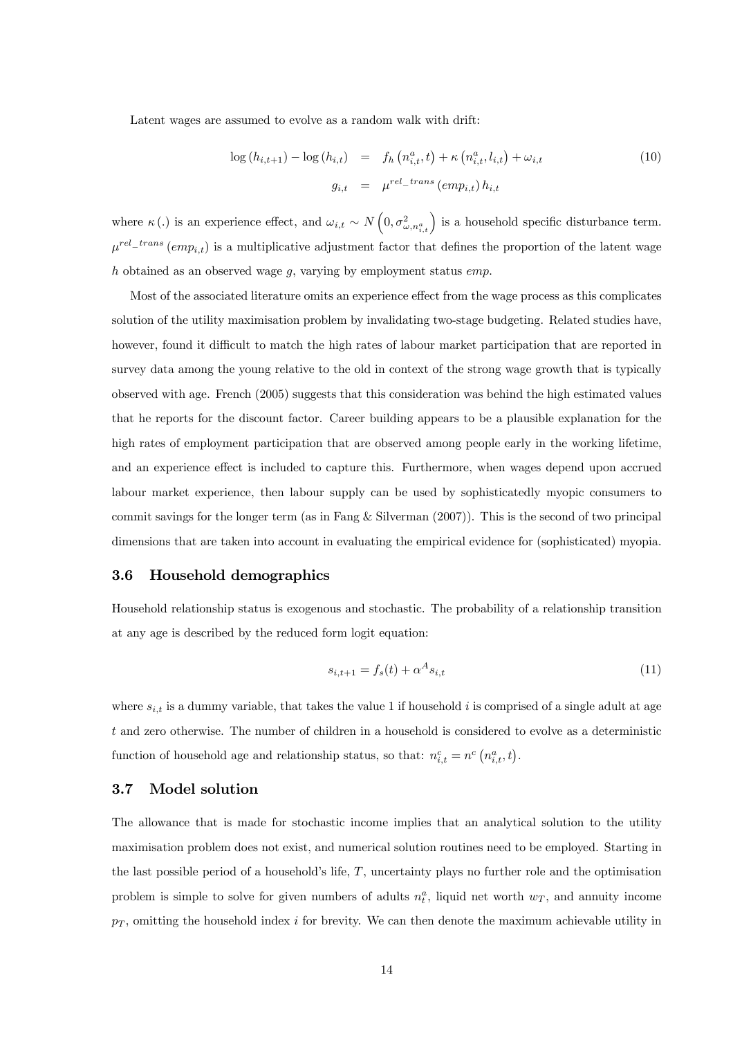Latent wages are assumed to evolve as a random walk with drift:

$$\begin{aligned} \log\left(h_{i,t+1}\right) - \log\left(h_{i,t}\right) &= f_h\left(n_{i,t}^a, t\right) + \kappa\left(n_{i,t}^a, l_{i,t}\right) + \omega_{i,t} \\ g_{i,t} &= \mu^{rel\_trans}\left(emp_{i,t}\right) h_{i,t} \end{aligned} \tag{10}$$

where $\kappa(.)$ is an experience effect, and $\omega_{i,t} \sim N\left(0, \sigma^2_{\omega,n^a_{i,t}}\right)$ is a household specific disturbance term. $\mu^{rel\_trans}\left(emp_{i,t}\right)$ is a multiplicative adjustment factor that defines the proportion of the latent wage $h$ obtained as an observed wage $g$, varying by employment status $emp$.

Most of the associated literature omits an experience effect from the wage process as this complicates solution of the utility maximisation problem by invalidating two-stage budgeting. Related studies have, however, found it difficult to match the high rates of labour market participation that are reported in survey data among the young relative to the old in context of the strong wage growth that is typically observed with age. French (2005) suggests that this consideration was behind the high estimated values that he reports for the discount factor. Career building appears to be a plausible explanation for the high rates of employment participation that are observed among people early in the working lifetime, and an experience effect is included to capture this. Furthermore, when wages depend upon accrued labour market experience, then labour supply can be used by sophisticatedly myopic consumers to commit savings for the longer term (as in Fang & Silverman (2007)). This is the second of two principal dimensions that are taken into account in evaluating the empirical evidence for (sophisticated) myopia.

### 3.6 Household demographics

Household relationship status is exogenous and stochastic. The probability of a relationship transition at any age is described by the reduced form logit equation:

$$s_{i,t+1} = f_s(t) + \alpha^A s_{i,t} \tag{11}$$

where $s_{i,t}$ is a dummy variable, that takes the value 1 if household $i$ is comprised of a single adult at age $t$ and zero otherwise. The number of children in a household is considered to evolve as a deterministic function of household age and relationship status, so that: $n^c_{i,t} = n^c\left(n^a_{i,t}, t\right)$.

### 3.7 Model solution

The allowance that is made for stochastic income implies that an analytical solution to the utility maximisation problem does not exist, and numerical solution routines need to be employed. Starting in the last possible period of a household's life, $T$, uncertainty plays no further role and the optimisation problem is simple to solve for given numbers of adults $n^a_t$, liquid net worth $w_T$, and annuity income $p_T$, omitting the household index $i$ for brevity. We can then denote the maximum achievable utility in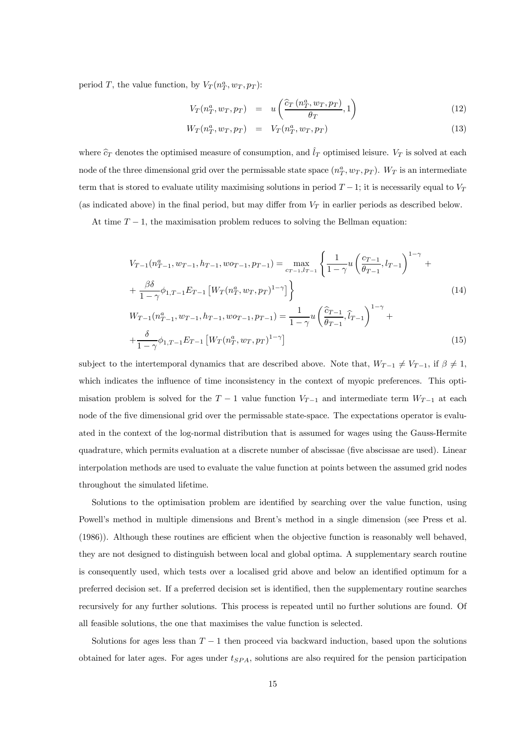period $T$, the value function, by $V_T(n_T^a, w_T, p_T)$:

$$V_T(n_T^a, w_T, p_T) = u\left(\frac{\widehat{c}_T\left(n_T^a, w_T, p_T\right)}{\theta_T}, 1\right) \tag{12}$$

$$W_T(n_T^a, w_T, p_T) = V_T(n_T^a, w_T, p_T) \tag{13}$$

where $\widehat{c}_T$ denotes the optimised measure of consumption, and $\hat{l}_T$ optimised leisure. $V_T$ is solved at each node of the three dimensional grid over the permissable state space $(n_T^a, w_T, p_T)$. $W_T$ is an intermediate term that is stored to evaluate utility maximising solutions in period $T-1$; it is necessarily equal to $V_T$ (as indicated above) in the final period, but may differ from $V_T$ in earlier periods as described below.

At time $T-1$, the maximisation problem reduces to solving the Bellman equation:

$$\begin{aligned}
&V_{T-1}(n_{T-1}^a, w_{T-1}, h_{T-1}, wo_{T-1}, p_{T-1}) = \max_{c_{T-1}, l_{T-1}} \left\{ \frac{1}{1-\gamma} u\left(\frac{c_{T-1}}{\theta_{T-1}}, l_{T-1}\right)^{1-\gamma} + \right. \\
&\left. + \frac{\beta\delta}{1-\gamma}\phi_{1,T-1} E_{T-1}\left[W_T(n_T^a, w_T, p_T)^{1-\gamma}\right] \right\}
\end{aligned} \tag{14}$$

$$\begin{aligned}
&W_{T-1}(n_{T-1}^a, w_{T-1}, h_{T-1}, wo_{T-1}, p_{T-1}) = \frac{1}{1-\gamma} u\left(\frac{\widehat{c}_{T-1}}{\theta_{T-1}}, \widehat{l}_{T-1}\right)^{1-\gamma} + \\
&+ \frac{\delta}{1-\gamma}\phi_{1,T-1} E_{T-1}\left[W_T(n_T^a, w_T, p_T)^{1-\gamma}\right]
\end{aligned} \tag{15}$$

subject to the intertemporal dynamics that are described above. Note that, $W_{T-1} \neq V_{T-1}$, if $\beta \neq 1$, which indicates the influence of time inconsistency in the context of myopic preferences. This optimisation problem is solved for the $T-1$ value function $V_{T-1}$ and intermediate term $W_{T-1}$ at each node of the five dimensional grid over the permissable state-space. The expectations operator is evaluated in the context of the log-normal distribution that is assumed for wages using the Gauss-Hermite quadrature, which permits evaluation at a discrete number of abscissae (five abscissae are used). Linear interpolation methods are used to evaluate the value function at points between the assumed grid nodes throughout the simulated lifetime.

Solutions to the optimisation problem are identified by searching over the value function, using Powell's method in multiple dimensions and Brent's method in a single dimension (see Press et al. (1986)). Although these routines are efficient when the objective function is reasonably well behaved, they are not designed to distinguish between local and global optima. A supplementary search routine is consequently used, which tests over a localised grid above and below an identified optimum for a preferred decision set. If a preferred decision set is identified, then the supplementary routine searches recursively for any further solutions. This process is repeated until no further solutions are found. Of all feasible solutions, the one that maximises the value function is selected.

Solutions for ages less than $T-1$ then proceed via backward induction, based upon the solutions obtained for later ages. For ages under $t_{SPA}$, solutions are also required for the pension participation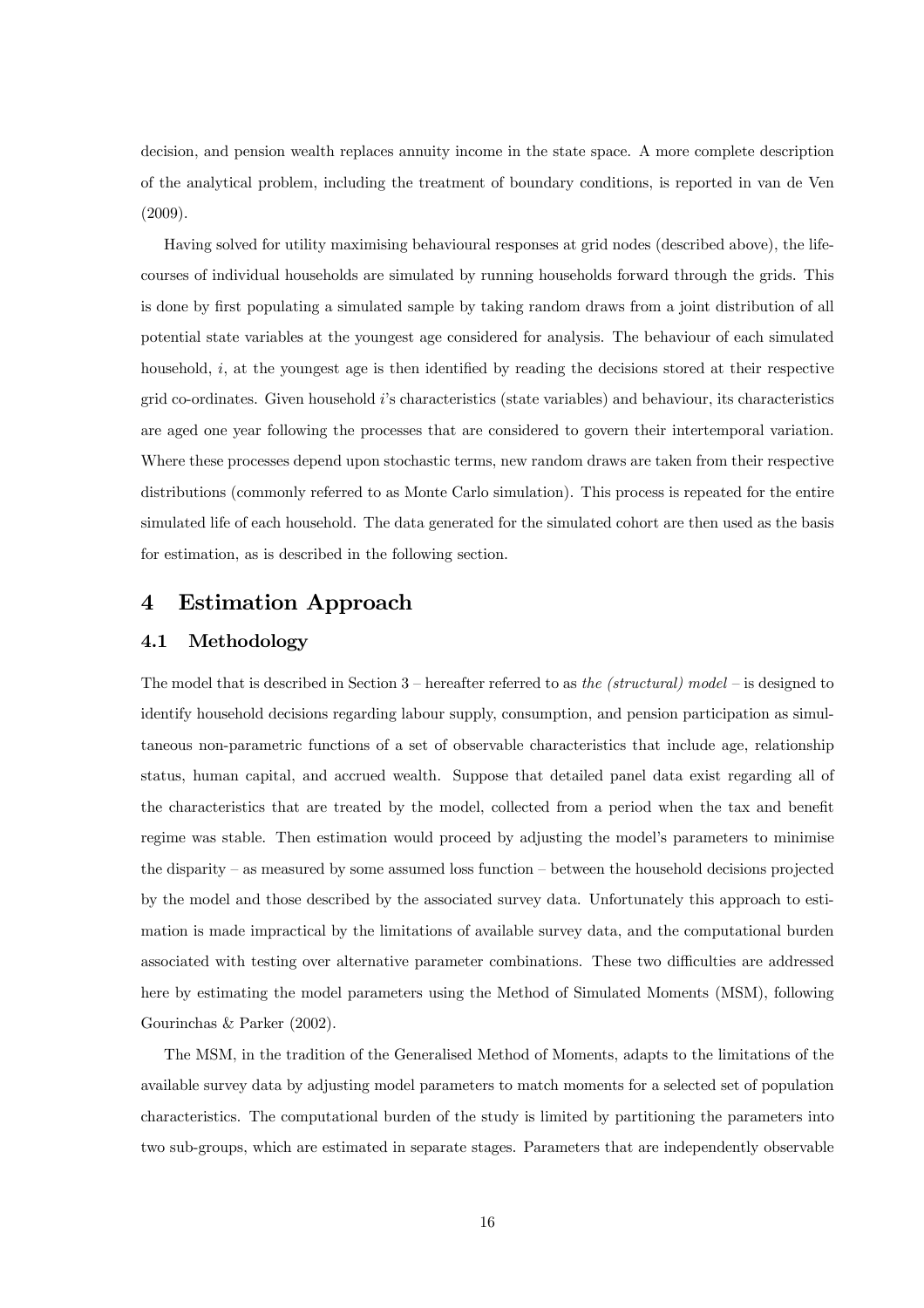decision, and pension wealth replaces annuity income in the state space. A more complete description of the analytical problem, including the treatment of boundary conditions, is reported in van de Ven (2009).

Having solved for utility maximising behavioural responses at grid nodes (described above), the life-courses of individual households are simulated by running households forward through the grids. This is done by first populating a simulated sample by taking random draws from a joint distribution of all potential state variables at the youngest age considered for analysis. The behaviour of each simulated household, $i$, at the youngest age is then identified by reading the decisions stored at their respective grid co-ordinates. Given household $i$'s characteristics (state variables) and behaviour, its characteristics are aged one year following the processes that are considered to govern their intertemporal variation. Where these processes depend upon stochastic terms, new random draws are taken from their respective distributions (commonly referred to as Monte Carlo simulation). This process is repeated for the entire simulated life of each household. The data generated for the simulated cohort are then used as the basis for estimation, as is described in the following section.

# 4 Estimation Approach

## 4.1 Methodology

The model that is described in Section 3 – hereafter referred to as *the (structural) model* – is designed to identify household decisions regarding labour supply, consumption, and pension participation as simultaneous non-parametric functions of a set of observable characteristics that include age, relationship status, human capital, and accrued wealth. Suppose that detailed panel data exist regarding all of the characteristics that are treated by the model, collected from a period when the tax and benefit regime was stable. Then estimation would proceed by adjusting the model's parameters to minimise the disparity – as measured by some assumed loss function – between the household decisions projected by the model and those described by the associated survey data. Unfortunately this approach to estimation is made impractical by the limitations of available survey data, and the computational burden associated with testing over alternative parameter combinations. These two difficulties are addressed here by estimating the model parameters using the Method of Simulated Moments (MSM), following Gourinchas & Parker (2002).

The MSM, in the tradition of the Generalised Method of Moments, adapts to the limitations of the available survey data by adjusting model parameters to match moments for a selected set of population characteristics. The computational burden of the study is limited by partitioning the parameters into two sub-groups, which are estimated in separate stages. Parameters that are independently observable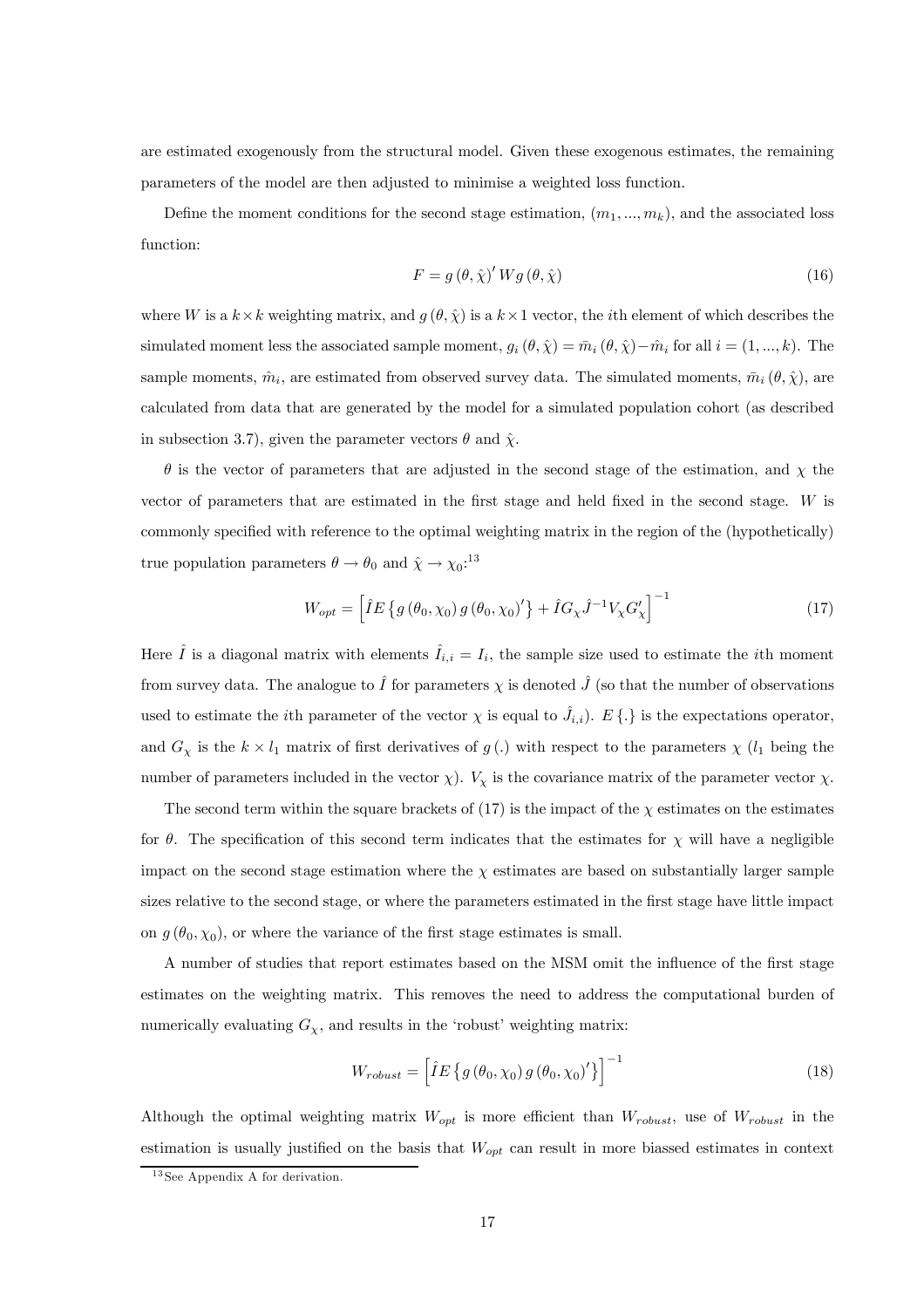are estimated exogenously from the structural model. Given these exogenous estimates, the remaining parameters of the model are then adjusted to minimise a weighted loss function.

Define the moment conditions for the second stage estimation, $(m_1, ..., m_k)$, and the associated loss function:

$$F = g(\theta, \hat{\chi})' W g(\theta, \hat{\chi}) \tag{16}$$

where $W$ is a $k \times k$ weighting matrix, and $g(\theta, \hat{\chi})$ is a $k \times 1$ vector, the $i$th element of which describes the simulated moment less the associated sample moment, $g_i(\theta, \hat{\chi}) = \bar{m}_i(\theta, \hat{\chi}) - \hat{m}_i$ for all $i = (1, ..., k)$. The sample moments, $\hat{m}_i$, are estimated from observed survey data. The simulated moments, $\bar{m}_i(\theta, \hat{\chi})$, are calculated from data that are generated by the model for a simulated population cohort (as described in subsection 3.7), given the parameter vectors $\theta$ and $\hat{\chi}$.

$\theta$ is the vector of parameters that are adjusted in the second stage of the estimation, and $\chi$ the vector of parameters that are estimated in the first stage and held fixed in the second stage. $W$ is commonly specified with reference to the optimal weighting matrix in the region of the (hypothetically) true population parameters $\theta \to \theta_0$ and $\hat{\chi} \to \chi_0$:[13]

$$W_{opt} = \left[ \hat{I} E\left\{ g(\theta_0, \chi_0) g(\theta_0, \chi_0)' \right\} + \hat{I} G_\chi \hat{J}^{-1} V_\chi G_\chi' \right]^{-1} \tag{17}$$

Here $\hat{I}$ is a diagonal matrix with elements $\hat{I}_{i,i} = I_i$, the sample size used to estimate the $i$th moment from survey data. The analogue to $\hat{I}$ for parameters $\chi$ is denoted $\hat{J}$ (so that the number of observations used to estimate the $i$th parameter of the vector $\chi$ is equal to $\hat{J}_{i,i}$). $E\{.\}$ is the expectations operator, and $G_\chi$ is the $k \times l_1$ matrix of first derivatives of $g(.)$ with respect to the parameters $\chi$ ($l_1$ being the number of parameters included in the vector $\chi$). $V_\chi$ is the covariance matrix of the parameter vector $\chi$.

The second term within the square brackets of (17) is the impact of the $\chi$ estimates on the estimates for $\theta$. The specification of this second term indicates that the estimates for $\chi$ will have a negligible impact on the second stage estimation where the $\chi$ estimates are based on substantially larger sample sizes relative to the second stage, or where the parameters estimated in the first stage have little impact on $g(\theta_0, \chi_0)$, or where the variance of the first stage estimates is small.

A number of studies that report estimates based on the MSM omit the influence of the first stage estimates on the weighting matrix. This removes the need to address the computational burden of numerically evaluating $G_\chi$, and results in the 'robust' weighting matrix:

$$W_{robust} = \left[ \hat{I} E\left\{ g(\theta_0, \chi_0) g(\theta_0, \chi_0)' \right\} \right]^{-1} \tag{18}$$

Although the optimal weighting matrix $W_{opt}$ is more efficient than $W_{robust}$, use of $W_{robust}$ in the estimation is usually justified on the basis that $W_{opt}$ can result in more biassed estimates in context

[13] See Appendix A for derivation.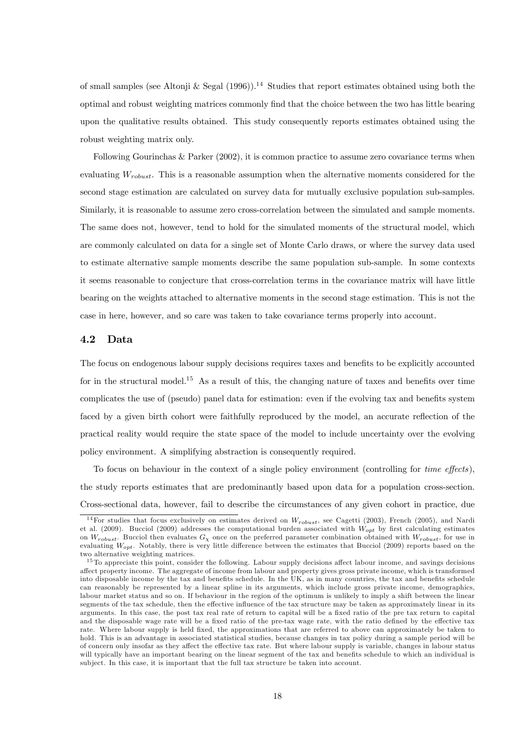of small samples (see Altonji & Segal (1996)).[14] Studies that report estimates obtained using both the optimal and robust weighting matrices commonly find that the choice between the two has little bearing upon the qualitative results obtained. This study consequently reports estimates obtained using the robust weighting matrix only.

Following Gourinchas & Parker (2002), it is common practice to assume zero covariance terms when evaluating $W_{robust}$. This is a reasonable assumption when the alternative moments considered for the second stage estimation are calculated on survey data for mutually exclusive population sub-samples. Similarly, it is reasonable to assume zero cross-correlation between the simulated and sample moments. The same does not, however, tend to hold for the simulated moments of the structural model, which are commonly calculated on data for a single set of Monte Carlo draws, or where the survey data used to estimate alternative sample moments describe the same population sub-sample. In some contexts it seems reasonable to conjecture that cross-correlation terms in the covariance matrix will have little bearing on the weights attached to alternative moments in the second stage estimation. This is not the case in here, however, and so care was taken to take covariance terms properly into account.

## 4.2 Data

The focus on endogenous labour supply decisions requires taxes and benefits to be explicitly accounted for in the structural model.[15] As a result of this, the changing nature of taxes and benefits over time complicates the use of (pseudo) panel data for estimation: even if the evolving tax and benefits system faced by a given birth cohort were faithfully reproduced by the model, an accurate reflection of the practical reality would require the state space of the model to include uncertainty over the evolving policy environment. A simplifying abstraction is consequently required.

To focus on behaviour in the context of a single policy environment (controlling for *time effects*), the study reports estimates that are predominantly based upon data for a population cross-section. Cross-sectional data, however, fail to describe the circumstances of any given cohort in practice, due

[14] For studies that focus exclusively on estimates derived on $W_{robust}$, see Cagetti (2003), French (2005), and Nardi et al. (2009). Bucciol (2009) addresses the computational burden associated with $W_{opt}$ by first calculating estimates on $W_{robust}$. Bucciol then evaluates $G_\chi$ once on the preferred parameter combination obtained with $W_{robust}$, for use in evaluating $W_{opt}$. Notably, there is very little difference between the estimates that Bucciol (2009) reports based on the two alternative weighting matrices.

[15] To appreciate this point, consider the following. Labour supply decisions affect labour income, and savings decisions affect property income. The aggregate of income from labour and property gives gross private income, which is transformed into disposable income by the tax and benefits schedule. In the UK, as in many countries, the tax and benefits schedule can reasonably be represented by a linear spline in its arguments, which include gross private income, demographics, labour market status and so on. If behaviour in the region of the optimum is unlikely to imply a shift between the linear segments of the tax schedule, then the effective influence of the tax structure may be taken as approximately linear in its arguments. In this case, the post tax real rate of return to capital will be a fixed ratio of the pre tax return to capital and the disposable wage rate will be a fixed ratio of the pre-tax wage rate, with the ratio defined by the effective tax rate. Where labour supply is held fixed, the approximations that are referred to above can approximately be taken to hold. This is an advantage in associated statistical studies, because changes in tax policy during a sample period will be of concern only insofar as they affect the effective tax rate. But where labour supply is variable, changes in labour status will typically have an important bearing on the linear segment of the tax and benefits schedule to which an individual is subject. In this case, it is important that the full tax structure be taken into account.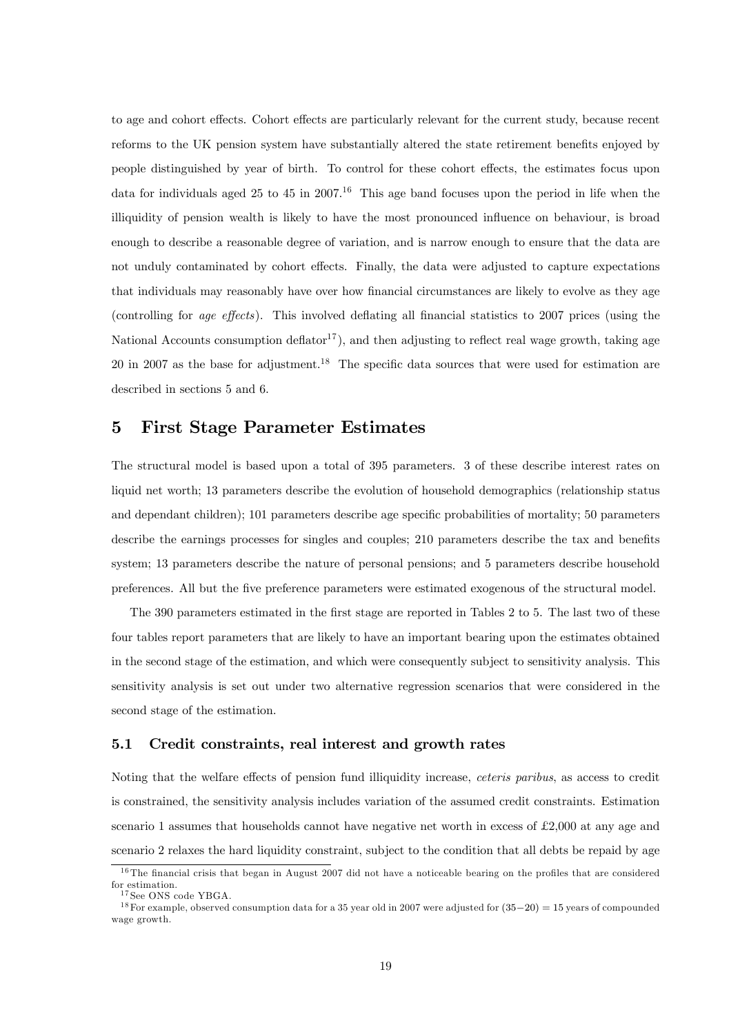to age and cohort effects. Cohort effects are particularly relevant for the current study, because recent reforms to the UK pension system have substantially altered the state retirement benefits enjoyed by people distinguished by year of birth. To control for these cohort effects, the estimates focus upon data for individuals aged 25 to 45 in 2007.[16] This age band focuses upon the period in life when the illiquidity of pension wealth is likely to have the most pronounced influence on behaviour, is broad enough to describe a reasonable degree of variation, and is narrow enough to ensure that the data are not unduly contaminated by cohort effects. Finally, the data were adjusted to capture expectations that individuals may reasonably have over how financial circumstances are likely to evolve as they age (controlling for *age effects*). This involved deflating all financial statistics to 2007 prices (using the National Accounts consumption deflator[17]), and then adjusting to reflect real wage growth, taking age 20 in 2007 as the base for adjustment.[18] The specific data sources that were used for estimation are described in sections 5 and 6.

# 5 First Stage Parameter Estimates

The structural model is based upon a total of 395 parameters. 3 of these describe interest rates on liquid net worth; 13 parameters describe the evolution of household demographics (relationship status and dependant children); 101 parameters describe age specific probabilities of mortality; 50 parameters describe the earnings processes for singles and couples; 210 parameters describe the tax and benefits system; 13 parameters describe the nature of personal pensions; and 5 parameters describe household preferences. All but the five preference parameters were estimated exogenous of the structural model.

The 390 parameters estimated in the first stage are reported in Tables 2 to 5. The last two of these four tables report parameters that are likely to have an important bearing upon the estimates obtained in the second stage of the estimation, and which were consequently subject to sensitivity analysis. This sensitivity analysis is set out under two alternative regression scenarios that were considered in the second stage of the estimation.

## 5.1 Credit constraints, real interest and growth rates

Noting that the welfare effects of pension fund illiquidity increase, *ceteris paribus*, as access to credit is constrained, the sensitivity analysis includes variation of the assumed credit constraints. Estimation scenario 1 assumes that households cannot have negative net worth in excess of £2,000 at any age and scenario 2 relaxes the hard liquidity constraint, subject to the condition that all debts be repaid by age

[16] The financial crisis that began in August 2007 did not have a noticeable bearing on the profiles that are considered for estimation.

[17] See ONS code YBGA.

[18] For example, observed consumption data for a 35 year old in 2007 were adjusted for $(35-20) = 15$ years of compounded wage growth.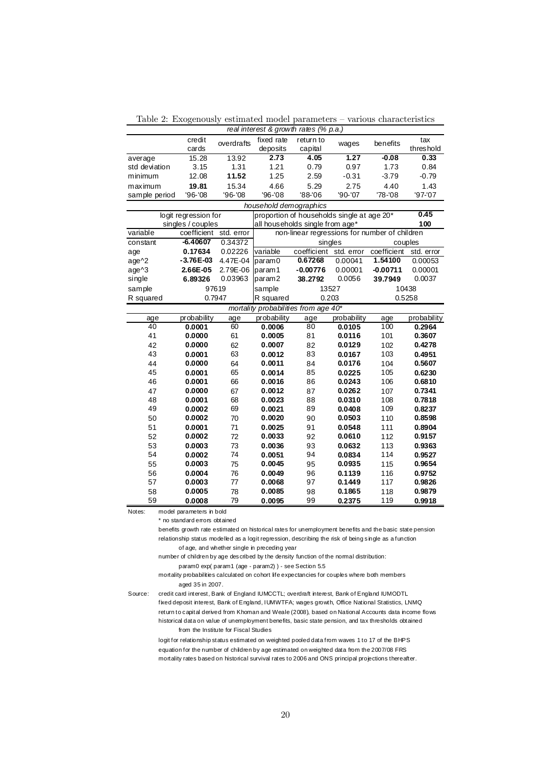Table 2: Exogenously estimated model parameters – various characteristics

| *real interest & growth rates (% p.a.)* | | | | | | | |
|---|---|---|---|---|---|---|---|
| | credit cards | overdrafts | fixed rate deposits | return to capital | wages | benefits | tax threshold |
| average | 15.28 | 13.92 | **2.73** | **4.05** | **1.27** | **-0.08** | **0.33** |
| std deviation | 3.15 | 1.31 | 1.21 | 0.79 | 0.97 | 1.73 | 0.84 |
| minimum | 12.08 | **11.52** | 1.25 | 2.59 | -0.31 | -3.79 | -0.79 |
| maximum | **19.81** | 15.34 | 4.66 | 5.29 | 2.75 | 4.40 | 1.43 |
| sample period | '96-'08 | '96-'08 | '96-'08 | '88-'06 | '90-'07 | '78-'08 | '97-'07 |

*household demographics*

| logit regression for singles / couples | | | proportion of households single at age 20* | | | | **0.45** |
|---|---|---|---|---|---|---|---|
| | | | all households single from age* | | | | **100** |
| variable | coefficient | std. error | non-linear regressions for number of children | | | | |
| constant | **-6.40607** | 0.34372 | | singles | | couples | |
| age | **0.17634** | 0.02226 | variable | coefficient | std. error | coefficient | std. error |
| age^2 | **-3.76E-03** | 4.47E-04 | param0 | **0.67268** | 0.00041 | **1.54100** | 0.00053 |
| age^3 | **2.66E-05** | 2.79E-06 | param1 | **-0.00776** | 0.00001 | **-0.00711** | 0.00001 |
| single | **6.89326** | 0.03963 | param2 | **38.2792** | 0.0056 | **39.7949** | 0.0037 |
| sample | 97619 | | sample | 13527 | | 10438 | |
| R squared | 0.7947 | | R squared | 0.203 | | 0.5258 | |

*mortality probabilities from age 40**

| age | probability | age | probability | age | probability | age | probability |
|---|---|---|---|---|---|---|---|
| 40 | **0.0001** | 60 | **0.0006** | 80 | **0.0105** | 100 | **0.2964** |
| 41 | **0.0000** | 61 | **0.0005** | 81 | **0.0116** | 101 | **0.3607** |
| 42 | **0.0000** | 62 | **0.0007** | 82 | **0.0129** | 102 | **0.4278** |
| 43 | **0.0001** | 63 | **0.0012** | 83 | **0.0167** | 103 | **0.4951** |
| 44 | **0.0000** | 64 | **0.0011** | 84 | **0.0176** | 104 | **0.5607** |
| 45 | **0.0001** | 65 | **0.0014** | 85 | **0.0225** | 105 | **0.6230** |
| 46 | **0.0001** | 66 | **0.0016** | 86 | **0.0243** | 106 | **0.6810** |
| 47 | **0.0000** | 67 | **0.0012** | 87 | **0.0262** | 107 | **0.7341** |
| 48 | **0.0001** | 68 | **0.0023** | 88 | **0.0310** | 108 | **0.7818** |
| 49 | **0.0002** | 69 | **0.0021** | 89 | **0.0408** | 109 | **0.8237** |
| 50 | **0.0002** | 70 | **0.0020** | 90 | **0.0503** | 110 | **0.8598** |
| 51 | **0.0001** | 71 | **0.0025** | 91 | **0.0548** | 111 | **0.8904** |
| 52 | **0.0002** | 72 | **0.0033** | 92 | **0.0610** | 112 | **0.9157** |
| 53 | **0.0003** | 73 | **0.0036** | 93 | **0.0632** | 113 | **0.9363** |
| 54 | **0.0002** | 74 | **0.0051** | 94 | **0.0834** | 114 | **0.9527** |
| 55 | **0.0003** | 75 | **0.0045** | 95 | **0.0935** | 115 | **0.9654** |
| 56 | **0.0004** | 76 | **0.0049** | 96 | **0.1139** | 116 | **0.9752** |
| 57 | **0.0003** | 77 | **0.0068** | 97 | **0.1449** | 117 | **0.9826** |
| 58 | **0.0005** | 78 | **0.0085** | 98 | **0.1865** | 118 | **0.9879** |
| 59 | **0.0008** | 79 | **0.0095** | 99 | **0.2375** | 119 | **0.9918** |

Notes: model parameters in bold

\* no standard errors obtained

benefits growth rate estimated on historical rates for unemployment benefits and the basic state pension

relationship status modelled as a logit regression, describing the risk of being single as a function of age, and whether single in preceding year

number of children by age described by the density function of the normal distribution: param0 exp( param1 (age - param2) ) - see Section 5.5

mortality probabilities calculated on cohort life expectancies for couples where both members aged 35 in 2007.

Source: credit card interest, Bank of England IUMCCTL; overdraft interest, Bank of England IUMODTL

fixed deposit interest, Bank of England, IUMWTFA; wages growth, Office National Statistics, LNMQ

return to capital derived from Khoman and Weale (2008), based on National Accounts data income flows

historical data on value of unemployment benefits, basic state pension, and tax thresholds obtained from the Institute for Fiscal Studies

logit for relationship status estimated on weighted pooled data from waves 1 to 17 of the BHPS

equation for the number of children by age estimated on weighted data from the 2007/08 FRS

mortality rates based on historical survival rates to 2006 and ONS principal projections thereafter.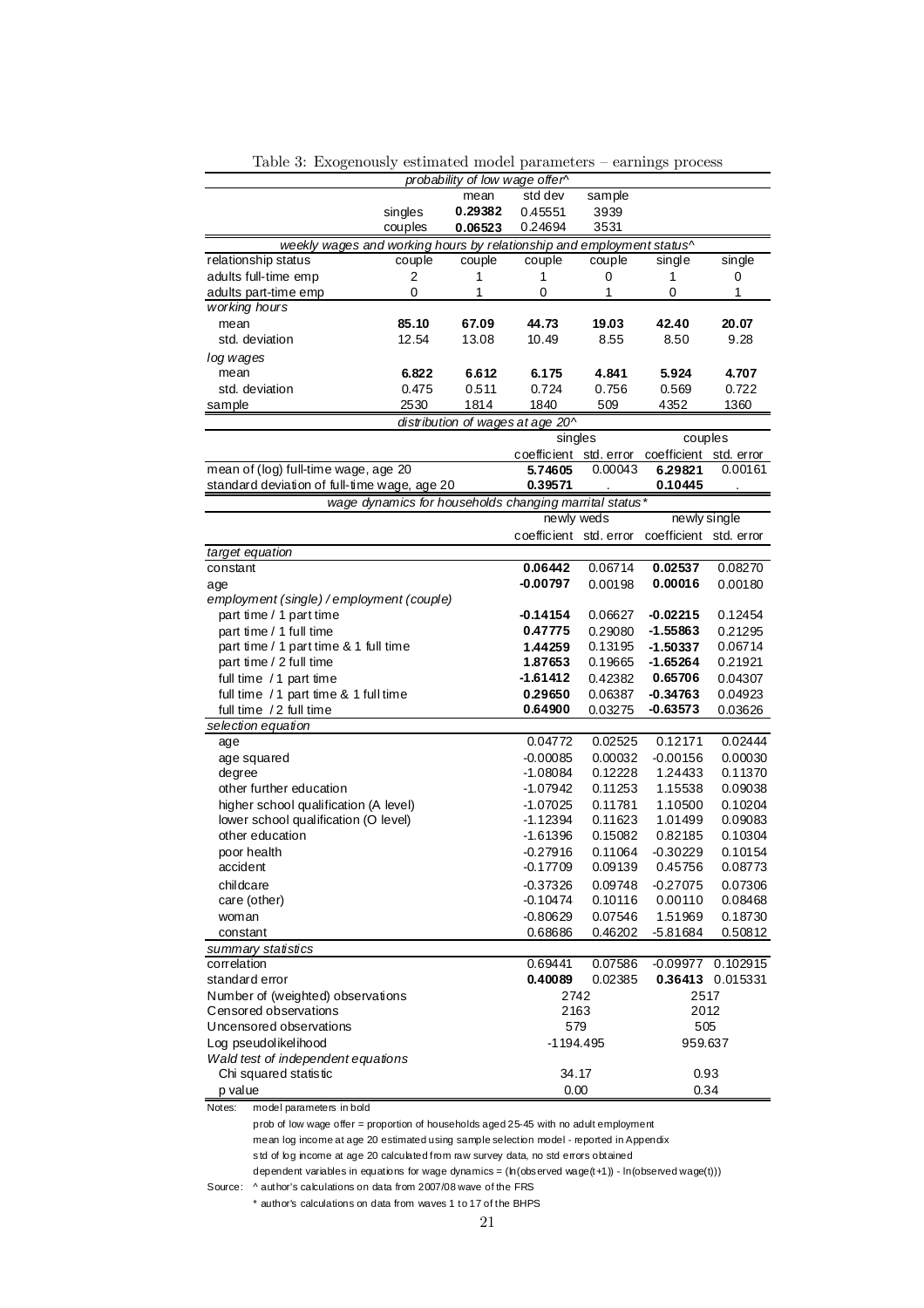Table 3: Exogenously estimated model parameters – earnings process

*probability of low wage offer^*

| | mean | std dev | sample |
|---|---|---|---|
| singles | **0.29382** | 0.45551 | 3939 |
| couples | **0.06523** | 0.24694 | 3531 |

*weekly wages and working hours by relationship and employment status^*

| relationship status | couple | couple | couple | couple | single | single |
|---|---|---|---|---|---|---|
| adults full-time emp | 2 | 1 | 1 | 0 | 1 | 0 |
| adults part-time emp | 0 | 1 | 0 | 1 | 0 | 1 |
| *working hours* | | | | | | |
| mean | **85.10** | **67.09** | **44.73** | **19.03** | **42.40** | **20.07** |
| std. deviation | 12.54 | 13.08 | 10.49 | 8.55 | 8.50 | 9.28 |
| *log wages* | | | | | | |
| mean | **6.822** | **6.612** | **6.175** | **4.841** | **5.924** | **4.707** |
| std. deviation | 0.475 | 0.511 | 0.724 | 0.756 | 0.569 | 0.722 |
| sample | 2530 | 1814 | 1840 | 509 | 4352 | 1360 |

*distribution of wages at age 20^*

| | singles | | couples | |
|---|---|---|---|---|
| | coefficient | std. error | coefficient | std. error |
| mean of (log) full-time wage, age 20 | **5.74605** | 0.00043 | **6.29821** | 0.00161 |
| standard deviation of full-time wage, age 20 | **0.39571** | . | **0.10445** | . |

*wage dynamics for households changing marrital status\**

| | newly weds | | newly single | |
|---|---|---|---|---|
| | coefficient | std. error | coefficient | std. error |
| *target equation* | | | | |
| constant | **0.06442** | 0.06714 | **0.02537** | 0.08270 |
| age | **-0.00797** | 0.00198 | **0.00016** | 0.00180 |
| *employment (single) / employment (couple)* | | | | |
| part time / 1 part time | **-0.14154** | 0.06627 | **-0.02215** | 0.12454 |
| part time / 1 full time | **0.47775** | 0.29080 | **-1.55863** | 0.21295 |
| part time / 1 part time & 1 full time | **1.44259** | 0.13195 | **-1.50337** | 0.06714 |
| part time / 2 full time | **1.87653** | 0.19665 | **-1.65264** | 0.21921 |
| full time / 1 part time | **-1.61412** | 0.42382 | **0.65706** | 0.04307 |
| full time / 1 part time & 1 full time | **0.29650** | 0.06387 | **-0.34763** | 0.04923 |
| full time / 2 full time | **0.64900** | 0.03275 | **-0.63573** | 0.03626 |
| *selection equation* | | | | |
| age | 0.04772 | 0.02525 | 0.12171 | 0.02444 |
| age squared | -0.00085 | 0.00032 | -0.00156 | 0.00030 |
| degree | -1.08084 | 0.12228 | 1.24433 | 0.11370 |
| other further education | -1.07942 | 0.11253 | 1.15538 | 0.09038 |
| higher school qualification (A level) | -1.07025 | 0.11781 | 1.10500 | 0.10204 |
| lower school qualification (O level) | -1.12394 | 0.11623 | 1.01499 | 0.09083 |
| other education | -1.61396 | 0.15082 | 0.82185 | 0.10304 |
| poor health | -0.27916 | 0.11064 | -0.30229 | 0.10154 |
| accident | -0.17709 | 0.09139 | 0.45756 | 0.08773 |
| childcare | -0.37326 | 0.09748 | -0.27075 | 0.07306 |
| care (other) | -0.10474 | 0.10116 | 0.00110 | 0.08468 |
| woman | -0.80629 | 0.07546 | 1.51969 | 0.18730 |
| constant | 0.68686 | 0.46202 | -5.81684 | 0.50812 |
| *summary statistics* | | | | |
| correlation | 0.69441 | 0.07586 | -0.09977 | 0.102915 |
| standard error | **0.40089** | 0.02385 | **0.36413** | 0.015331 |
| Number of (weighted) observations | 2742 | | 2517 | |
| Censored observations | 2163 | | 2012 | |
| Uncensored observations | 579 | | 505 | |
| Log pseudolikelihood | -1194.495 | | 959.637 | |
| *Wald test of independent equations* | | | | |
| Chi squared statistic | 34.17 | | 0.93 | |
| p value | 0.00 | | 0.34 | |

Notes: model parameters in bold

prob of low wage offer = proportion of households aged 25-45 with no adult employment

mean log income at age 20 estimated using sample selection model - reported in Appendix

std of log income at age 20 calculated from raw survey data, no std errors obtained

dependent variables in equations for wage dynamics = (ln(observed wage(t+1)) - ln(observed wage(t)))

Source: ^ author's calculations on data from 2007/08 wave of the FRS

\* author's calculations on data from waves 1 to 17 of the BHPS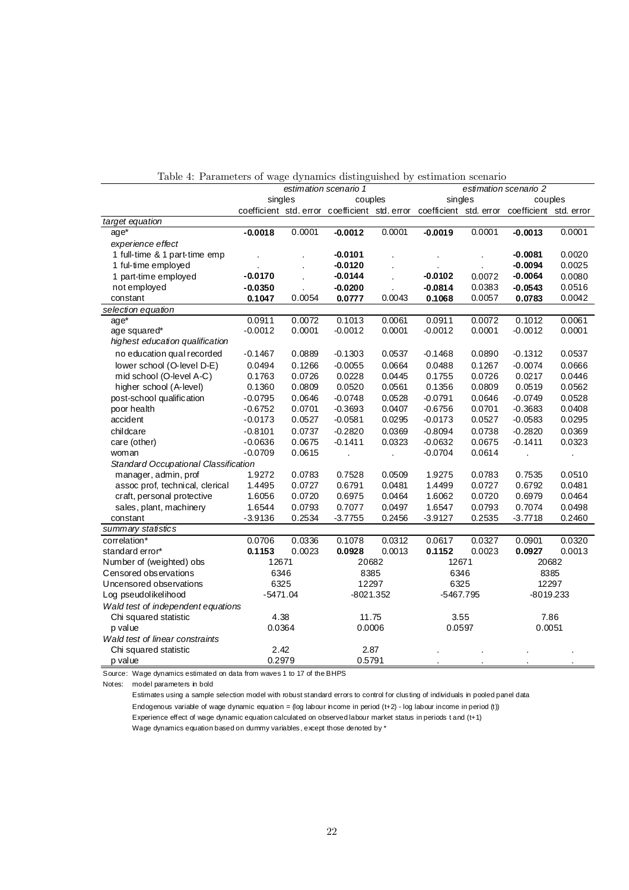Table 4: Parameters of wage dynamics distinguished by estimation scenario

| | *estimation scenario 1* | | | | *estimation scenario 2* | | | |
|---|---|---|---|---|---|---|---|---|
| | singles | | couples | | singles | | couples | |
| | coefficient | std. error | coefficient | std. error | coefficient | std. error | coefficient | std. error |
| *target equation* | | | | | | | | |
| age* | **-0.0018** | 0.0001 | **-0.0012** | 0.0001 | **-0.0019** | 0.0001 | **-0.0013** | 0.0001 |
| *experience effect* | | | | | | | | |
| 1 full-time & 1 part-time emp | . | . | **-0.0101** | . | . | . | **-0.0081** | 0.0020 |
| 1 ful-time employed | . | . | **-0.0120** | . | . | . | **-0.0094** | 0.0025 |
| 1 part-time employed | **-0.0170** | . | **-0.0144** | . | **-0.0102** | 0.0072 | **-0.0064** | 0.0080 |
| not employed | **-0.0350** | . | **-0.0200** | . | **-0.0814** | 0.0383 | **-0.0543** | 0.0516 |
| constant | **0.1047** | 0.0054 | **0.0777** | 0.0043 | **0.1068** | 0.0057 | **0.0783** | 0.0042 |
| *selection equation* | | | | | | | | |
| age* | 0.0911 | 0.0072 | 0.1013 | 0.0061 | 0.0911 | 0.0072 | 0.1012 | 0.0061 |
| age squared* | -0.0012 | 0.0001 | -0.0012 | 0.0001 | -0.0012 | 0.0001 | -0.0012 | 0.0001 |
| *highest education qualification* | | | | | | | | |
| no education qual recorded | -0.1467 | 0.0889 | -0.1303 | 0.0537 | -0.1468 | 0.0890 | -0.1312 | 0.0537 |
| lower school (O-level D-E) | 0.0494 | 0.1266 | -0.0055 | 0.0664 | 0.0488 | 0.1267 | -0.0074 | 0.0666 |
| mid school (O-level A-C) | 0.1763 | 0.0726 | 0.0228 | 0.0445 | 0.1755 | 0.0726 | 0.0217 | 0.0446 |
| higher school (A-level) | 0.1360 | 0.0809 | 0.0520 | 0.0561 | 0.1356 | 0.0809 | 0.0519 | 0.0562 |
| post-school qualification | -0.0795 | 0.0646 | -0.0748 | 0.0528 | -0.0791 | 0.0646 | -0.0749 | 0.0528 |
| poor health | -0.6752 | 0.0701 | -0.3693 | 0.0407 | -0.6756 | 0.0701 | -0.3683 | 0.0408 |
| accident | -0.0173 | 0.0527 | -0.0581 | 0.0295 | -0.0173 | 0.0527 | -0.0583 | 0.0295 |
| childcare | -0.8101 | 0.0737 | -0.2820 | 0.0369 | -0.8094 | 0.0738 | -0.2820 | 0.0369 |
| care (other) | -0.0636 | 0.0675 | -0.1411 | 0.0323 | -0.0632 | 0.0675 | -0.1411 | 0.0323 |
| woman | -0.0709 | 0.0615 | . | . | -0.0704 | 0.0614 | . | . |
| *Standard Occupational Classification* | | | | | | | | |
| manager, admin, prof | 1.9272 | 0.0783 | 0.7528 | 0.0509 | 1.9275 | 0.0783 | 0.7535 | 0.0510 |
| assoc prof, technical, clerical | 1.4495 | 0.0727 | 0.6791 | 0.0481 | 1.4499 | 0.0727 | 0.6792 | 0.0481 |
| craft, personal protective | 1.6056 | 0.0720 | 0.6975 | 0.0464 | 1.6062 | 0.0720 | 0.6979 | 0.0464 |
| sales, plant, machinery | 1.6544 | 0.0793 | 0.7077 | 0.0497 | 1.6547 | 0.0793 | 0.7074 | 0.0498 |
| constant | -3.9136 | 0.2534 | -3.7755 | 0.2456 | -3.9127 | 0.2535 | -3.7718 | 0.2460 |
| *summary statistics* | | | | | | | | |
| correlation* | 0.0706 | 0.0336 | 0.1078 | 0.0312 | 0.0617 | 0.0327 | 0.0901 | 0.0320 |
| standard error* | **0.1153** | 0.0023 | **0.0928** | 0.0013 | **0.1152** | 0.0023 | **0.0927** | 0.0013 |
| Number of (weighted) obs | 12671 | | 20682 | | 12671 | | 20682 | |
| Censored observations | 6346 | | 8385 | | 6346 | | 8385 | |
| Uncensored observations | 6325 | | 12297 | | 6325 | | 12297 | |
| Log pseudolikelihood | -5471.04 | | -8021.352 | | -5467.795 | | -8019.233 | |
| *Wald test of independent equations* | | | | | | | | |
| Chi squared statistic | 4.38 | | 11.75 | | 3.55 | | 7.86 | |
| p value | 0.0364 | | 0.0006 | | 0.0597 | | 0.0051 | |
| *Wald test of linear constraints* | | | | | | | | |
| Chi squared statistic | 2.42 | | 2.87 | | . | . | . | . |
| p value | 0.2979 | | 0.5791 | | . | . | . | . |

Source: Wage dynamics estimated on data from waves 1 to 17 of the BHPS

Notes: model parameters in bold

Estimates using a sample selection model with robust standard errors to control for clusting of individuals in pooled panel data

Endogenous variable of wage dynamic equation = (log labour income in period (t+2) - log labour income in period (t))

Experience effect of wage dynamic equation calculated on observed labour market status in periods t and (t+1)

Wage dynamics equation based on dummy variables, except those denoted by *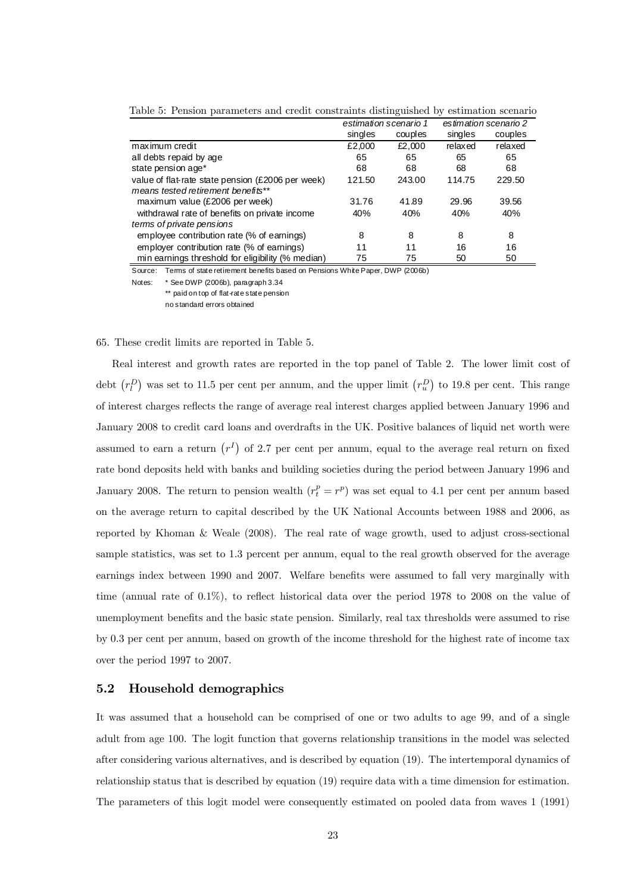Table 5: Pension parameters and credit constraints distinguished by estimation scenario

| | *estimation scenario 1* | | *estimation scenario 2* | |
|---|---|---|---|---|
| | singles | couples | singles | couples |
| maximum credit | £2,000 | £2,000 | relaxed | relaxed |
| all debts repaid by age | 65 | 65 | 65 | 65 |
| state pension age* | 68 | 68 | 68 | 68 |
| value of flat-rate state pension (£2006 per week) | 121.50 | 243.00 | 114.75 | 229.50 |
| *means tested retirement benefits*** | | | | |
| maximum value (£2006 per week) | 31.76 | 41.89 | 29.96 | 39.56 |
| withdrawal rate of benefits on private income | 40% | 40% | 40% | 40% |
| *terms of private pensions* | | | | |
| employee contribution rate (% of earnings) | 8 | 8 | 8 | 8 |
| employer contribution rate (% of earnings) | 11 | 11 | 16 | 16 |
| min earnings threshold for eligibility (% median) | 75 | 75 | 50 | 50 |

Source: Terms of state retirement benefits based on Pensions White Paper, DWP (2006b)

Notes: * See DWP (2006b), paragraph 3.34

** paid on top of flat-rate state pension

no standard errors obtained

65. These credit limits are reported in Table 5.

Real interest and growth rates are reported in the top panel of Table 2. The lower limit cost of debt $\left(r_l^D\right)$ was set to 11.5 per cent per annum, and the upper limit $\left(r_u^D\right)$ to 19.8 per cent. This range of interest charges reflects the range of average real interest charges applied between January 1996 and January 2008 to credit card loans and overdrafts in the UK. Positive balances of liquid net worth were assumed to earn a return $\left(r^I\right)$ of 2.7 per cent per annum, equal to the average real return on fixed rate bond deposits held with banks and building societies during the period between January 1996 and January 2008. The return to pension wealth ($r_t^p = r^p$) was set equal to 4.1 per cent per annum based on the average return to capital described by the UK National Accounts between 1988 and 2006, as reported by Khoman & Weale (2008). The real rate of wage growth, used to adjust cross-sectional sample statistics, was set to 1.3 percent per annum, equal to the real growth observed for the average earnings index between 1990 and 2007. Welfare benefits were assumed to fall very marginally with time (annual rate of 0.1%), to reflect historical data over the period 1978 to 2008 on the value of unemployment benefits and the basic state pension. Similarly, real tax thresholds were assumed to rise by 0.3 per cent per annum, based on growth of the income threshold for the highest rate of income tax over the period 1997 to 2007.

## 5.2 Household demographics

It was assumed that a household can be comprised of one or two adults to age 99, and of a single adult from age 100. The logit function that governs relationship transitions in the model was selected after considering various alternatives, and is described by equation (19). The intertemporal dynamics of relationship status that is described by equation (19) require data with a time dimension for estimation. The parameters of this logit model were consequently estimated on pooled data from waves 1 (1991)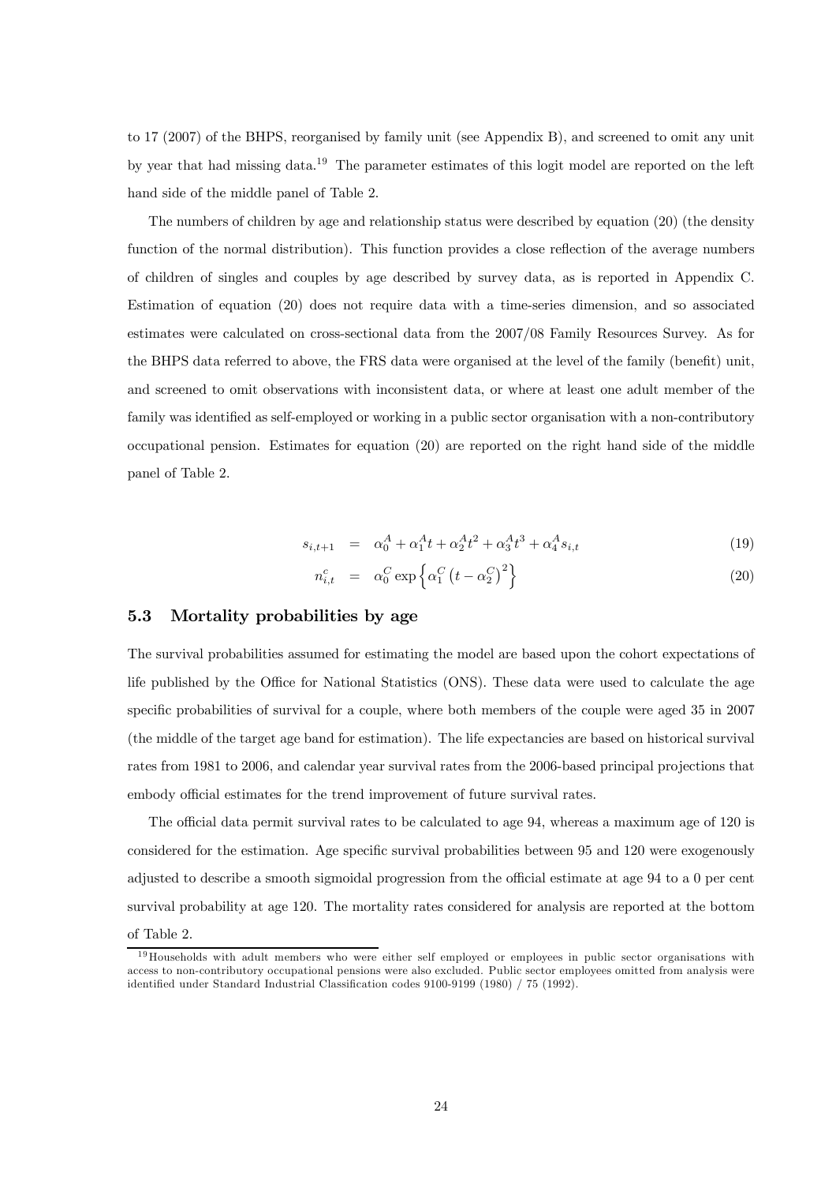to 17 (2007) of the BHPS, reorganised by family unit (see Appendix B), and screened to omit any unit by year that had missing data.[19] The parameter estimates of this logit model are reported on the left hand side of the middle panel of Table 2.

The numbers of children by age and relationship status were described by equation (20) (the density function of the normal distribution). This function provides a close reflection of the average numbers of children of singles and couples by age described by survey data, as is reported in Appendix C. Estimation of equation (20) does not require data with a time-series dimension, and so associated estimates were calculated on cross-sectional data from the 2007/08 Family Resources Survey. As for the BHPS data referred to above, the FRS data were organised at the level of the family (benefit) unit, and screened to omit observations with inconsistent data, or where at least one adult member of the family was identified as self-employed or working in a public sector organisation with a non-contributory occupational pension. Estimates for equation (20) are reported on the right hand side of the middle panel of Table 2.

$$s_{i,t+1} = \alpha_0^A + \alpha_1^A t + \alpha_2^A t^2 + \alpha_3^A t^3 + \alpha_4^A s_{i,t} \tag{19}$$

$$n_{i,t}^c = \alpha_0^C \exp\left\{\alpha_1^C \left(t - \alpha_2^C\right)^2\right\} \tag{20}$$

### 5.3 Mortality probabilities by age

The survival probabilities assumed for estimating the model are based upon the cohort expectations of life published by the Office for National Statistics (ONS). These data were used to calculate the age specific probabilities of survival for a couple, where both members of the couple were aged 35 in 2007 (the middle of the target age band for estimation). The life expectancies are based on historical survival rates from 1981 to 2006, and calendar year survival rates from the 2006-based principal projections that embody official estimates for the trend improvement of future survival rates.

The official data permit survival rates to be calculated to age 94, whereas a maximum age of 120 is considered for the estimation. Age specific survival probabilities between 95 and 120 were exogenously adjusted to describe a smooth sigmoidal progression from the official estimate at age 94 to a 0 per cent survival probability at age 120. The mortality rates considered for analysis are reported at the bottom of Table 2.

[19] Households with adult members who were either self employed or employees in public sector organisations with access to non-contributory occupational pensions were also excluded. Public sector employees omitted from analysis were identified under Standard Industrial Classification codes 9100-9199 (1980) / 75 (1992).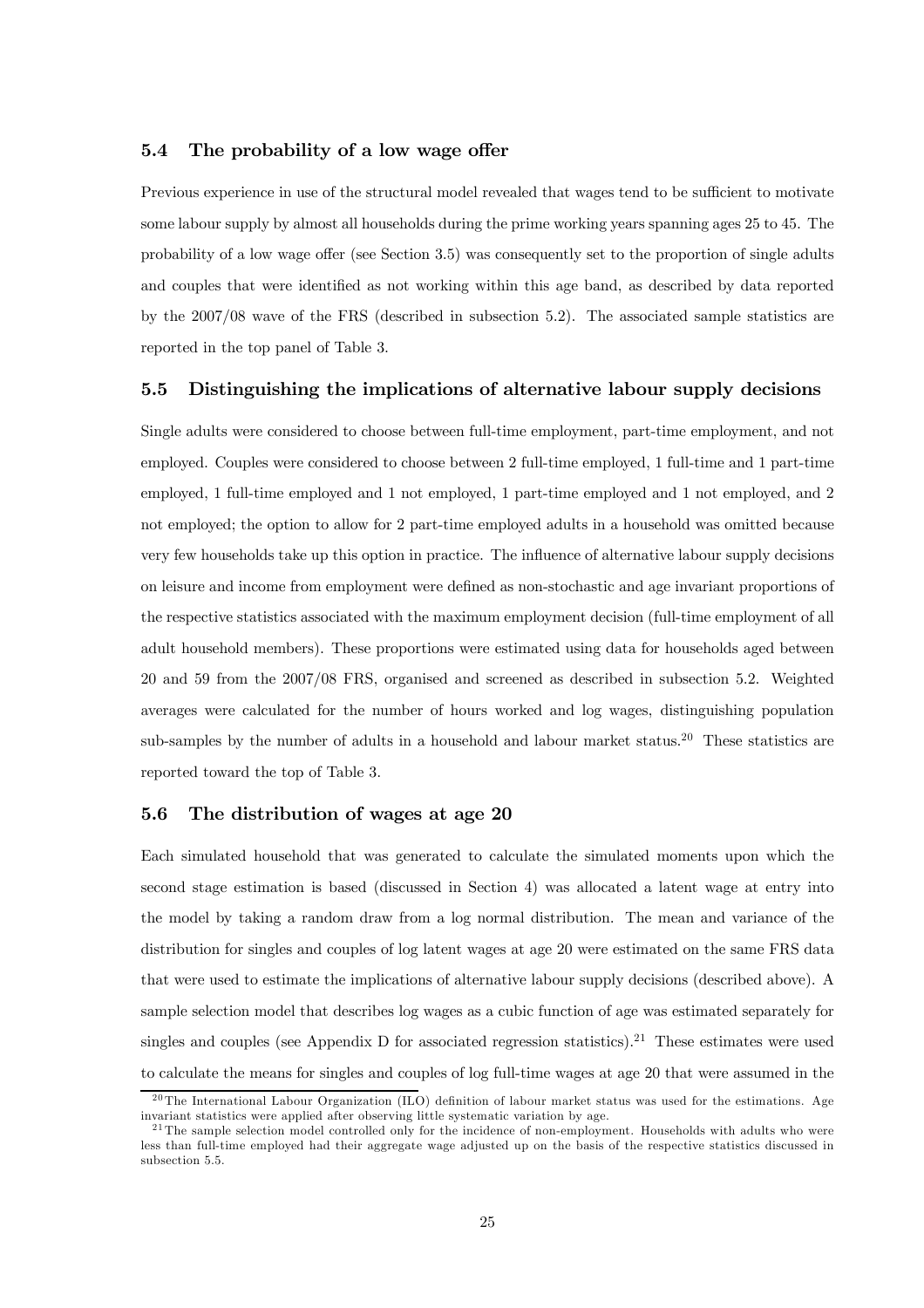### 5.4 The probability of a low wage offer

Previous experience in use of the structural model revealed that wages tend to be sufficient to motivate some labour supply by almost all households during the prime working years spanning ages 25 to 45. The probability of a low wage offer (see Section 3.5) was consequently set to the proportion of single adults and couples that were identified as not working within this age band, as described by data reported by the 2007/08 wave of the FRS (described in subsection 5.2). The associated sample statistics are reported in the top panel of Table 3.

### 5.5 Distinguishing the implications of alternative labour supply decisions

Single adults were considered to choose between full-time employment, part-time employment, and not employed. Couples were considered to choose between 2 full-time employed, 1 full-time and 1 part-time employed, 1 full-time employed and 1 not employed, 1 part-time employed and 1 not employed, and 2 not employed; the option to allow for 2 part-time employed adults in a household was omitted because very few households take up this option in practice. The influence of alternative labour supply decisions on leisure and income from employment were defined as non-stochastic and age invariant proportions of the respective statistics associated with the maximum employment decision (full-time employment of all adult household members). These proportions were estimated using data for households aged between 20 and 59 from the 2007/08 FRS, organised and screened as described in subsection 5.2. Weighted averages were calculated for the number of hours worked and log wages, distinguishing population sub-samples by the number of adults in a household and labour market status.[20] These statistics are reported toward the top of Table 3.

### 5.6 The distribution of wages at age 20

Each simulated household that was generated to calculate the simulated moments upon which the second stage estimation is based (discussed in Section 4) was allocated a latent wage at entry into the model by taking a random draw from a log normal distribution. The mean and variance of the distribution for singles and couples of log latent wages at age 20 were estimated on the same FRS data that were used to estimate the implications of alternative labour supply decisions (described above). A sample selection model that describes log wages as a cubic function of age was estimated separately for singles and couples (see Appendix D for associated regression statistics).[21] These estimates were used to calculate the means for singles and couples of log full-time wages at age 20 that were assumed in the

[20] The International Labour Organization (ILO) definition of labour market status was used for the estimations. Age invariant statistics were applied after observing little systematic variation by age.

[21] The sample selection model controlled only for the incidence of non-employment. Households with adults who were less than full-time employed had their aggregate wage adjusted up on the basis of the respective statistics discussed in subsection 5.5.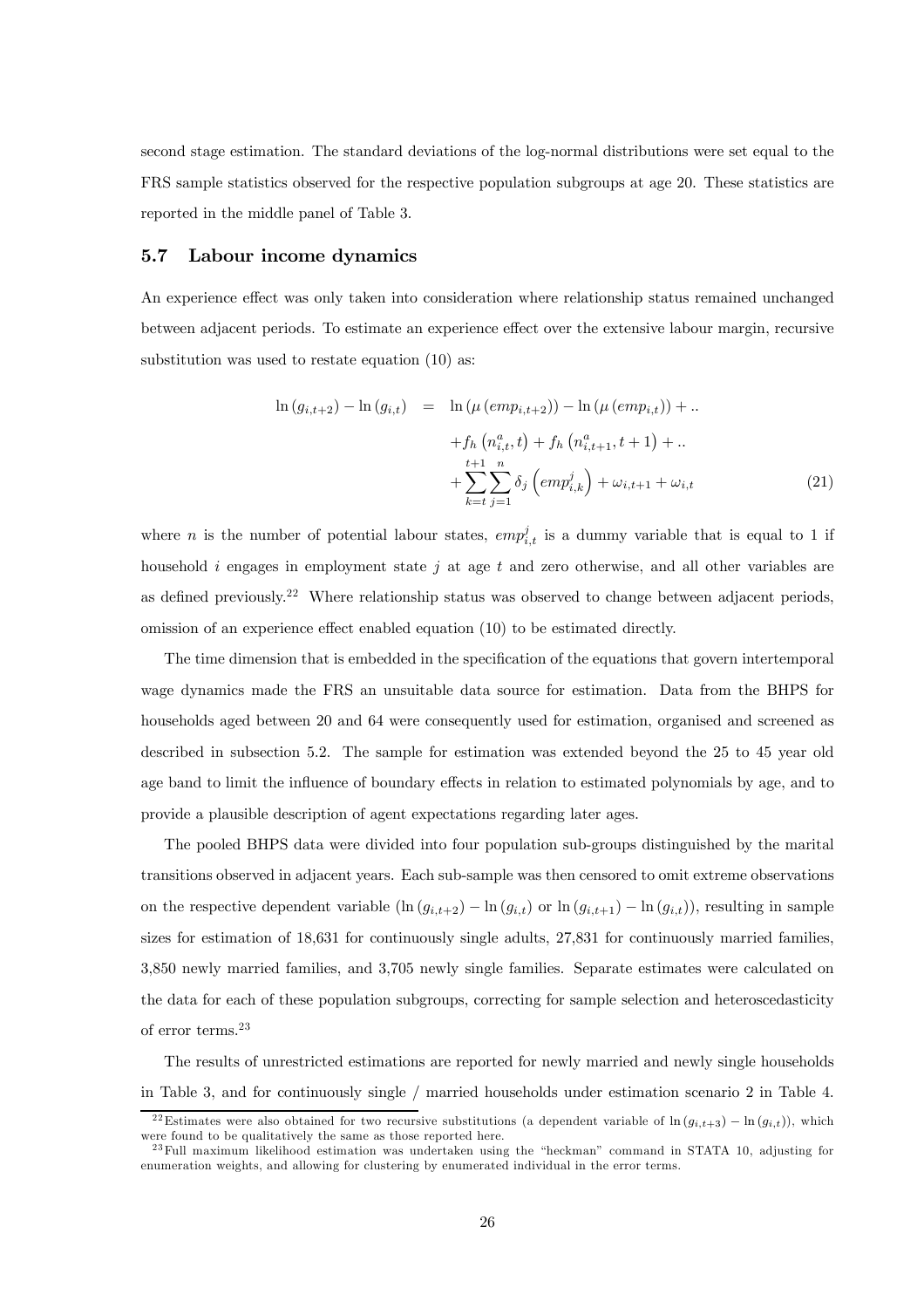second stage estimation. The standard deviations of the log-normal distributions were set equal to the FRS sample statistics observed for the respective population subgroups at age 20. These statistics are reported in the middle panel of Table 3.

### 5.7 Labour income dynamics

An experience effect was only taken into consideration where relationship status remained unchanged between adjacent periods. To estimate an experience effect over the extensive labour margin, recursive substitution was used to restate equation (10) as:

$$
\begin{aligned}
\ln(g_{i,t+2}) - \ln(g_{i,t}) \quad = \quad & \ln(\mu(emp_{i,t+2})) - \ln(\mu(emp_{i,t})) + .. \\
& + f_h\left(n^a_{i,t}, t\right) + f_h\left(n^a_{i,t+1}, t+1\right) + .. \\
& + \sum_{k=t}^{t+1} \sum_{j=1}^{n} \delta_j \left(emp^j_{i,k}\right) + \omega_{i,t+1} + \omega_{i,t}
\end{aligned} \tag{21}
$$

where $n$ is the number of potential labour states, $emp^j_{i,t}$ is a dummy variable that is equal to 1 if household $i$ engages in employment state $j$ at age $t$ and zero otherwise, and all other variables are as defined previously.[22] Where relationship status was observed to change between adjacent periods, omission of an experience effect enabled equation (10) to be estimated directly.

The time dimension that is embedded in the specification of the equations that govern intertemporal wage dynamics made the FRS an unsuitable data source for estimation. Data from the BHPS for households aged between 20 and 64 were consequently used for estimation, organised and screened as described in subsection 5.2. The sample for estimation was extended beyond the 25 to 45 year old age band to limit the influence of boundary effects in relation to estimated polynomials by age, and to provide a plausible description of agent expectations regarding later ages.

The pooled BHPS data were divided into four population sub-groups distinguished by the marital transitions observed in adjacent years. Each sub-sample was then censored to omit extreme observations on the respective dependent variable ($\ln(g_{i,t+2}) - \ln(g_{i,t})$ or $\ln(g_{i,t+1}) - \ln(g_{i,t})$), resulting in sample sizes for estimation of 18,631 for continuously single adults, 27,831 for continuously married families, 3,850 newly married families, and 3,705 newly single families. Separate estimates were calculated on the data for each of these population subgroups, correcting for sample selection and heteroscedasticity of error terms.[23]

The results of unrestricted estimations are reported for newly married and newly single households in Table 3, and for continuously single / married households under estimation scenario 2 in Table 4.

[22] Estimates were also obtained for two recursive substitutions (a dependent variable of $\ln(g_{i,t+3}) - \ln(g_{i,t})$), which were found to be qualitatively the same as those reported here.

[23] Full maximum likelihood estimation was undertaken using the "heckman" command in STATA 10, adjusting for enumeration weights, and allowing for clustering by enumerated individual in the error terms.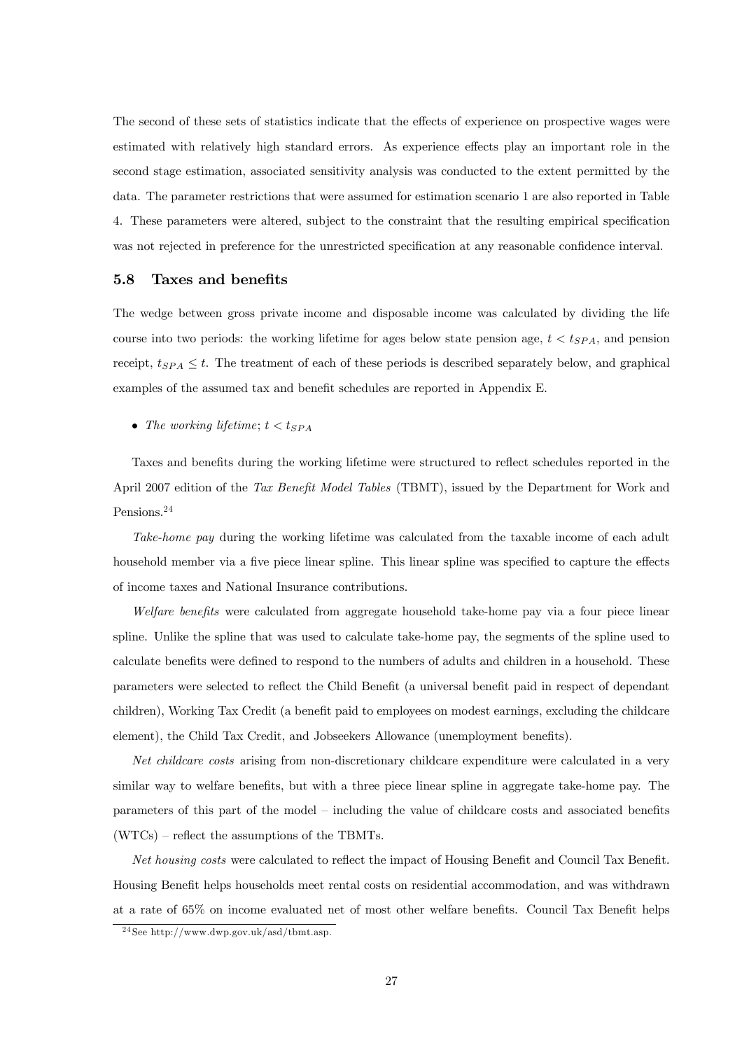The second of these sets of statistics indicate that the effects of experience on prospective wages were estimated with relatively high standard errors. As experience effects play an important role in the second stage estimation, associated sensitivity analysis was conducted to the extent permitted by the data. The parameter restrictions that were assumed for estimation scenario 1 are also reported in Table 4. These parameters were altered, subject to the constraint that the resulting empirical specification was not rejected in preference for the unrestricted specification at any reasonable confidence interval.

### 5.8 Taxes and benefits

The wedge between gross private income and disposable income was calculated by dividing the life course into two periods: the working lifetime for ages below state pension age, $t < t_{SPA}$, and pension receipt, $t_{SPA} \leq t$. The treatment of each of these periods is described separately below, and graphical examples of the assumed tax and benefit schedules are reported in Appendix E.

- *The working lifetime*; $t < t_{SPA}$

Taxes and benefits during the working lifetime were structured to reflect schedules reported in the April 2007 edition of the *Tax Benefit Model Tables* (TBMT), issued by the Department for Work and Pensions.[24]

*Take-home pay* during the working lifetime was calculated from the taxable income of each adult household member via a five piece linear spline. This linear spline was specified to capture the effects of income taxes and National Insurance contributions.

*Welfare benefits* were calculated from aggregate household take-home pay via a four piece linear spline. Unlike the spline that was used to calculate take-home pay, the segments of the spline used to calculate benefits were defined to respond to the numbers of adults and children in a household. These parameters were selected to reflect the Child Benefit (a universal benefit paid in respect of dependant children), Working Tax Credit (a benefit paid to employees on modest earnings, excluding the childcare element), the Child Tax Credit, and Jobseekers Allowance (unemployment benefits).

*Net childcare costs* arising from non-discretionary childcare expenditure were calculated in a very similar way to welfare benefits, but with a three piece linear spline in aggregate take-home pay. The parameters of this part of the model – including the value of childcare costs and associated benefits (WTCs) – reflect the assumptions of the TBMTs.

*Net housing costs* were calculated to reflect the impact of Housing Benefit and Council Tax Benefit. Housing Benefit helps households meet rental costs on residential accommodation, and was withdrawn at a rate of 65% on income evaluated net of most other welfare benefits. Council Tax Benefit helps

[24] See http://www.dwp.gov.uk/asd/tbmt.asp.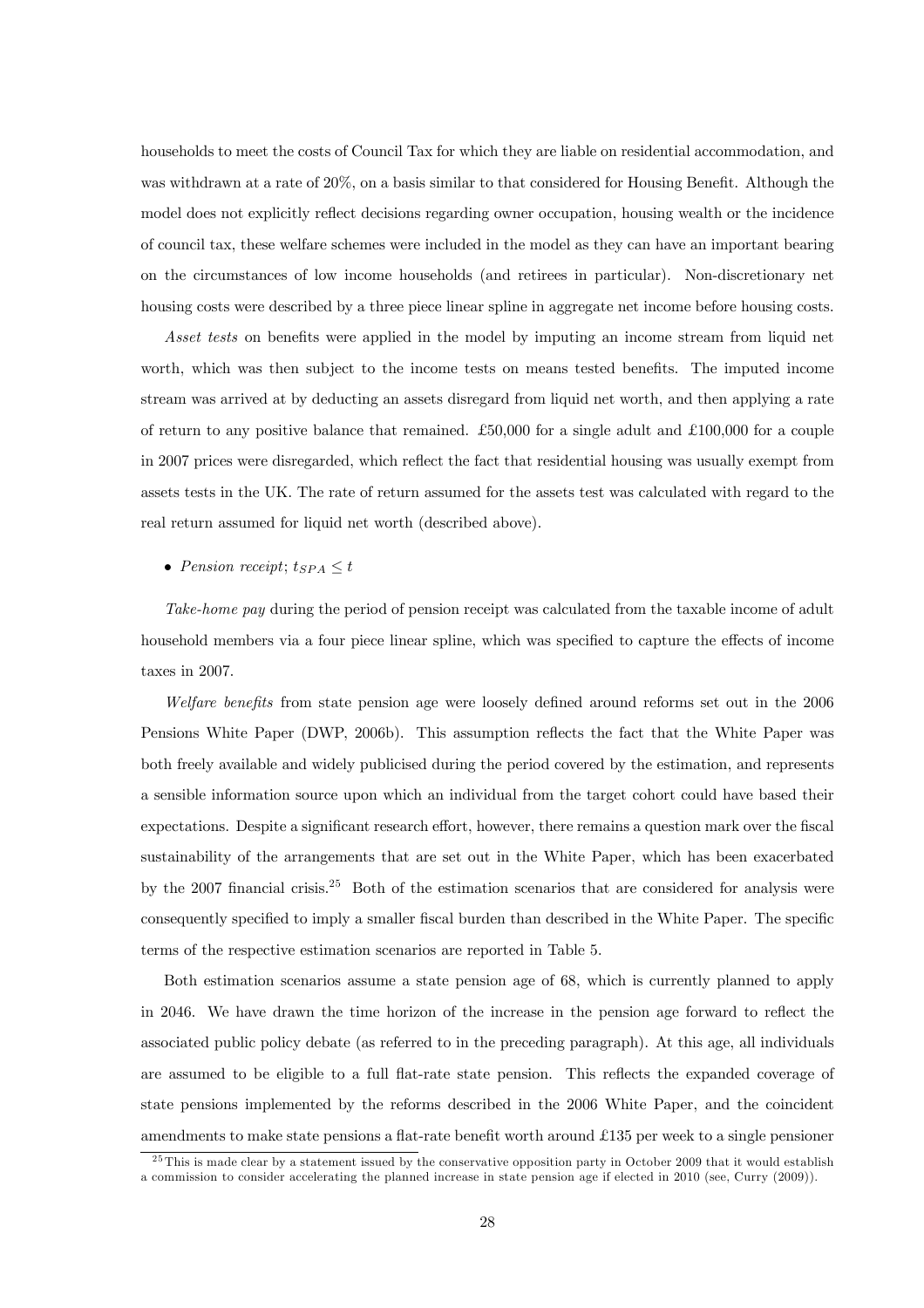households to meet the costs of Council Tax for which they are liable on residential accommodation, and was withdrawn at a rate of 20%, on a basis similar to that considered for Housing Benefit. Although the model does not explicitly reflect decisions regarding owner occupation, housing wealth or the incidence of council tax, these welfare schemes were included in the model as they can have an important bearing on the circumstances of low income households (and retirees in particular). Non-discretionary net housing costs were described by a three piece linear spline in aggregate net income before housing costs.

*Asset tests* on benefits were applied in the model by imputing an income stream from liquid net worth, which was then subject to the income tests on means tested benefits. The imputed income stream was arrived at by deducting an assets disregard from liquid net worth, and then applying a rate of return to any positive balance that remained. £50,000 for a single adult and £100,000 for a couple in 2007 prices were disregarded, which reflect the fact that residential housing was usually exempt from assets tests in the UK. The rate of return assumed for the assets test was calculated with regard to the real return assumed for liquid net worth (described above).

- *Pension receipt*; $t_{SPA} \leq t$

*Take-home pay* during the period of pension receipt was calculated from the taxable income of adult household members via a four piece linear spline, which was specified to capture the effects of income taxes in 2007.

*Welfare benefits* from state pension age were loosely defined around reforms set out in the 2006 Pensions White Paper (DWP, 2006b). This assumption reflects the fact that the White Paper was both freely available and widely publicised during the period covered by the estimation, and represents a sensible information source upon which an individual from the target cohort could have based their expectations. Despite a significant research effort, however, there remains a question mark over the fiscal sustainability of the arrangements that are set out in the White Paper, which has been exacerbated by the 2007 financial crisis.[25] Both of the estimation scenarios that are considered for analysis were consequently specified to imply a smaller fiscal burden than described in the White Paper. The specific terms of the respective estimation scenarios are reported in Table 5.

Both estimation scenarios assume a state pension age of 68, which is currently planned to apply in 2046. We have drawn the time horizon of the increase in the pension age forward to reflect the associated public policy debate (as referred to in the preceding paragraph). At this age, all individuals are assumed to be eligible to a full flat-rate state pension. This reflects the expanded coverage of state pensions implemented by the reforms described in the 2006 White Paper, and the coincident amendments to make state pensions a flat-rate benefit worth around £135 per week to a single pensioner

[25] This is made clear by a statement issued by the conservative opposition party in October 2009 that it would establish a commission to consider accelerating the planned increase in state pension age if elected in 2010 (see, Curry (2009)).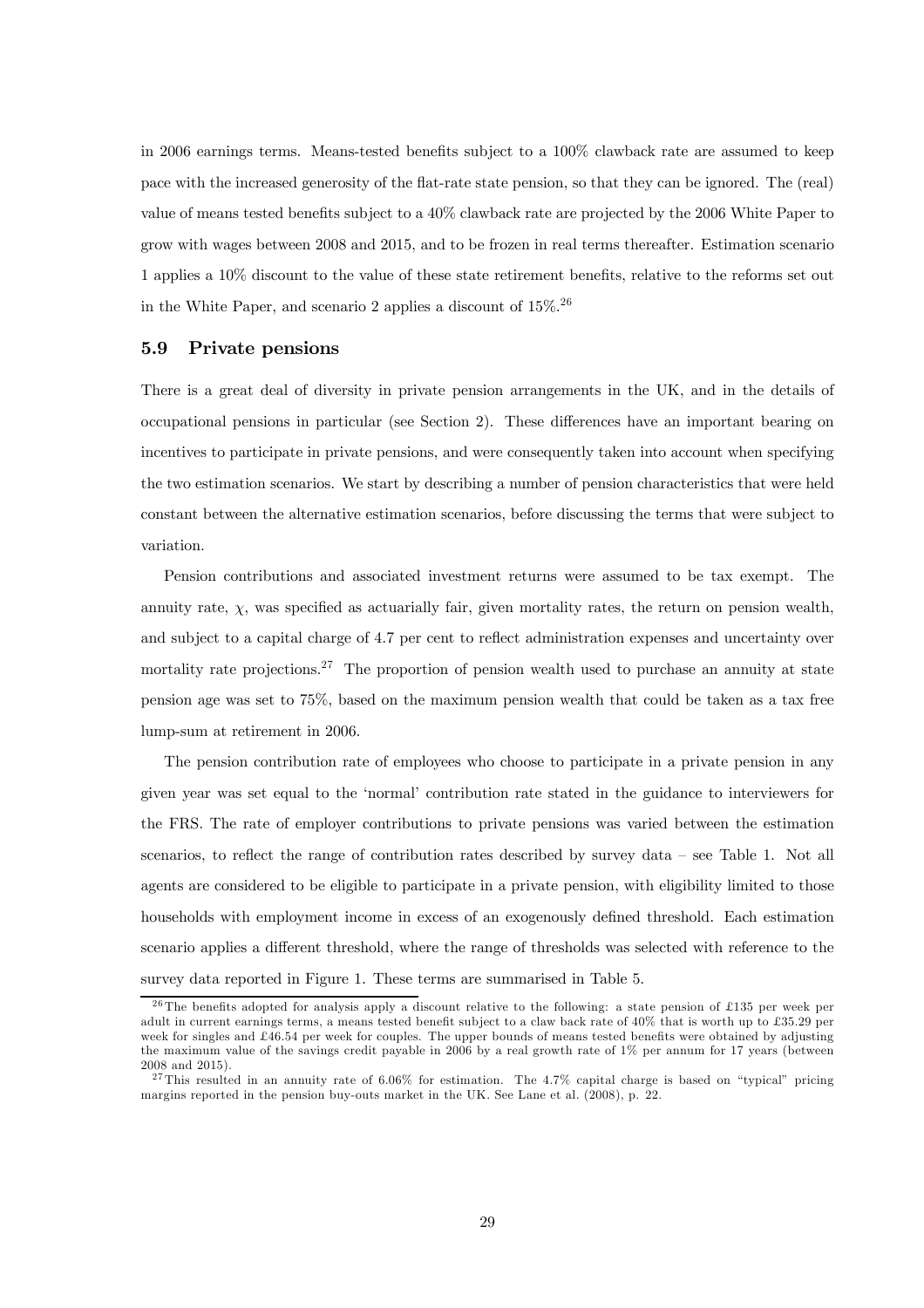in 2006 earnings terms. Means-tested benefits subject to a 100% clawback rate are assumed to keep pace with the increased generosity of the flat-rate state pension, so that they can be ignored. The (real) value of means tested benefits subject to a 40% clawback rate are projected by the 2006 White Paper to grow with wages between 2008 and 2015, and to be frozen in real terms thereafter. Estimation scenario 1 applies a 10% discount to the value of these state retirement benefits, relative to the reforms set out in the White Paper, and scenario 2 applies a discount of 15%.[26]

### 5.9 Private pensions

There is a great deal of diversity in private pension arrangements in the UK, and in the details of occupational pensions in particular (see Section 2). These differences have an important bearing on incentives to participate in private pensions, and were consequently taken into account when specifying the two estimation scenarios. We start by describing a number of pension characteristics that were held constant between the alternative estimation scenarios, before discussing the terms that were subject to variation.

Pension contributions and associated investment returns were assumed to be tax exempt. The annuity rate, $\chi$, was specified as actuarially fair, given mortality rates, the return on pension wealth, and subject to a capital charge of 4.7 per cent to reflect administration expenses and uncertainty over mortality rate projections.[27] The proportion of pension wealth used to purchase an annuity at state pension age was set to 75%, based on the maximum pension wealth that could be taken as a tax free lump-sum at retirement in 2006.

The pension contribution rate of employees who choose to participate in a private pension in any given year was set equal to the 'normal' contribution rate stated in the guidance to interviewers for the FRS. The rate of employer contributions to private pensions was varied between the estimation scenarios, to reflect the range of contribution rates described by survey data – see Table 1. Not all agents are considered to be eligible to participate in a private pension, with eligibility limited to those households with employment income in excess of an exogenously defined threshold. Each estimation scenario applies a different threshold, where the range of thresholds was selected with reference to the survey data reported in Figure 1. These terms are summarised in Table 5.

---

[26] The benefits adopted for analysis apply a discount relative to the following: a state pension of £135 per week per adult in current earnings terms, a means tested benefit subject to a claw back rate of 40% that is worth up to £35.29 per week for singles and £46.54 per week for couples. The upper bounds of means tested benefits were obtained by adjusting the maximum value of the savings credit payable in 2006 by a real growth rate of 1% per annum for 17 years (between 2008 and 2015).

[27] This resulted in an annuity rate of 6.06% for estimation. The 4.7% capital charge is based on "typical" pricing margins reported in the pension buy-outs market in the UK. See Lane et al. (2008), p. 22.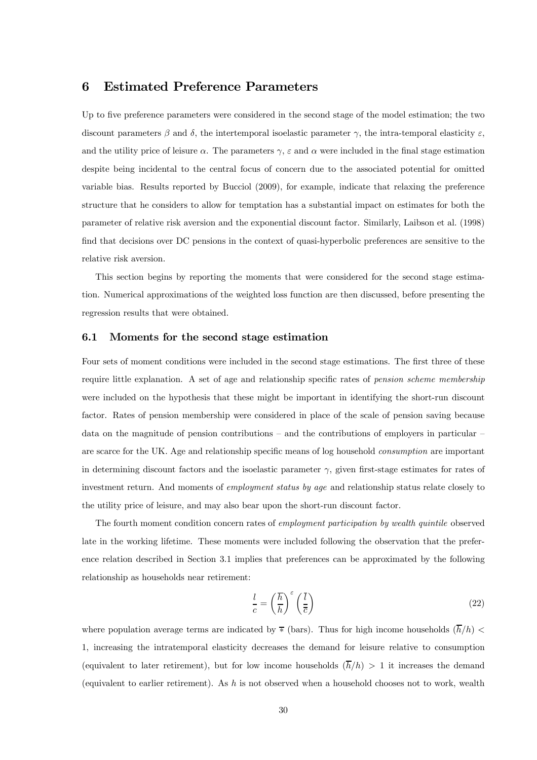# 6 Estimated Preference Parameters

Up to five preference parameters were considered in the second stage of the model estimation; the two discount parameters $\beta$ and $\delta$, the intertemporal isoelastic parameter $\gamma$, the intra-temporal elasticity $\varepsilon$, and the utility price of leisure $\alpha$. The parameters $\gamma$, $\varepsilon$ and $\alpha$ were included in the final stage estimation despite being incidental to the central focus of concern due to the associated potential for omitted variable bias. Results reported by Bucciol (2009), for example, indicate that relaxing the preference structure that he considers to allow for temptation has a substantial impact on estimates for both the parameter of relative risk aversion and the exponential discount factor. Similarly, Laibson et al. (1998) find that decisions over DC pensions in the context of quasi-hyperbolic preferences are sensitive to the relative risk aversion.

This section begins by reporting the moments that were considered for the second stage estimation. Numerical approximations of the weighted loss function are then discussed, before presenting the regression results that were obtained.

## 6.1 Moments for the second stage estimation

Four sets of moment conditions were included in the second stage estimations. The first three of these require little explanation. A set of age and relationship specific rates of *pension scheme membership* were included on the hypothesis that these might be important in identifying the short-run discount factor. Rates of pension membership were considered in place of the scale of pension saving because data on the magnitude of pension contributions – and the contributions of employers in particular – are scarce for the UK. Age and relationship specific means of log household *consumption* are important in determining discount factors and the isoelastic parameter $\gamma$, given first-stage estimates for rates of investment return. And moments of *employment status by age* and relationship status relate closely to the utility price of leisure, and may also bear upon the short-run discount factor.

The fourth moment condition concern rates of *employment participation by wealth quintile* observed late in the working lifetime. These moments were included following the observation that the preference relation described in Section 3.1 implies that preferences can be approximated by the following relationship as households near retirement:

$$\frac{l}{c} = \left(\frac{\overline{h}}{h}\right)^{\varepsilon} \left(\frac{\overline{l}}{\overline{c}}\right) \tag{22}$$

where population average terms are indicated by $\overline{*}$ (bars). Thus for high income households $(\overline{h}/h) < 1$, increasing the intratemporal elasticity decreases the demand for leisure relative to consumption (equivalent to later retirement), but for low income households $(\overline{h}/h) > 1$ it increases the demand (equivalent to earlier retirement). As $h$ is not observed when a household chooses not to work, wealth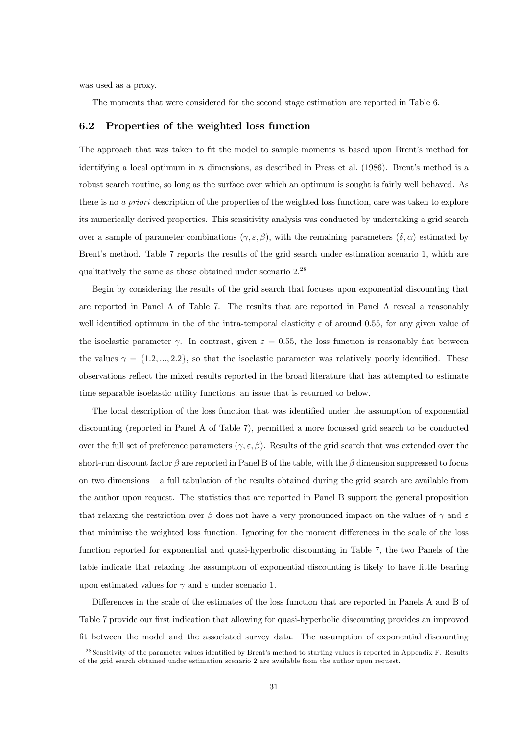was used as a proxy.

The moments that were considered for the second stage estimation are reported in Table 6.

### 6.2 Properties of the weighted loss function

The approach that was taken to fit the model to sample moments is based upon Brent's method for identifying a local optimum in $n$ dimensions, as described in Press et al. (1986). Brent's method is a robust search routine, so long as the surface over which an optimum is sought is fairly well behaved. As there is no *a priori* description of the properties of the weighted loss function, care was taken to explore its numerically derived properties. This sensitivity analysis was conducted by undertaking a grid search over a sample of parameter combinations $(\gamma, \varepsilon, \beta)$, with the remaining parameters $(\delta, \alpha)$ estimated by Brent's method. Table 7 reports the results of the grid search under estimation scenario 1, which are qualitatively the same as those obtained under scenario 2.[28]

Begin by considering the results of the grid search that focuses upon exponential discounting that are reported in Panel A of Table 7. The results that are reported in Panel A reveal a reasonably well identified optimum in the of the intra-temporal elasticity $\varepsilon$ of around 0.55, for any given value of the isoelastic parameter $\gamma$. In contrast, given $\varepsilon = 0.55$, the loss function is reasonably flat between the values $\gamma = \{1.2, ..., 2.2\}$, so that the isoelastic parameter was relatively poorly identified. These observations reflect the mixed results reported in the broad literature that has attempted to estimate time separable isoelastic utility functions, an issue that is returned to below.

The local description of the loss function that was identified under the assumption of exponential discounting (reported in Panel A of Table 7), permitted a more focussed grid search to be conducted over the full set of preference parameters $(\gamma, \varepsilon, \beta)$. Results of the grid search that was extended over the short-run discount factor $\beta$ are reported in Panel B of the table, with the $\beta$ dimension suppressed to focus on two dimensions – a full tabulation of the results obtained during the grid search are available from the author upon request. The statistics that are reported in Panel B support the general proposition that relaxing the restriction over $\beta$ does not have a very pronounced impact on the values of $\gamma$ and $\varepsilon$ that minimise the weighted loss function. Ignoring for the moment differences in the scale of the loss function reported for exponential and quasi-hyperbolic discounting in Table 7, the two Panels of the table indicate that relaxing the assumption of exponential discounting is likely to have little bearing upon estimated values for $\gamma$ and $\varepsilon$ under scenario 1.

Differences in the scale of the estimates of the loss function that are reported in Panels A and B of Table 7 provide our first indication that allowing for quasi-hyperbolic discounting provides an improved fit between the model and the associated survey data. The assumption of exponential discounting

[28] Sensitivity of the parameter values identified by Brent's method to starting values is reported in Appendix F. Results of the grid search obtained under estimation scenario 2 are available from the author upon request.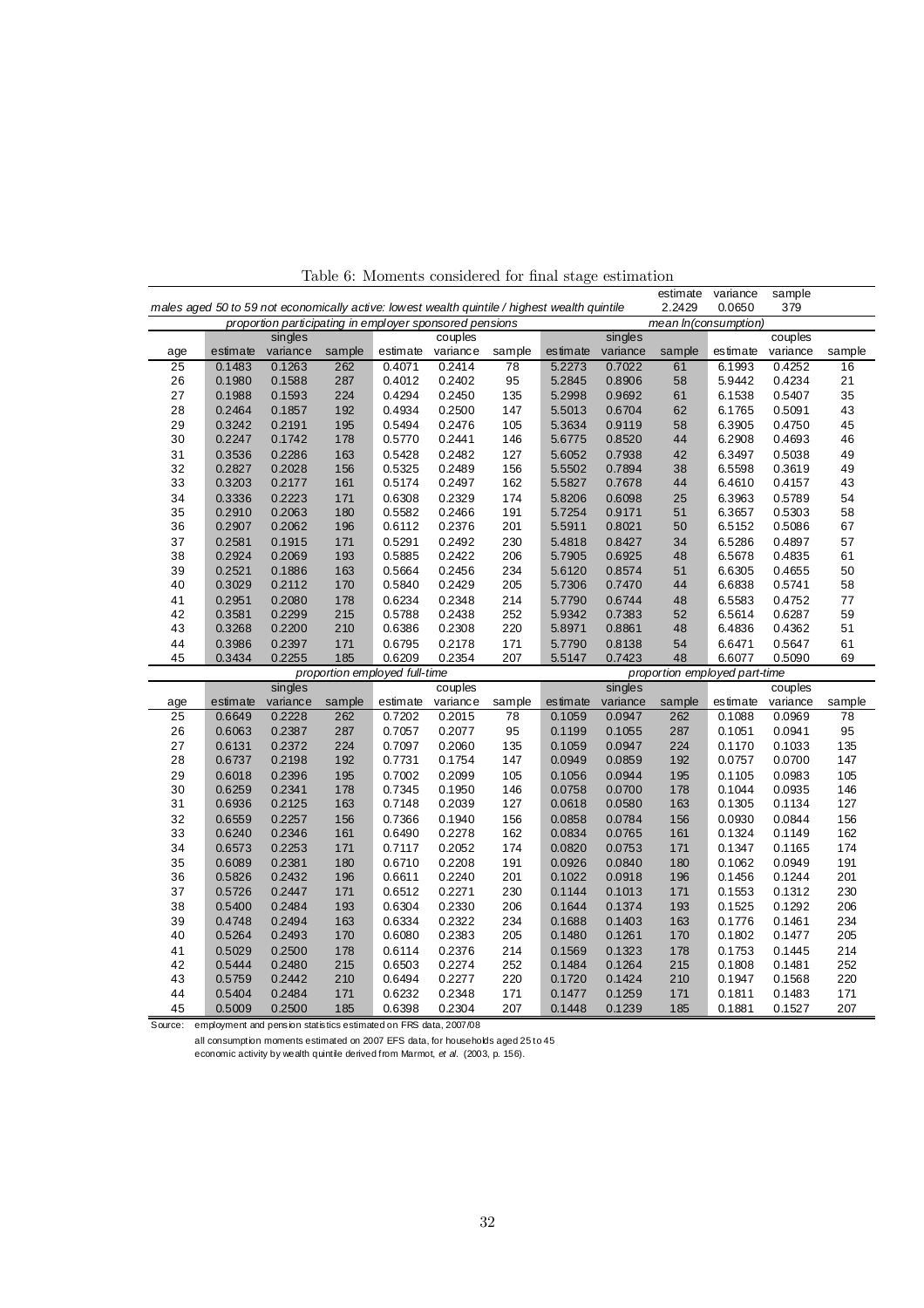Table 6: Moments considered for final stage estimation

| | | | | | | | | | estimate | variance | sample | |
|---|---|---|---|---|---|---|---|---|---|---|---|---|
| *males aged 50 to 59 not economically active: lowest wealth quintile / highest wealth quintile* | | | | | | | | | 2.2429 | 0.0650 | 379 | |
| | *proportion participating in employer sponsored pensions* | | | | | | *mean ln(consumption)* | | | | | |
| | singles | | | couples | | | singles | | | couples | | |
| age | estimate | variance | sample | estimate | variance | sample | estimate | variance | sample | estimate | variance | sample |
| 25 | 0.1483 | 0.1263 | 262 | 0.4071 | 0.2414 | 78 | 5.2273 | 0.7022 | 61 | 6.1993 | 0.4252 | 16 |
| 26 | 0.1980 | 0.1588 | 287 | 0.4012 | 0.2402 | 95 | 5.2845 | 0.8906 | 58 | 5.9442 | 0.4234 | 21 |
| 27 | 0.1988 | 0.1593 | 224 | 0.4294 | 0.2450 | 135 | 5.2998 | 0.9692 | 61 | 6.1538 | 0.5407 | 35 |
| 28 | 0.2464 | 0.1857 | 192 | 0.4934 | 0.2500 | 147 | 5.5013 | 0.6704 | 62 | 6.1765 | 0.5091 | 43 |
| 29 | 0.3242 | 0.2191 | 195 | 0.5494 | 0.2476 | 105 | 5.3634 | 0.9119 | 58 | 6.3905 | 0.4750 | 45 |
| 30 | 0.2247 | 0.1742 | 178 | 0.5770 | 0.2441 | 146 | 5.6775 | 0.8520 | 44 | 6.2908 | 0.4693 | 46 |
| 31 | 0.3536 | 0.2286 | 163 | 0.5428 | 0.2482 | 127 | 5.6052 | 0.7938 | 42 | 6.3497 | 0.5038 | 49 |
| 32 | 0.2827 | 0.2028 | 156 | 0.5325 | 0.2489 | 156 | 5.5502 | 0.7894 | 38 | 6.5598 | 0.3619 | 49 |
| 33 | 0.3203 | 0.2177 | 161 | 0.5174 | 0.2497 | 162 | 5.5827 | 0.7678 | 44 | 6.4610 | 0.4157 | 43 |
| 34 | 0.3336 | 0.2223 | 171 | 0.6308 | 0.2329 | 174 | 5.8206 | 0.6098 | 25 | 6.3963 | 0.5789 | 54 |
| 35 | 0.2910 | 0.2063 | 180 | 0.5582 | 0.2466 | 191 | 5.7254 | 0.9171 | 51 | 6.3657 | 0.5303 | 58 |
| 36 | 0.2907 | 0.2062 | 196 | 0.6112 | 0.2376 | 201 | 5.5911 | 0.8021 | 50 | 6.5152 | 0.5086 | 67 |
| 37 | 0.2581 | 0.1915 | 171 | 0.5291 | 0.2492 | 230 | 5.4818 | 0.8427 | 34 | 6.5286 | 0.4897 | 57 |
| 38 | 0.2924 | 0.2069 | 193 | 0.5885 | 0.2422 | 206 | 5.7905 | 0.6925 | 48 | 6.5678 | 0.4835 | 61 |
| 39 | 0.2521 | 0.1886 | 163 | 0.5664 | 0.2456 | 234 | 5.6120 | 0.8574 | 51 | 6.6305 | 0.4655 | 50 |
| 40 | 0.3029 | 0.2112 | 170 | 0.5840 | 0.2429 | 205 | 5.7306 | 0.7470 | 44 | 6.6838 | 0.5741 | 58 |
| 41 | 0.2951 | 0.2080 | 178 | 0.6234 | 0.2348 | 214 | 5.7790 | 0.6744 | 48 | 6.5583 | 0.4752 | 77 |
| 42 | 0.3581 | 0.2299 | 215 | 0.5788 | 0.2438 | 252 | 5.9342 | 0.7383 | 52 | 6.5614 | 0.6287 | 59 |
| 43 | 0.3268 | 0.2200 | 210 | 0.6386 | 0.2308 | 220 | 5.8971 | 0.8861 | 48 | 6.4836 | 0.4362 | 51 |
| 44 | 0.3986 | 0.2397 | 171 | 0.6795 | 0.2178 | 171 | 5.7790 | 0.8138 | 54 | 6.6471 | 0.5647 | 61 |
| 45 | 0.3434 | 0.2255 | 185 | 0.6209 | 0.2354 | 207 | 5.5147 | 0.7423 | 48 | 6.6077 | 0.5090 | 69 |
| | *proportion employed full-time* | | | | | | *proportion employed part-time* | | | | | |
| | singles | | | couples | | | singles | | | couples | | |
| age | estimate | variance | sample | estimate | variance | sample | estimate | variance | sample | estimate | variance | sample |
| 25 | 0.6649 | 0.2228 | 262 | 0.7202 | 0.2015 | 78 | 0.1059 | 0.0947 | 262 | 0.1088 | 0.0969 | 78 |
| 26 | 0.6063 | 0.2387 | 287 | 0.7057 | 0.2077 | 95 | 0.1199 | 0.1055 | 287 | 0.1051 | 0.0941 | 95 |
| 27 | 0.6131 | 0.2372 | 224 | 0.7097 | 0.2060 | 135 | 0.1059 | 0.0947 | 224 | 0.1170 | 0.1033 | 135 |
| 28 | 0.6737 | 0.2198 | 192 | 0.7731 | 0.1754 | 147 | 0.0949 | 0.0859 | 192 | 0.0757 | 0.0700 | 147 |
| 29 | 0.6018 | 0.2396 | 195 | 0.7002 | 0.2099 | 105 | 0.1056 | 0.0944 | 195 | 0.1105 | 0.0983 | 105 |
| 30 | 0.6259 | 0.2341 | 178 | 0.7345 | 0.1950 | 146 | 0.0758 | 0.0700 | 178 | 0.1044 | 0.0935 | 146 |
| 31 | 0.6936 | 0.2125 | 163 | 0.7148 | 0.2039 | 127 | 0.0618 | 0.0580 | 163 | 0.1305 | 0.1134 | 127 |
| 32 | 0.6559 | 0.2257 | 156 | 0.7366 | 0.1940 | 156 | 0.0858 | 0.0784 | 156 | 0.0930 | 0.0844 | 156 |
| 33 | 0.6240 | 0.2346 | 161 | 0.6490 | 0.2278 | 162 | 0.0834 | 0.0765 | 161 | 0.1324 | 0.1149 | 162 |
| 34 | 0.6573 | 0.2253 | 171 | 0.7117 | 0.2052 | 174 | 0.0820 | 0.0753 | 171 | 0.1347 | 0.1165 | 174 |
| 35 | 0.6089 | 0.2381 | 180 | 0.6710 | 0.2208 | 191 | 0.0926 | 0.0840 | 180 | 0.1062 | 0.0949 | 191 |
| 36 | 0.5826 | 0.2432 | 196 | 0.6611 | 0.2240 | 201 | 0.1022 | 0.0918 | 196 | 0.1456 | 0.1244 | 201 |
| 37 | 0.5726 | 0.2447 | 171 | 0.6512 | 0.2271 | 230 | 0.1144 | 0.1013 | 171 | 0.1553 | 0.1312 | 230 |
| 38 | 0.5400 | 0.2484 | 193 | 0.6304 | 0.2330 | 206 | 0.1644 | 0.1374 | 193 | 0.1525 | 0.1292 | 206 |
| 39 | 0.4748 | 0.2494 | 163 | 0.6334 | 0.2322 | 234 | 0.1688 | 0.1403 | 163 | 0.1776 | 0.1461 | 234 |
| 40 | 0.5264 | 0.2493 | 170 | 0.6080 | 0.2383 | 205 | 0.1480 | 0.1261 | 170 | 0.1802 | 0.1477 | 205 |
| 41 | 0.5029 | 0.2500 | 178 | 0.6114 | 0.2376 | 214 | 0.1569 | 0.1323 | 178 | 0.1753 | 0.1445 | 214 |
| 42 | 0.5444 | 0.2480 | 215 | 0.6503 | 0.2274 | 252 | 0.1484 | 0.1264 | 215 | 0.1808 | 0.1481 | 252 |
| 43 | 0.5759 | 0.2442 | 210 | 0.6494 | 0.2277 | 220 | 0.1720 | 0.1424 | 210 | 0.1947 | 0.1568 | 220 |
| 44 | 0.5404 | 0.2484 | 171 | 0.6232 | 0.2348 | 171 | 0.1477 | 0.1259 | 171 | 0.1811 | 0.1483 | 171 |
| 45 | 0.5009 | 0.2500 | 185 | 0.6398 | 0.2304 | 207 | 0.1448 | 0.1239 | 185 | 0.1881 | 0.1527 | 207 |

Source: employment and pension statistics estimated on FRS data, 2007/08
all consumption moments estimated on 2007 EFS data, for households aged 25 to 45
economic activity by wealth quintile derived from Marmot, *et al.* (2003, p. 156).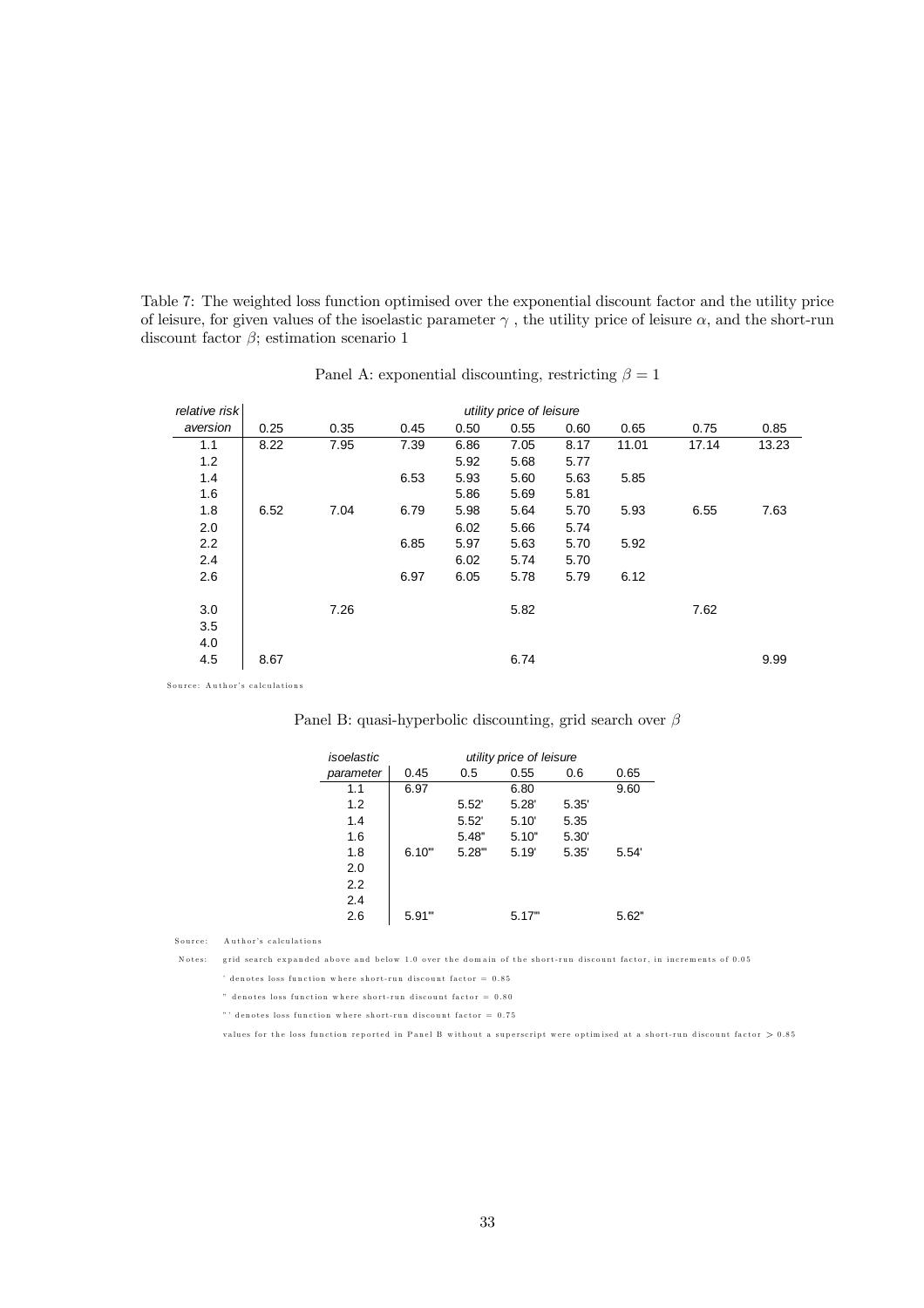Table 7: The weighted loss function optimised over the exponential discount factor and the utility price of leisure, for given values of the isoelastic parameter $\gamma$ , the utility price of leisure $\alpha$, and the short-run discount factor $\beta$; estimation scenario 1

Panel A: exponential discounting, restricting $\beta = 1$

| *relative risk* | *utility price of leisure* | | | | | | | | |
|---|---|---|---|---|---|---|---|---|---|
| *aversion* | 0.25 | 0.35 | 0.45 | 0.50 | 0.55 | 0.60 | 0.65 | 0.75 | 0.85 |
| 1.1 | 8.22 | 7.95 | 7.39 | 6.86 | 7.05 | 8.17 | 11.01 | 17.14 | 13.23 |
| 1.2 | | | | 5.92 | 5.68 | 5.77 | | | |
| 1.4 | | | 6.53 | 5.93 | 5.60 | 5.63 | 5.85 | | |
| 1.6 | | | | 5.86 | 5.69 | 5.81 | | | |
| 1.8 | 6.52 | 7.04 | 6.79 | 5.98 | 5.64 | 5.70 | 5.93 | 6.55 | 7.63 |
| 2.0 | | | | 6.02 | 5.66 | 5.74 | | | |
| 2.2 | | | 6.85 | 5.97 | 5.63 | 5.70 | 5.92 | | |
| 2.4 | | | | 6.02 | 5.74 | 5.70 | | | |
| 2.6 | | | 6.97 | 6.05 | 5.78 | 5.79 | 6.12 | | |
| 3.0 | | 7.26 | | | 5.82 | | | 7.62 | |
| 3.5 | | | | | | | | | |
| 4.0 | | | | | | | | | |
| 4.5 | 8.67 | | | | 6.74 | | | | 9.99 |

Source: Author's calculations

Panel B: quasi-hyperbolic discounting, grid search over $\beta$

| *isoelastic* | *utility price of leisure* | | | | |
|---|---|---|---|---|---|
| *parameter* | 0.45 | 0.5 | 0.55 | 0.6 | 0.65 |
| 1.1 | 6.97 | | 6.80 | | 9.60 |
| 1.2 | | 5.52' | 5.28' | 5.35' | |
| 1.4 | | 5.52' | 5.10' | 5.35 | |
| 1.6 | | 5.48" | 5.10" | 5.30' | |
| 1.8 | 6.10"' | 5.28"' | 5.19' | 5.35' | 5.54' |
| 2.0 | | | | | |
| 2.2 | | | | | |
| 2.4 | | | | | |
| 2.6 | 5.91"' | | 5.17"' | | 5.62" |

Source: Author's calculations

Notes: grid search expanded above and below 1.0 over the domain of the short-run discount factor, in increments of 0.05

' denotes loss function where short-run discount factor = 0.85

" denotes loss function where short-run discount factor = 0.80

"' denotes loss function where short-run discount factor = 0.75

values for the loss function reported in Panel B without a superscript were optimised at a short-run discount factor > 0.85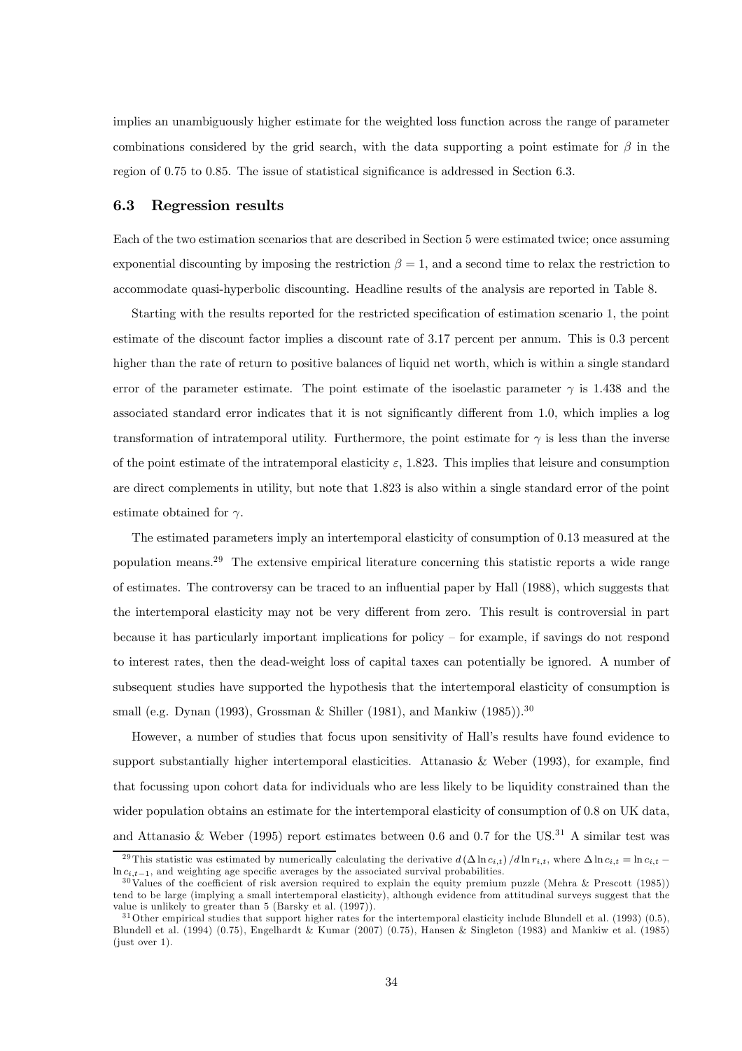implies an unambiguously higher estimate for the weighted loss function across the range of parameter combinations considered by the grid search, with the data supporting a point estimate for $\beta$ in the region of 0.75 to 0.85. The issue of statistical significance is addressed in Section 6.3.

### 6.3 Regression results

Each of the two estimation scenarios that are described in Section 5 were estimated twice; once assuming exponential discounting by imposing the restriction $\beta = 1$, and a second time to relax the restriction to accommodate quasi-hyperbolic discounting. Headline results of the analysis are reported in Table 8.

Starting with the results reported for the restricted specification of estimation scenario 1, the point estimate of the discount factor implies a discount rate of 3.17 percent per annum. This is 0.3 percent higher than the rate of return to positive balances of liquid net worth, which is within a single standard error of the parameter estimate. The point estimate of the isoelastic parameter $\gamma$ is 1.438 and the associated standard error indicates that it is not significantly different from 1.0, which implies a log transformation of intratemporal utility. Furthermore, the point estimate for $\gamma$ is less than the inverse of the point estimate of the intratemporal elasticity $\varepsilon$, 1.823. This implies that leisure and consumption are direct complements in utility, but note that 1.823 is also within a single standard error of the point estimate obtained for $\gamma$.

The estimated parameters imply an intertemporal elasticity of consumption of 0.13 measured at the population means.[29] The extensive empirical literature concerning this statistic reports a wide range of estimates. The controversy can be traced to an influential paper by Hall (1988), which suggests that the intertemporal elasticity may not be very different from zero. This result is controversial in part because it has particularly important implications for policy – for example, if savings do not respond to interest rates, then the dead-weight loss of capital taxes can potentially be ignored. A number of subsequent studies have supported the hypothesis that the intertemporal elasticity of consumption is small (e.g. Dynan (1993), Grossman & Shiller (1981), and Mankiw (1985)).[30]

However, a number of studies that focus upon sensitivity of Hall's results have found evidence to support substantially higher intertemporal elasticities. Attanasio & Weber (1993), for example, find that focussing upon cohort data for individuals who are less likely to be liquidity constrained than the wider population obtains an estimate for the intertemporal elasticity of consumption of 0.8 on UK data, and Attanasio & Weber (1995) report estimates between 0.6 and 0.7 for the US.[31] A similar test was

---

[29] This statistic was estimated by numerically calculating the derivative $d(\Delta \ln c_{i,t})/d \ln r_{i,t}$, where $\Delta \ln c_{i,t} = \ln c_{i,t} - \ln c_{i,t-1}$, and weighting age specific averages by the associated survival probabilities.

[30] Values of the coefficient of risk aversion required to explain the equity premium puzzle (Mehra & Prescott (1985)) tend to be large (implying a small intertemporal elasticity), although evidence from attitudinal surveys suggest that the value is unlikely to greater than 5 (Barsky et al. (1997)).

[31] Other empirical studies that support higher rates for the intertemporal elasticity include Blundell et al. (1993) (0.5), Blundell et al. (1994) (0.75), Engelhardt & Kumar (2007) (0.75), Hansen & Singleton (1983) and Mankiw et al. (1985) (just over 1).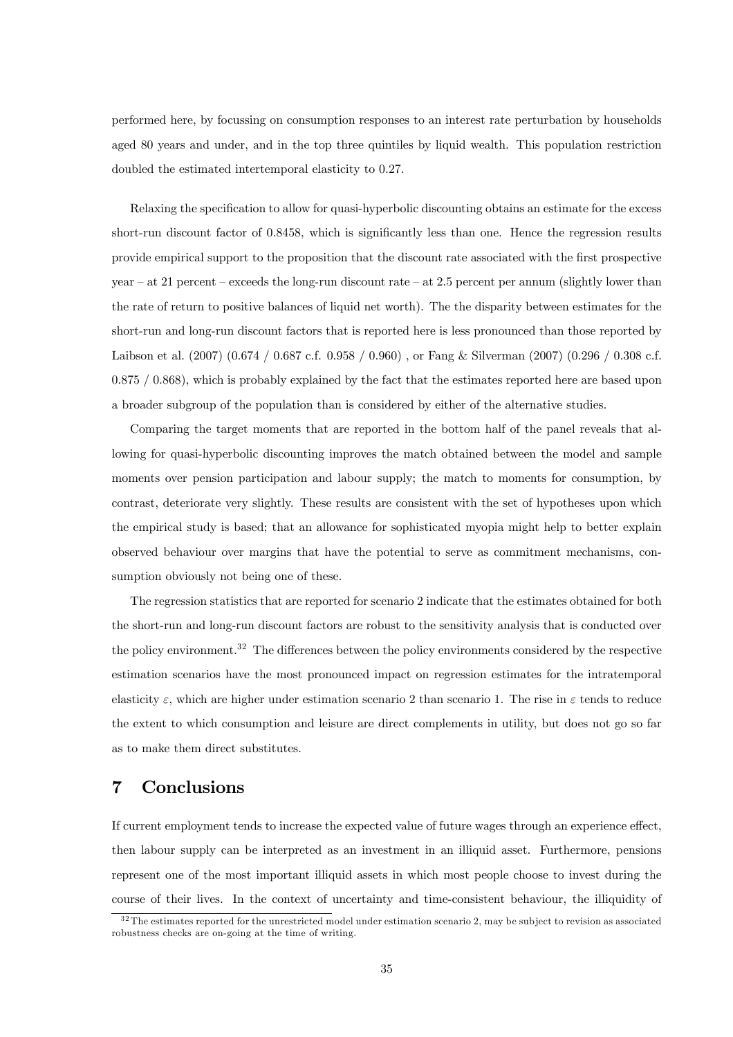performed here, by focussing on consumption responses to an interest rate perturbation by households aged 80 years and under, and in the top three quintiles by liquid wealth. This population restriction doubled the estimated intertemporal elasticity to 0.27.

Relaxing the specification to allow for quasi-hyperbolic discounting obtains an estimate for the excess short-run discount factor of 0.8458, which is significantly less than one. Hence the regression results provide empirical support to the proposition that the discount rate associated with the first prospective year – at 21 percent – exceeds the long-run discount rate – at 2.5 percent per annum (slightly lower than the rate of return to positive balances of liquid net worth). The the disparity between estimates for the short-run and long-run discount factors that is reported here is less pronounced than those reported by Laibson et al. (2007) (0.674 / 0.687 c.f. 0.958 / 0.960) , or Fang & Silverman (2007) (0.296 / 0.308 c.f. 0.875 / 0.868), which is probably explained by the fact that the estimates reported here are based upon a broader subgroup of the population than is considered by either of the alternative studies.

Comparing the target moments that are reported in the bottom half of the panel reveals that allowing for quasi-hyperbolic discounting improves the match obtained between the model and sample moments over pension participation and labour supply; the match to moments for consumption, by contrast, deteriorate very slightly. These results are consistent with the set of hypotheses upon which the empirical study is based; that an allowance for sophisticated myopia might help to better explain observed behaviour over margins that have the potential to serve as commitment mechanisms, consumption obviously not being one of these.

The regression statistics that are reported for scenario 2 indicate that the estimates obtained for both the short-run and long-run discount factors are robust to the sensitivity analysis that is conducted over the policy environment.[32] The differences between the policy environments considered by the respective estimation scenarios have the most pronounced impact on regression estimates for the intratemporal elasticity $\varepsilon$, which are higher under estimation scenario 2 than scenario 1. The rise in $\varepsilon$ tends to reduce the extent to which consumption and leisure are direct complements in utility, but does not go so far as to make them direct substitutes.

## 7 Conclusions

If current employment tends to increase the expected value of future wages through an experience effect, then labour supply can be interpreted as an investment in an illiquid asset. Furthermore, pensions represent one of the most important illiquid assets in which most people choose to invest during the course of their lives. In the context of uncertainty and time-consistent behaviour, the illiquidity of

[32] The estimates reported for the unrestricted model under estimation scenario 2, may be subject to revision as associated robustness checks are on-going at the time of writing.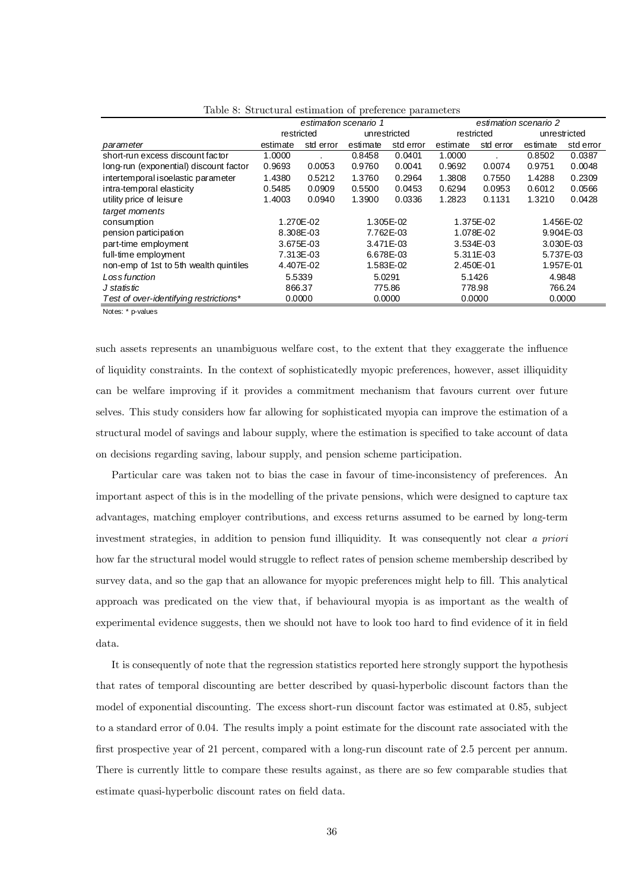Table 8: Structural estimation of preference parameters

| | *estimation scenario 1* | | | | *estimation scenario 2* | | | |
|---|---|---|---|---|---|---|---|---|
| | restricted | | unrestricted | | restricted | | unrestricted | |
| *parameter* | estimate | std error | estimate | std error | estimate | std error | estimate | std error |
| short-run excess discount factor | 1.0000 | . | 0.8458 | 0.0401 | 1.0000 | . | 0.8502 | 0.0387 |
| long-run (exponential) discount factor | 0.9693 | 0.0053 | 0.9760 | 0.0041 | 0.9692 | 0.0074 | 0.9751 | 0.0048 |
| intertemporal isoelastic parameter | 1.4380 | 0.5212 | 1.3760 | 0.2964 | 1.3808 | 0.7550 | 1.4288 | 0.2309 |
| intra-temporal elasticity | 0.5485 | 0.0909 | 0.5500 | 0.0453 | 0.6294 | 0.0953 | 0.6012 | 0.0566 |
| utility price of leisure | 1.4003 | 0.0940 | 1.3900 | 0.0336 | 1.2823 | 0.1131 | 1.3210 | 0.0428 |
| *target moments* | | | | | | | | |
| consumption | 1.270E-02 | | 1.305E-02 | | 1.375E-02 | | 1.456E-02 | |
| pension participation | 8.308E-03 | | 7.762E-03 | | 1.078E-02 | | 9.904E-03 | |
| part-time employment | 3.675E-03 | | 3.471E-03 | | 3.534E-03 | | 3.030E-03 | |
| full-time employment | 7.313E-03 | | 6.678E-03 | | 5.311E-03 | | 5.737E-03 | |
| non-emp of 1st to 5th wealth quintiles | 4.407E-02 | | 1.583E-02 | | 2.450E-01 | | 1.957E-01 | |
| *Loss function* | 5.5339 | | 5.0291 | | 5.1426 | | 4.9848 | |
| *J statistic* | 866.37 | | 775.86 | | 778.98 | | 766.24 | |
| *Test of over-identifying restrictions** | 0.0000 | | 0.0000 | | 0.0000 | | 0.0000 | |

Notes: * p-values

such assets represents an unambiguous welfare cost, to the extent that they exaggerate the influence of liquidity constraints. In the context of sophisticatedly myopic preferences, however, asset illiquidity can be welfare improving if it provides a commitment mechanism that favours current over future selves. This study considers how far allowing for sophisticated myopia can improve the estimation of a structural model of savings and labour supply, where the estimation is specified to take account of data on decisions regarding saving, labour supply, and pension scheme participation.

Particular care was taken not to bias the case in favour of time-inconsistency of preferences. An important aspect of this is in the modelling of the private pensions, which were designed to capture tax advantages, matching employer contributions, and excess returns assumed to be earned by long-term investment strategies, in addition to pension fund illiquidity. It was consequently not clear *a priori* how far the structural model would struggle to reflect rates of pension scheme membership described by survey data, and so the gap that an allowance for myopic preferences might help to fill. This analytical approach was predicated on the view that, if behavioural myopia is as important as the wealth of experimental evidence suggests, then we should not have to look too hard to find evidence of it in field data.

It is consequently of note that the regression statistics reported here strongly support the hypothesis that rates of temporal discounting are better described by quasi-hyperbolic discount factors than the model of exponential discounting. The excess short-run discount factor was estimated at 0.85, subject to a standard error of 0.04. The results imply a point estimate for the discount rate associated with the first prospective year of 21 percent, compared with a long-run discount rate of 2.5 percent per annum. There is currently little to compare these results against, as there are so few comparable studies that estimate quasi-hyperbolic discount rates on field data.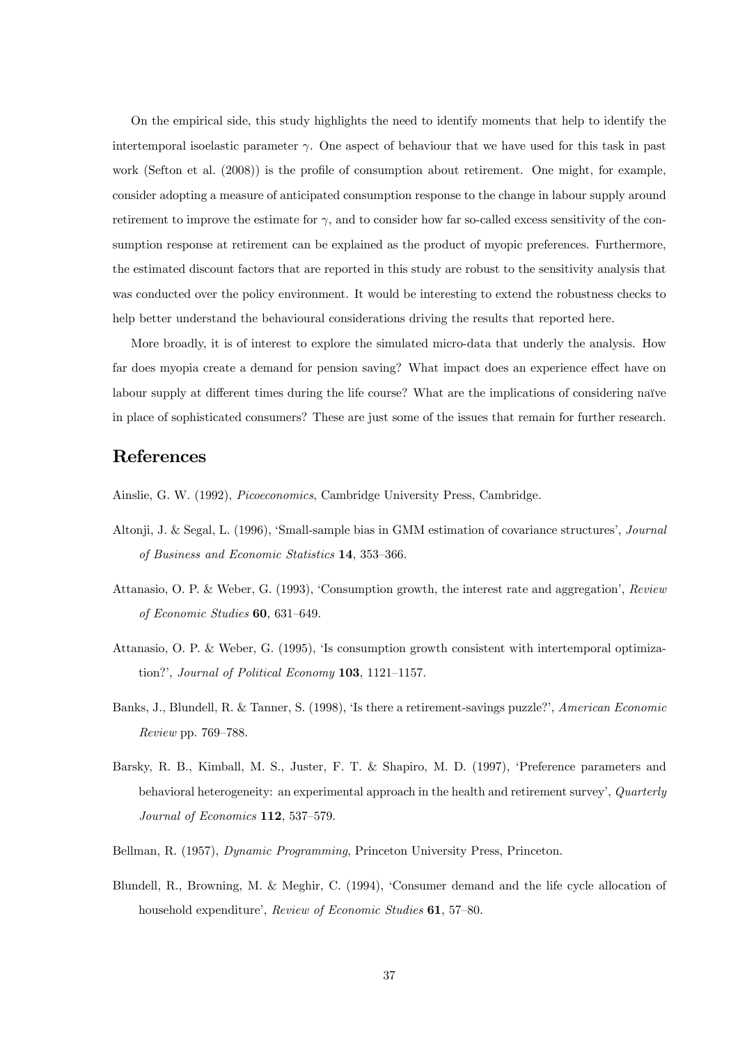On the empirical side, this study highlights the need to identify moments that help to identify the intertemporal isoelastic parameter $\gamma$. One aspect of behaviour that we have used for this task in past work (Sefton et al. (2008)) is the profile of consumption about retirement. One might, for example, consider adopting a measure of anticipated consumption response to the change in labour supply around retirement to improve the estimate for $\gamma$, and to consider how far so-called excess sensitivity of the consumption response at retirement can be explained as the product of myopic preferences. Furthermore, the estimated discount factors that are reported in this study are robust to the sensitivity analysis that was conducted over the policy environment. It would be interesting to extend the robustness checks to help better understand the behavioural considerations driving the results that reported here.

More broadly, it is of interest to explore the simulated micro-data that underly the analysis. How far does myopia create a demand for pension saving? What impact does an experience effect have on labour supply at different times during the life course? What are the implications of considering naïve in place of sophisticated consumers? These are just some of the issues that remain for further research.

## References

Ainslie, G. W. (1992), *Picoeconomics*, Cambridge University Press, Cambridge.

Altonji, J. & Segal, L. (1996), 'Small-sample bias in GMM estimation of covariance structures', *Journal of Business and Economic Statistics* **14**, 353–366.

Attanasio, O. P. & Weber, G. (1993), 'Consumption growth, the interest rate and aggregation', *Review of Economic Studies* **60**, 631–649.

Attanasio, O. P. & Weber, G. (1995), 'Is consumption growth consistent with intertemporal optimization?', *Journal of Political Economy* **103**, 1121–1157.

Banks, J., Blundell, R. & Tanner, S. (1998), 'Is there a retirement-savings puzzle?', *American Economic Review* pp. 769–788.

Barsky, R. B., Kimball, M. S., Juster, F. T. & Shapiro, M. D. (1997), 'Preference parameters and behavioral heterogeneity: an experimental approach in the health and retirement survey', *Quarterly Journal of Economics* **112**, 537–579.

Bellman, R. (1957), *Dynamic Programming*, Princeton University Press, Princeton.

Blundell, R., Browning, M. & Meghir, C. (1994), 'Consumer demand and the life cycle allocation of household expenditure', *Review of Economic Studies* **61**, 57–80.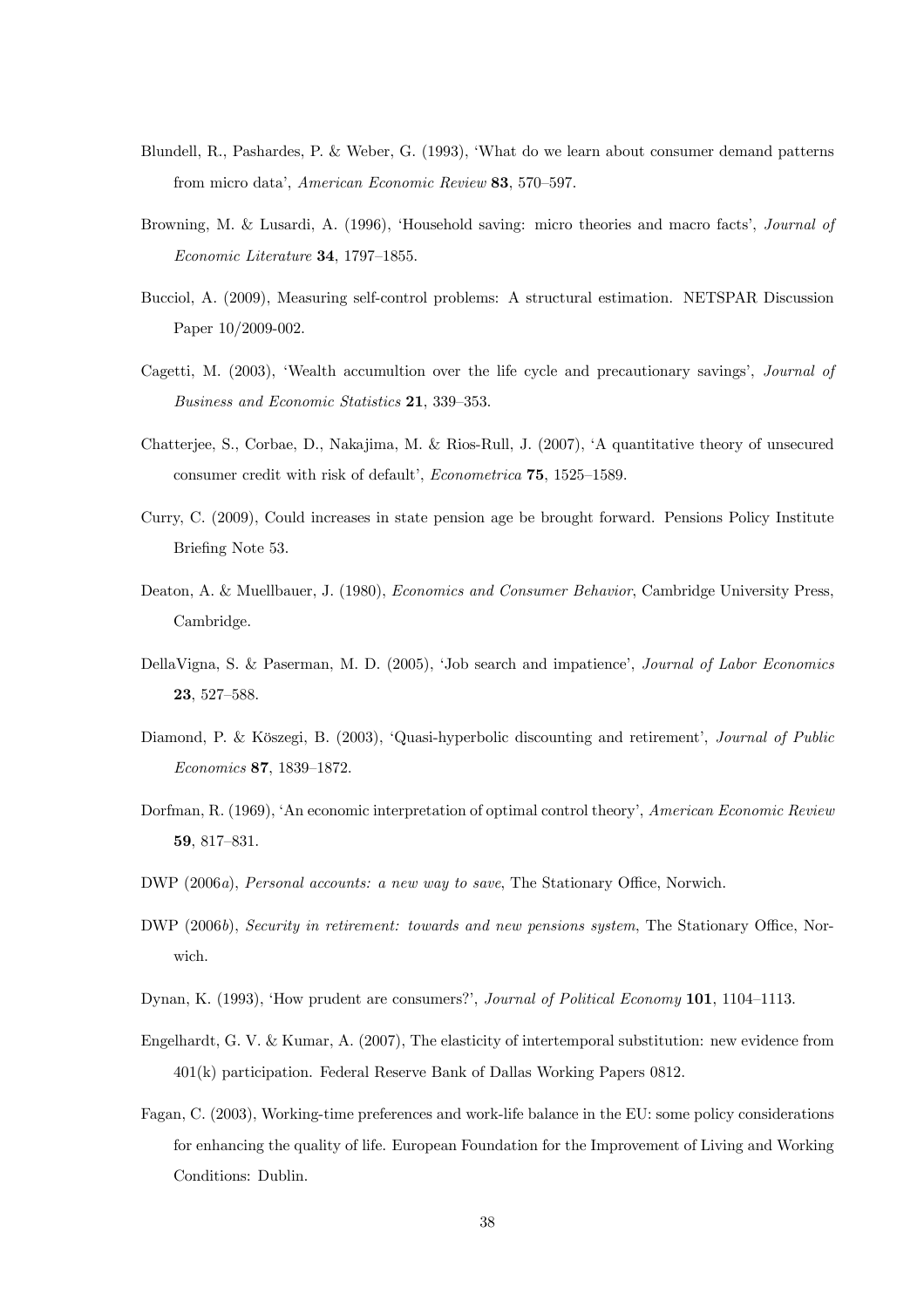Blundell, R., Pashardes, P. & Weber, G. (1993), 'What do we learn about consumer demand patterns from micro data', *American Economic Review* **83**, 570–597.

Browning, M. & Lusardi, A. (1996), 'Household saving: micro theories and macro facts', *Journal of Economic Literature* **34**, 1797–1855.

Bucciol, A. (2009), Measuring self-control problems: A structural estimation. NETSPAR Discussion Paper 10/2009-002.

Cagetti, M. (2003), 'Wealth accumultion over the life cycle and precautionary savings', *Journal of Business and Economic Statistics* **21**, 339–353.

Chatterjee, S., Corbae, D., Nakajima, M. & Rios-Rull, J. (2007), 'A quantitative theory of unsecured consumer credit with risk of default', *Econometrica* **75**, 1525–1589.

Curry, C. (2009), Could increases in state pension age be brought forward. Pensions Policy Institute Briefing Note 53.

Deaton, A. & Muellbauer, J. (1980), *Economics and Consumer Behavior*, Cambridge University Press, Cambridge.

DellaVigna, S. & Paserman, M. D. (2005), 'Job search and impatience', *Journal of Labor Economics* **23**, 527–588.

Diamond, P. & Köszegi, B. (2003), 'Quasi-hyperbolic discounting and retirement', *Journal of Public Economics* **87**, 1839–1872.

Dorfman, R. (1969), 'An economic interpretation of optimal control theory', *American Economic Review* **59**, 817–831.

DWP (2006*a*), *Personal accounts: a new way to save*, The Stationary Office, Norwich.

DWP (2006*b*), *Security in retirement: towards and new pensions system*, The Stationary Office, Norwich.

Dynan, K. (1993), 'How prudent are consumers?', *Journal of Political Economy* **101**, 1104–1113.

Engelhardt, G. V. & Kumar, A. (2007), The elasticity of intertemporal substitution: new evidence from 401(k) participation. Federal Reserve Bank of Dallas Working Papers 0812.

Fagan, C. (2003), Working-time preferences and work-life balance in the EU: some policy considerations for enhancing the quality of life. European Foundation for the Improvement of Living and Working Conditions: Dublin.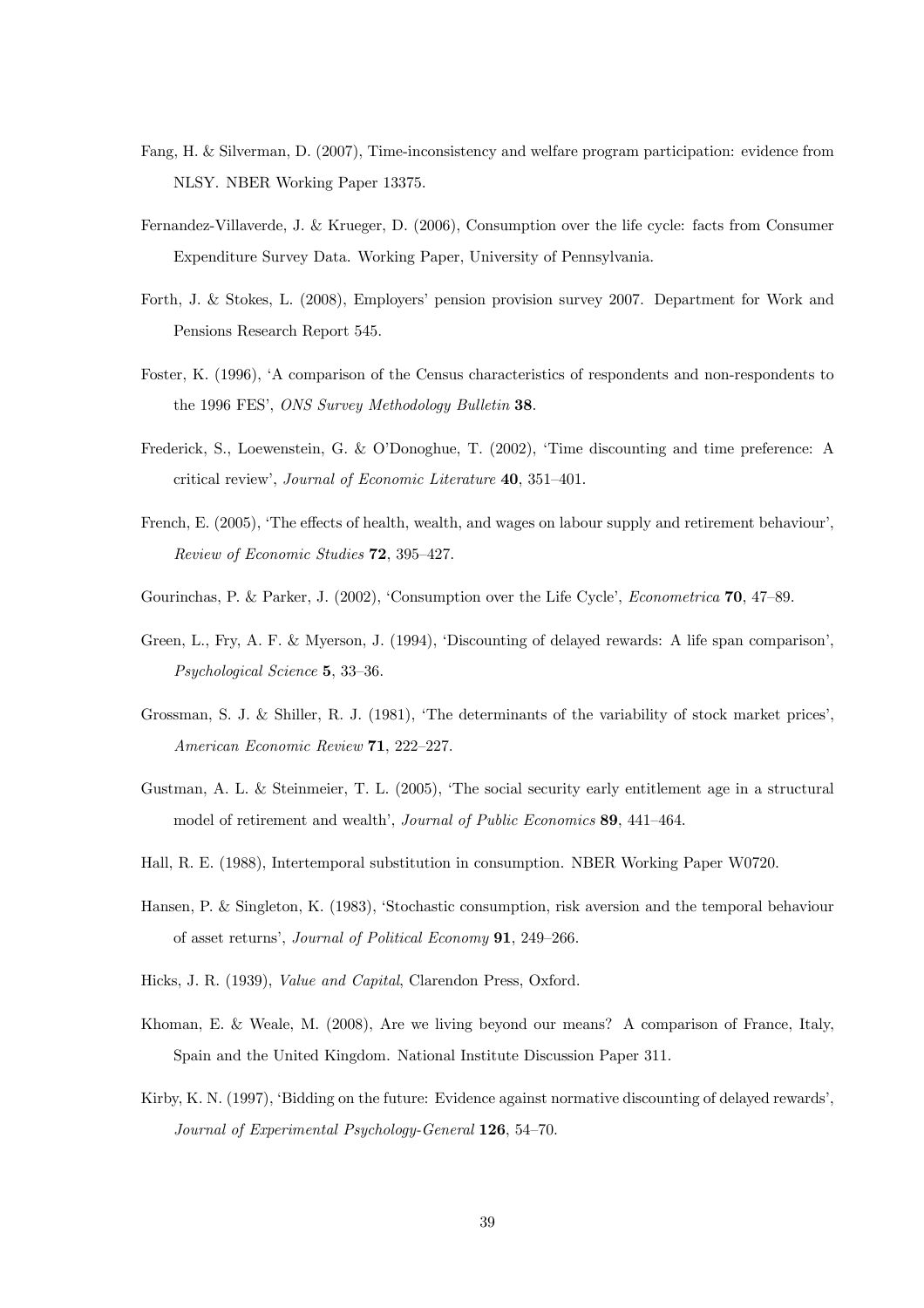Fang, H. & Silverman, D. (2007), Time-inconsistency and welfare program participation: evidence from NLSY. NBER Working Paper 13375.

Fernandez-Villaverde, J. & Krueger, D. (2006), Consumption over the life cycle: facts from Consumer Expenditure Survey Data. Working Paper, University of Pennsylvania.

Forth, J. & Stokes, L. (2008), Employers' pension provision survey 2007. Department for Work and Pensions Research Report 545.

Foster, K. (1996), 'A comparison of the Census characteristics of respondents and non-respondents to the 1996 FES', *ONS Survey Methodology Bulletin* **38**.

Frederick, S., Loewenstein, G. & O'Donoghue, T. (2002), 'Time discounting and time preference: A critical review', *Journal of Economic Literature* **40**, 351–401.

French, E. (2005), 'The effects of health, wealth, and wages on labour supply and retirement behaviour', *Review of Economic Studies* **72**, 395–427.

Gourinchas, P. & Parker, J. (2002), 'Consumption over the Life Cycle', *Econometrica* **70**, 47–89.

Green, L., Fry, A. F. & Myerson, J. (1994), 'Discounting of delayed rewards: A life span comparison', *Psychological Science* **5**, 33–36.

Grossman, S. J. & Shiller, R. J. (1981), 'The determinants of the variability of stock market prices', *American Economic Review* **71**, 222–227.

Gustman, A. L. & Steinmeier, T. L. (2005), 'The social security early entitlement age in a structural model of retirement and wealth', *Journal of Public Economics* **89**, 441–464.

Hall, R. E. (1988), Intertemporal substitution in consumption. NBER Working Paper W0720.

Hansen, P. & Singleton, K. (1983), 'Stochastic consumption, risk aversion and the temporal behaviour of asset returns', *Journal of Political Economy* **91**, 249–266.

Hicks, J. R. (1939), *Value and Capital*, Clarendon Press, Oxford.

Khoman, E. & Weale, M. (2008), Are we living beyond our means? A comparison of France, Italy, Spain and the United Kingdom. National Institute Discussion Paper 311.

Kirby, K. N. (1997), 'Bidding on the future: Evidence against normative discounting of delayed rewards', *Journal of Experimental Psychology-General* **126**, 54–70.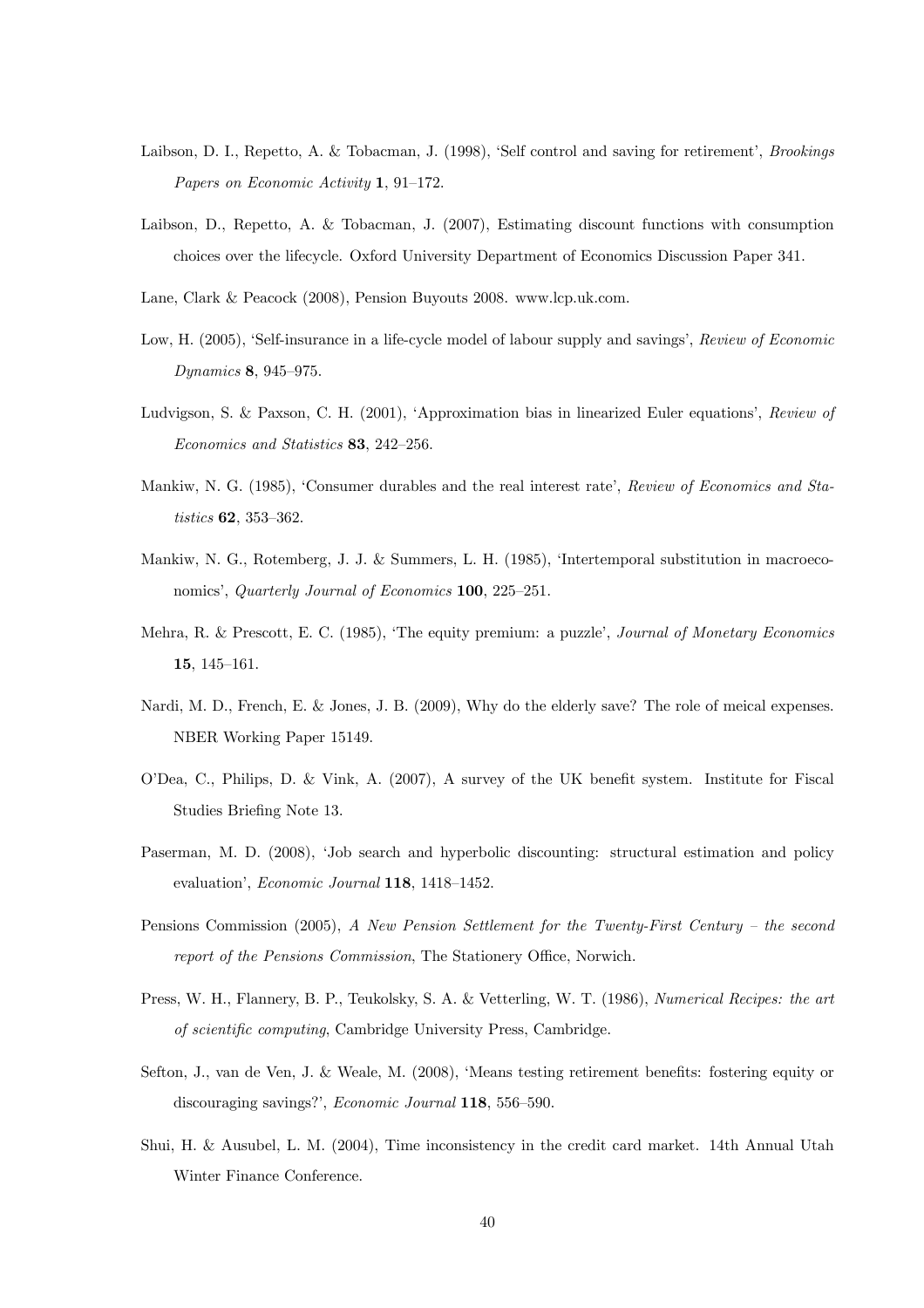Laibson, D. I., Repetto, A. & Tobacman, J. (1998), 'Self control and saving for retirement', *Brookings Papers on Economic Activity* **1**, 91–172.

Laibson, D., Repetto, A. & Tobacman, J. (2007), Estimating discount functions with consumption choices over the lifecycle. Oxford University Department of Economics Discussion Paper 341.

Lane, Clark & Peacock (2008), Pension Buyouts 2008. www.lcp.uk.com.

Low, H. (2005), 'Self-insurance in a life-cycle model of labour supply and savings', *Review of Economic Dynamics* **8**, 945–975.

Ludvigson, S. & Paxson, C. H. (2001), 'Approximation bias in linearized Euler equations', *Review of Economics and Statistics* **83**, 242–256.

Mankiw, N. G. (1985), 'Consumer durables and the real interest rate', *Review of Economics and Statistics* **62**, 353–362.

Mankiw, N. G., Rotemberg, J. J. & Summers, L. H. (1985), 'Intertemporal substitution in macroeconomics', *Quarterly Journal of Economics* **100**, 225–251.

Mehra, R. & Prescott, E. C. (1985), 'The equity premium: a puzzle', *Journal of Monetary Economics* **15**, 145–161.

Nardi, M. D., French, E. & Jones, J. B. (2009), Why do the elderly save? The role of meical expenses. NBER Working Paper 15149.

O'Dea, C., Philips, D. & Vink, A. (2007), A survey of the UK benefit system. Institute for Fiscal Studies Briefing Note 13.

Paserman, M. D. (2008), 'Job search and hyperbolic discounting: structural estimation and policy evaluation', *Economic Journal* **118**, 1418–1452.

Pensions Commission (2005), *A New Pension Settlement for the Twenty-First Century – the second report of the Pensions Commission*, The Stationery Office, Norwich.

Press, W. H., Flannery, B. P., Teukolsky, S. A. & Vetterling, W. T. (1986), *Numerical Recipes: the art of scientific computing*, Cambridge University Press, Cambridge.

Sefton, J., van de Ven, J. & Weale, M. (2008), 'Means testing retirement benefits: fostering equity or discouraging savings?', *Economic Journal* **118**, 556–590.

Shui, H. & Ausubel, L. M. (2004), Time inconsistency in the credit card market. 14th Annual Utah Winter Finance Conference.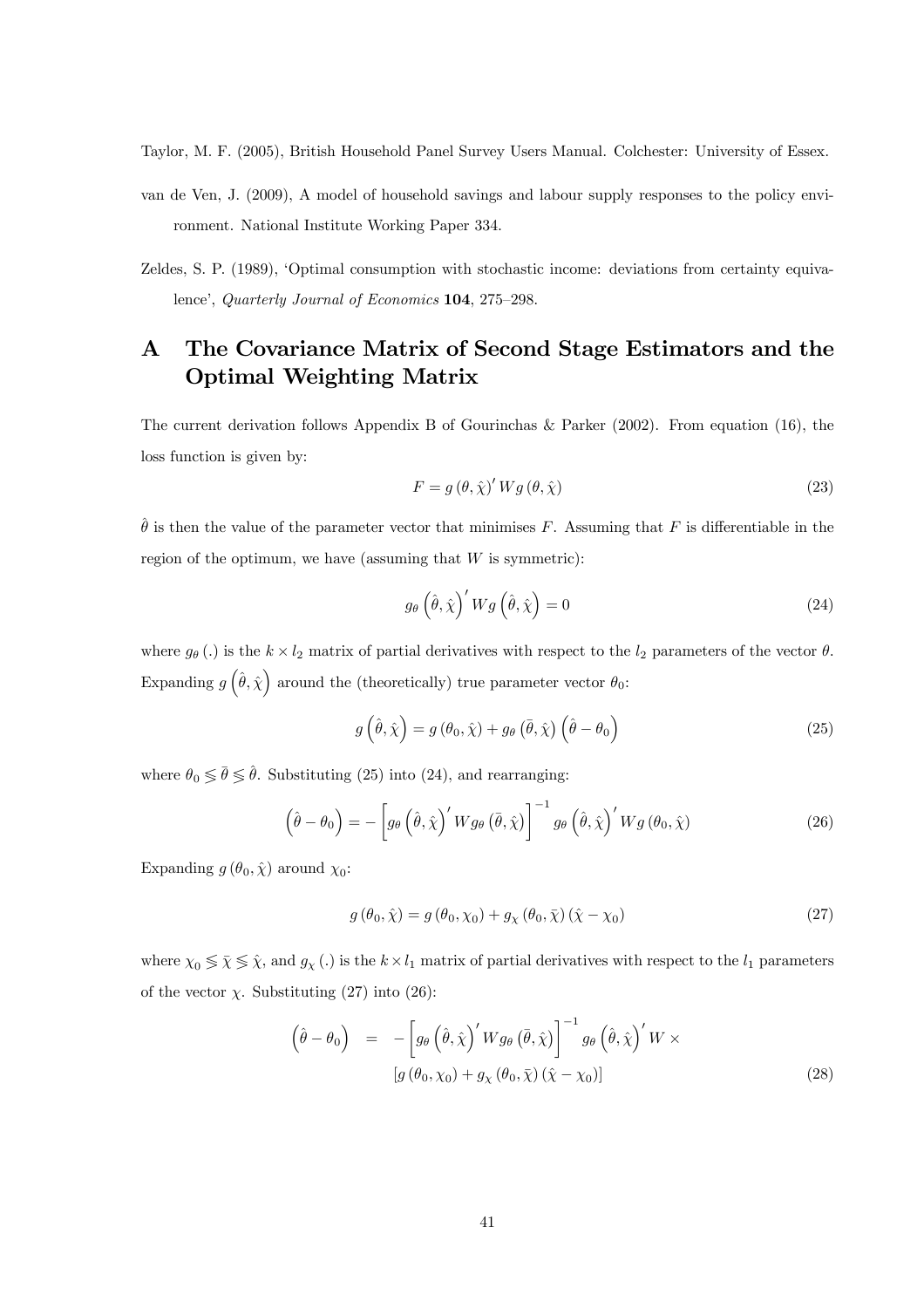Taylor, M. F. (2005), British Household Panel Survey Users Manual. Colchester: University of Essex.

van de Ven, J. (2009), A model of household savings and labour supply responses to the policy environment. National Institute Working Paper 334.

Zeldes, S. P. (1989), 'Optimal consumption with stochastic income: deviations from certainty equivalence', *Quarterly Journal of Economics* **104**, 275–298.

# A The Covariance Matrix of Second Stage Estimators and the Optimal Weighting Matrix

The current derivation follows Appendix B of Gourinchas & Parker (2002). From equation (16), the loss function is given by:

$$F = g(\theta, \hat{\chi})' W g(\theta, \hat{\chi}) \tag{23}$$

$\hat{\theta}$ is then the value of the parameter vector that minimises $F$. Assuming that $F$ is differentiable in the region of the optimum, we have (assuming that $W$ is symmetric):

$$g_\theta\left(\hat{\theta}, \hat{\chi}\right)' W g\left(\hat{\theta}, \hat{\chi}\right) = 0 \tag{24}$$

where $g_\theta(.)$ is the $k \times l_2$ matrix of partial derivatives with respect to the $l_2$ parameters of the vector $\theta$. Expanding $g\left(\hat{\theta}, \hat{\chi}\right)$ around the (theoretically) true parameter vector $\theta_0$:

$$g\left(\hat{\theta}, \hat{\chi}\right) = g(\theta_0, \hat{\chi}) + g_\theta\left(\bar{\theta}, \hat{\chi}\right)\left(\hat{\theta} - \theta_0\right) \tag{25}$$

where $\theta_0 \lesseqgtr \bar{\theta} \lesseqgtr \hat{\theta}$. Substituting (25) into (24), and rearranging:

$$\left(\hat{\theta} - \theta_0\right) = -\left[g_\theta\left(\hat{\theta}, \hat{\chi}\right)' W g_\theta\left(\bar{\theta}, \hat{\chi}\right)\right]^{-1} g_\theta\left(\hat{\theta}, \hat{\chi}\right)' W g(\theta_0, \hat{\chi}) \tag{26}$$

Expanding $g(\theta_0, \hat{\chi})$ around $\chi_0$:

$$g(\theta_0, \hat{\chi}) = g(\theta_0, \chi_0) + g_\chi(\theta_0, \bar{\chi})(\hat{\chi} - \chi_0) \tag{27}$$

where $\chi_0 \lesseqgtr \bar{\chi} \lesseqgtr \hat{\chi}$, and $g_\chi(.)$ is the $k \times l_1$ matrix of partial derivatives with respect to the $l_1$ parameters of the vector $\chi$. Substituting (27) into (26):

$$\begin{aligned}\left(\hat{\theta} - \theta_0\right) &= -\left[g_\theta\left(\hat{\theta}, \hat{\chi}\right)' W g_\theta\left(\bar{\theta}, \hat{\chi}\right)\right]^{-1} g_\theta\left(\hat{\theta}, \hat{\chi}\right)' W \times \\ &\quad \left[g(\theta_0, \chi_0) + g_\chi(\theta_0, \bar{\chi})(\hat{\chi} - \chi_0)\right]\end{aligned} \tag{28}$$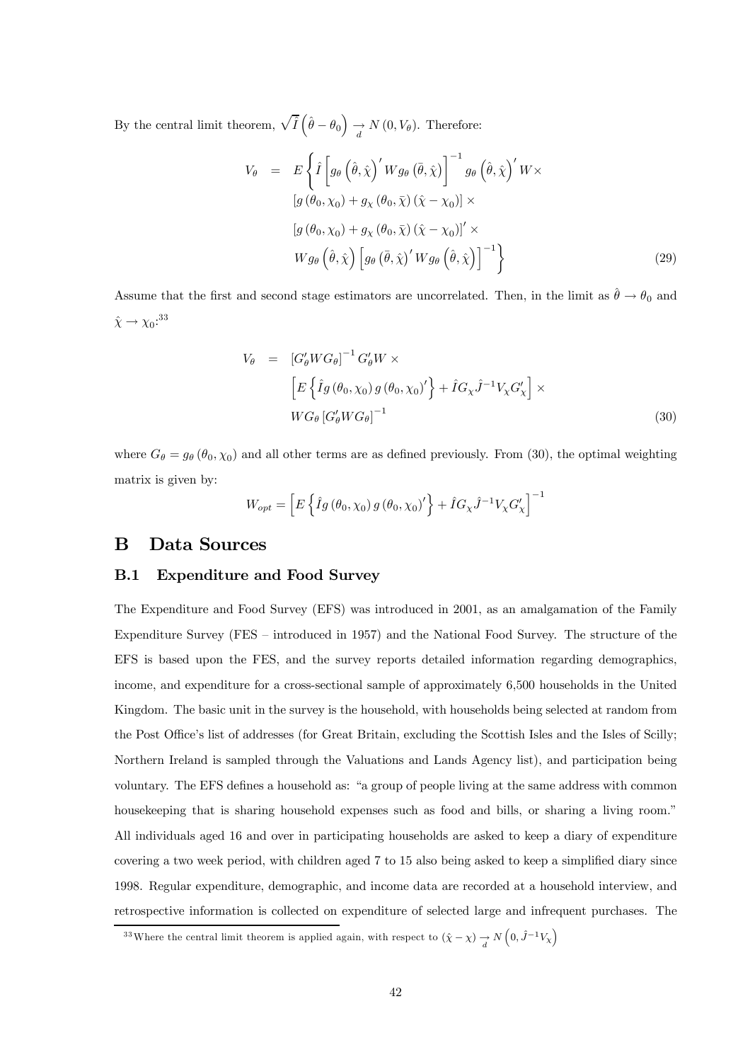By the central limit theorem, $\sqrt{\hat{I}}\left(\hat{\theta}-\theta_0\right) \underset{d}{\rightarrow} N\left(0, V_\theta\right)$. Therefore:

$$
\begin{aligned}
V_\theta = \; & E\left\{\hat{I}\left[g_\theta\left(\hat{\theta},\hat{\chi}\right)' W g_\theta\left(\bar{\theta},\hat{\chi}\right)\right]^{-1} g_\theta\left(\hat{\theta},\hat{\chi}\right)' W \times \right. \\
& \left[g\left(\theta_0,\chi_0\right)+g_\chi\left(\theta_0,\bar{\chi}\right)\left(\hat{\chi}-\chi_0\right)\right] \times \\
& \left[g\left(\theta_0,\chi_0\right)+g_\chi\left(\theta_0,\bar{\chi}\right)\left(\hat{\chi}-\chi_0\right)\right]' \times \\
& \left. W g_\theta\left(\hat{\theta},\hat{\chi}\right)\left[g_\theta\left(\bar{\theta},\hat{\chi}\right)' W g_\theta\left(\hat{\theta},\hat{\chi}\right)\right]^{-1}\right\}
\end{aligned} \tag{29}
$$

Assume that the first and second stage estimators are uncorrelated. Then, in the limit as $\hat{\theta} \rightarrow \theta_0$ and $\hat{\chi} \rightarrow \chi_0$:[33]

$$
\begin{aligned}
V_\theta = \; & \left[G_\theta' W G_\theta\right]^{-1} G_\theta' W \times \\
& \left[E\left\{\hat{I} g\left(\theta_0,\chi_0\right) g\left(\theta_0,\chi_0\right)'\right\} + \hat{I} G_\chi \hat{J}^{-1} V_\chi G_\chi'\right] \times \\
& W G_\theta \left[G_\theta' W G_\theta\right]^{-1}
\end{aligned} \tag{30}
$$

where $G_\theta = g_\theta\left(\theta_0,\chi_0\right)$ and all other terms are as defined previously. From (30), the optimal weighting matrix is given by:

$$
W_{opt} = \left[E\left\{\hat{I} g\left(\theta_0,\chi_0\right) g\left(\theta_0,\chi_0\right)'\right\} + \hat{I} G_\chi \hat{J}^{-1} V_\chi G_\chi'\right]^{-1}
$$

# B Data Sources

## B.1 Expenditure and Food Survey

The Expenditure and Food Survey (EFS) was introduced in 2001, as an amalgamation of the Family Expenditure Survey (FES – introduced in 1957) and the National Food Survey. The structure of the EFS is based upon the FES, and the survey reports detailed information regarding demographics, income, and expenditure for a cross-sectional sample of approximately 6,500 households in the United Kingdom. The basic unit in the survey is the household, with households being selected at random from the Post Office's list of addresses (for Great Britain, excluding the Scottish Isles and the Isles of Scilly; Northern Ireland is sampled through the Valuations and Lands Agency list), and participation being voluntary. The EFS defines a household as: "a group of people living at the same address with common housekeeping that is sharing household expenses such as food and bills, or sharing a living room." All individuals aged 16 and over in participating households are asked to keep a diary of expenditure covering a two week period, with children aged 7 to 15 also being asked to keep a simplified diary since 1998. Regular expenditure, demographic, and income data are recorded at a household interview, and retrospective information is collected on expenditure of selected large and infrequent purchases. The

[33] Where the central limit theorem is applied again, with respect to $\left(\hat{\chi}-\chi\right) \underset{d}{\rightarrow} N\left(0, \hat{J}^{-1} V_\chi\right)$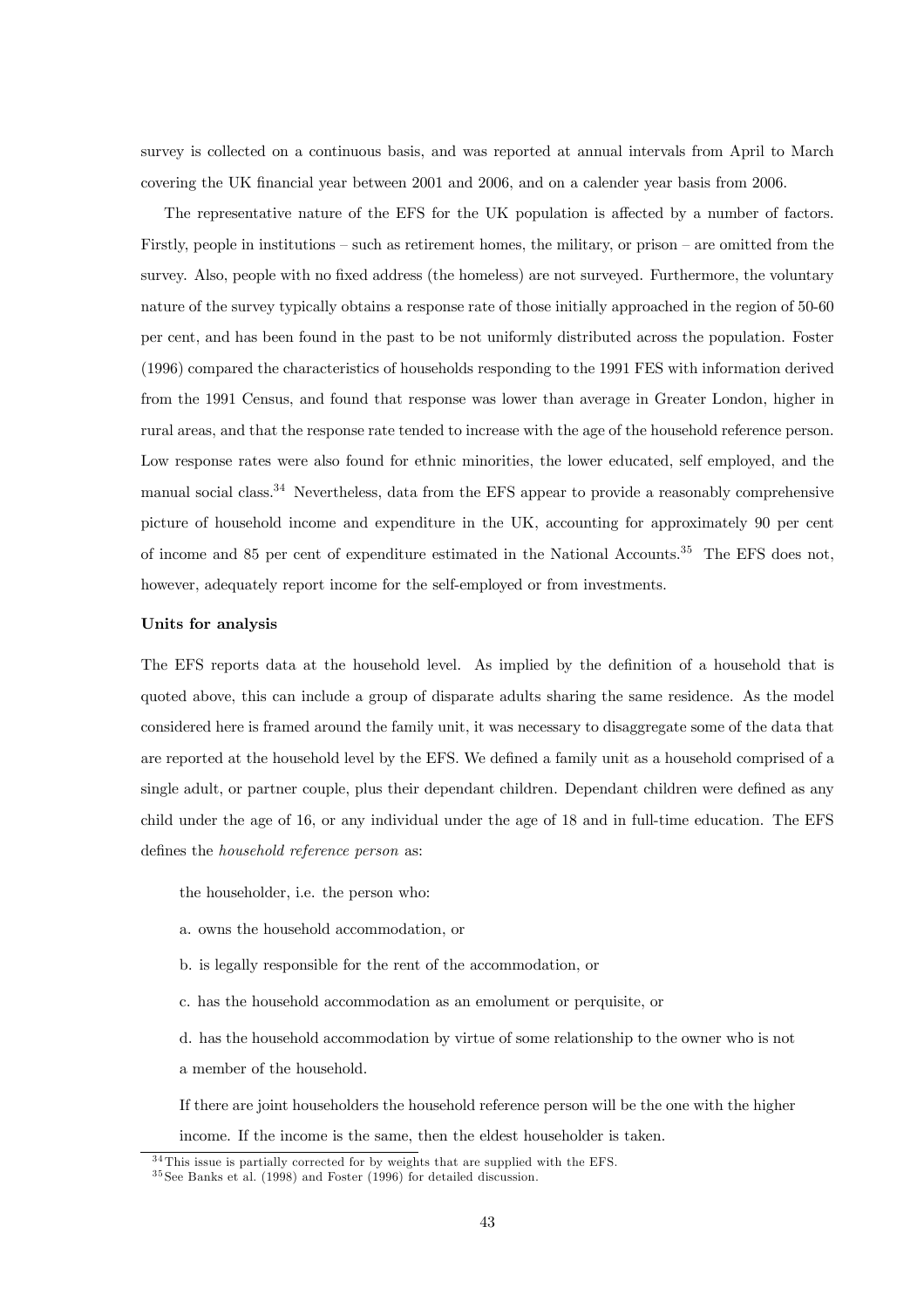survey is collected on a continuous basis, and was reported at annual intervals from April to March covering the UK financial year between 2001 and 2006, and on a calender year basis from 2006.

The representative nature of the EFS for the UK population is affected by a number of factors. Firstly, people in institutions – such as retirement homes, the military, or prison – are omitted from the survey. Also, people with no fixed address (the homeless) are not surveyed. Furthermore, the voluntary nature of the survey typically obtains a response rate of those initially approached in the region of 50-60 per cent, and has been found in the past to be not uniformly distributed across the population. Foster (1996) compared the characteristics of households responding to the 1991 FES with information derived from the 1991 Census, and found that response was lower than average in Greater London, higher in rural areas, and that the response rate tended to increase with the age of the household reference person. Low response rates were also found for ethnic minorities, the lower educated, self employed, and the manual social class.[34] Nevertheless, data from the EFS appear to provide a reasonably comprehensive picture of household income and expenditure in the UK, accounting for approximately 90 per cent of income and 85 per cent of expenditure estimated in the National Accounts.[35] The EFS does not, however, adequately report income for the self-employed or from investments.

**Units for analysis**

The EFS reports data at the household level. As implied by the definition of a household that is quoted above, this can include a group of disparate adults sharing the same residence. As the model considered here is framed around the family unit, it was necessary to disaggregate some of the data that are reported at the household level by the EFS. We defined a family unit as a household comprised of a single adult, or partner couple, plus their dependant children. Dependant children were defined as any child under the age of 16, or any individual under the age of 18 and in full-time education. The EFS defines the *household reference person* as:

> the householder, i.e. the person who:
>
> a. owns the household accommodation, or
>
> b. is legally responsible for the rent of the accommodation, or
>
> c. has the household accommodation as an emolument or perquisite, or
>
> d. has the household accommodation by virtue of some relationship to the owner who is not a member of the household.
>
> If there are joint householders the household reference person will be the one with the higher income. If the income is the same, then the eldest householder is taken.

[34] This issue is partially corrected for by weights that are supplied with the EFS.

[35] See Banks et al. (1998) and Foster (1996) for detailed discussion.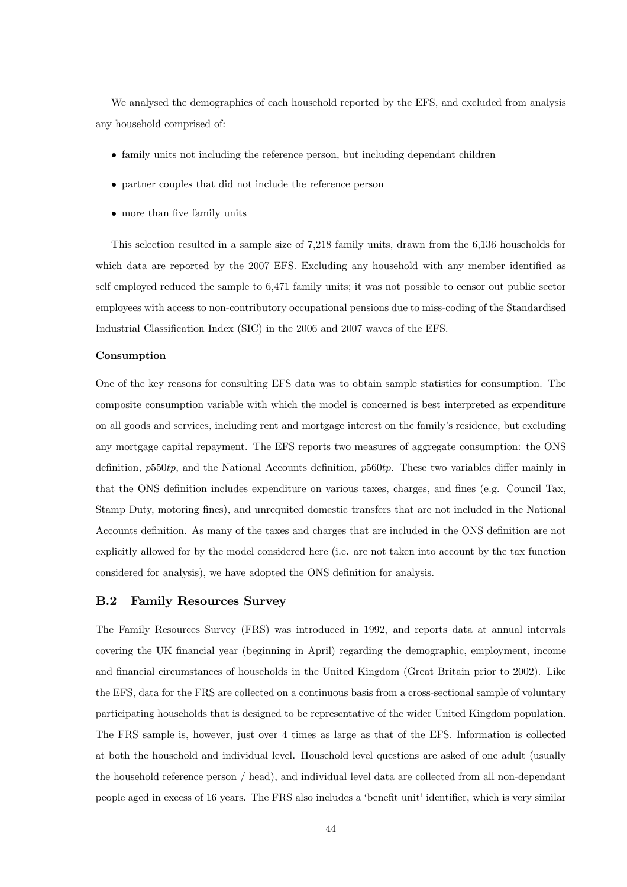We analysed the demographics of each household reported by the EFS, and excluded from analysis any household comprised of:

- family units not including the reference person, but including dependant children
- partner couples that did not include the reference person
- more than five family units

This selection resulted in a sample size of 7,218 family units, drawn from the 6,136 households for which data are reported by the 2007 EFS. Excluding any household with any member identified as self employed reduced the sample to 6,471 family units; it was not possible to censor out public sector employees with access to non-contributory occupational pensions due to miss-coding of the Standardised Industrial Classification Index (SIC) in the 2006 and 2007 waves of the EFS.

**Consumption**

One of the key reasons for consulting EFS data was to obtain sample statistics for consumption. The composite consumption variable with which the model is concerned is best interpreted as expenditure on all goods and services, including rent and mortgage interest on the family's residence, but excluding any mortgage capital repayment. The EFS reports two measures of aggregate consumption: the ONS definition, *p550tp*, and the National Accounts definition, *p560tp*. These two variables differ mainly in that the ONS definition includes expenditure on various taxes, charges, and fines (e.g. Council Tax, Stamp Duty, motoring fines), and unrequited domestic transfers that are not included in the National Accounts definition. As many of the taxes and charges that are included in the ONS definition are not explicitly allowed for by the model considered here (i.e. are not taken into account by the tax function considered for analysis), we have adopted the ONS definition for analysis.

## B.2 Family Resources Survey

The Family Resources Survey (FRS) was introduced in 1992, and reports data at annual intervals covering the UK financial year (beginning in April) regarding the demographic, employment, income and financial circumstances of households in the United Kingdom (Great Britain prior to 2002). Like the EFS, data for the FRS are collected on a continuous basis from a cross-sectional sample of voluntary participating households that is designed to be representative of the wider United Kingdom population. The FRS sample is, however, just over 4 times as large as that of the EFS. Information is collected at both the household and individual level. Household level questions are asked of one adult (usually the household reference person / head), and individual level data are collected from all non-dependant people aged in excess of 16 years. The FRS also includes a 'benefit unit' identifier, which is very similar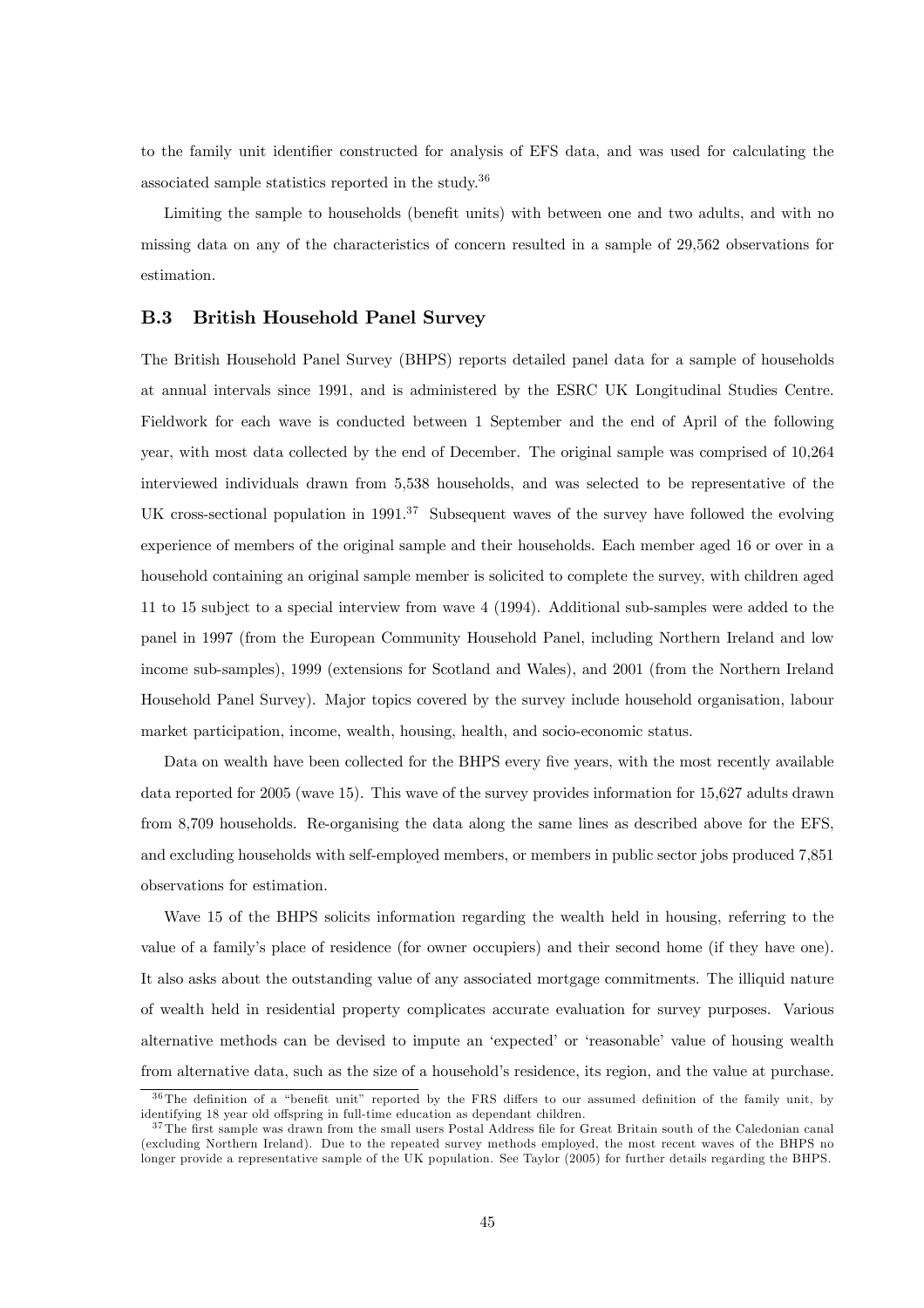to the family unit identifier constructed for analysis of EFS data, and was used for calculating the associated sample statistics reported in the study.[36]

Limiting the sample to households (benefit units) with between one and two adults, and with no missing data on any of the characteristics of concern resulted in a sample of 29,562 observations for estimation.

### B.3 British Household Panel Survey

The British Household Panel Survey (BHPS) reports detailed panel data for a sample of households at annual intervals since 1991, and is administered by the ESRC UK Longitudinal Studies Centre. Fieldwork for each wave is conducted between 1 September and the end of April of the following year, with most data collected by the end of December. The original sample was comprised of 10,264 interviewed individuals drawn from 5,538 households, and was selected to be representative of the UK cross-sectional population in 1991.[37] Subsequent waves of the survey have followed the evolving experience of members of the original sample and their households. Each member aged 16 or over in a household containing an original sample member is solicited to complete the survey, with children aged 11 to 15 subject to a special interview from wave 4 (1994). Additional sub-samples were added to the panel in 1997 (from the European Community Household Panel, including Northern Ireland and low income sub-samples), 1999 (extensions for Scotland and Wales), and 2001 (from the Northern Ireland Household Panel Survey). Major topics covered by the survey include household organisation, labour market participation, income, wealth, housing, health, and socio-economic status.

Data on wealth have been collected for the BHPS every five years, with the most recently available data reported for 2005 (wave 15). This wave of the survey provides information for 15,627 adults drawn from 8,709 households. Re-organising the data along the same lines as described above for the EFS, and excluding households with self-employed members, or members in public sector jobs produced 7,851 observations for estimation.

Wave 15 of the BHPS solicits information regarding the wealth held in housing, referring to the value of a family's place of residence (for owner occupiers) and their second home (if they have one). It also asks about the outstanding value of any associated mortgage commitments. The illiquid nature of wealth held in residential property complicates accurate evaluation for survey purposes. Various alternative methods can be devised to impute an 'expected' or 'reasonable' value of housing wealth from alternative data, such as the size of a household's residence, its region, and the value at purchase.

---

[36] The definition of a "benefit unit" reported by the FRS differs to our assumed definition of the family unit, by identifying 18 year old offspring in full-time education as dependant children.

[37] The first sample was drawn from the small users Postal Address file for Great Britain south of the Caledonian canal (excluding Northern Ireland). Due to the repeated survey methods employed, the most recent waves of the BHPS no longer provide a representative sample of the UK population. See Taylor (2005) for further details regarding the BHPS.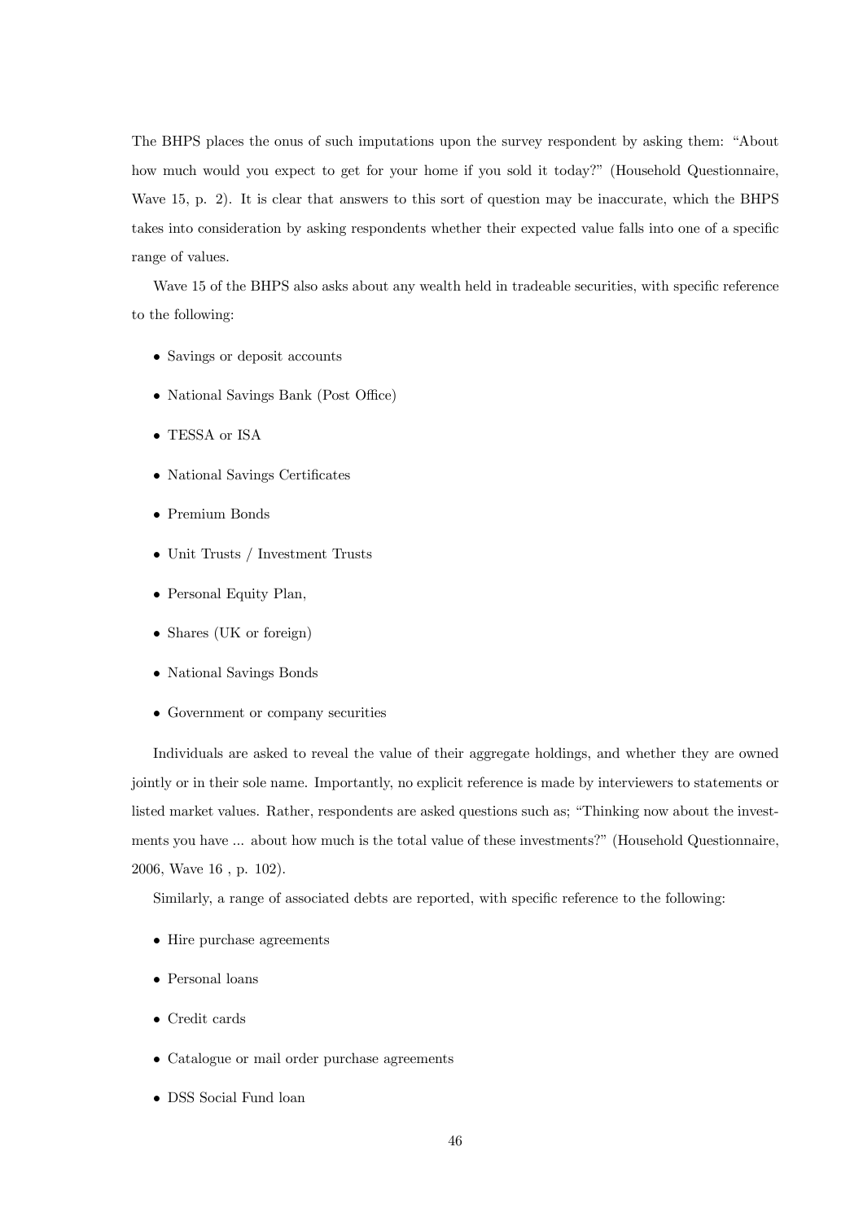The BHPS places the onus of such imputations upon the survey respondent by asking them: "About how much would you expect to get for your home if you sold it today?" (Household Questionnaire, Wave 15, p. 2). It is clear that answers to this sort of question may be inaccurate, which the BHPS takes into consideration by asking respondents whether their expected value falls into one of a specific range of values.

Wave 15 of the BHPS also asks about any wealth held in tradeable securities, with specific reference to the following:

- Savings or deposit accounts
- National Savings Bank (Post Office)
- TESSA or ISA
- National Savings Certificates
- Premium Bonds
- Unit Trusts / Investment Trusts
- Personal Equity Plan,
- Shares (UK or foreign)
- National Savings Bonds
- Government or company securities

Individuals are asked to reveal the value of their aggregate holdings, and whether they are owned jointly or in their sole name. Importantly, no explicit reference is made by interviewers to statements or listed market values. Rather, respondents are asked questions such as; "Thinking now about the investments you have ... about how much is the total value of these investments?" (Household Questionnaire, 2006, Wave 16 , p. 102).

Similarly, a range of associated debts are reported, with specific reference to the following:

- Hire purchase agreements
- Personal loans
- Credit cards
- Catalogue or mail order purchase agreements
- DSS Social Fund loan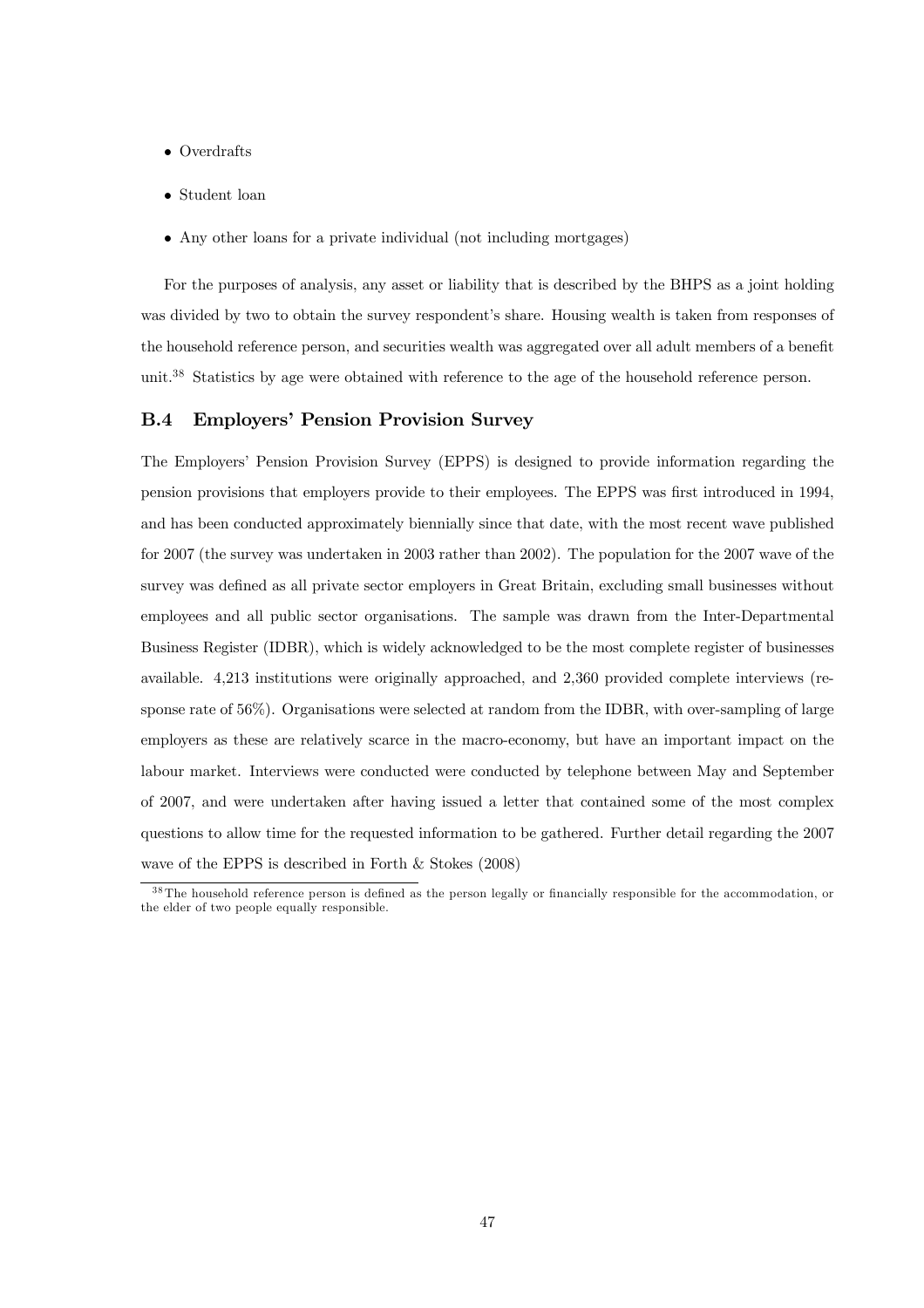- Overdrafts
- Student loan
- Any other loans for a private individual (not including mortgages)

For the purposes of analysis, any asset or liability that is described by the BHPS as a joint holding was divided by two to obtain the survey respondent's share. Housing wealth is taken from responses of the household reference person, and securities wealth was aggregated over all adult members of a benefit unit.[38] Statistics by age were obtained with reference to the age of the household reference person.

## B.4 Employers' Pension Provision Survey

The Employers' Pension Provision Survey (EPPS) is designed to provide information regarding the pension provisions that employers provide to their employees. The EPPS was first introduced in 1994, and has been conducted approximately biennially since that date, with the most recent wave published for 2007 (the survey was undertaken in 2003 rather than 2002). The population for the 2007 wave of the survey was defined as all private sector employers in Great Britain, excluding small businesses without employees and all public sector organisations. The sample was drawn from the Inter-Departmental Business Register (IDBR), which is widely acknowledged to be the most complete register of businesses available. 4,213 institutions were originally approached, and 2,360 provided complete interviews (response rate of 56%). Organisations were selected at random from the IDBR, with over-sampling of large employers as these are relatively scarce in the macro-economy, but have an important impact on the labour market. Interviews were conducted were conducted by telephone between May and September of 2007, and were undertaken after having issued a letter that contained some of the most complex questions to allow time for the requested information to be gathered. Further detail regarding the 2007 wave of the EPPS is described in Forth & Stokes (2008)

[38] The household reference person is defined as the person legally or financially responsible for the accommodation, or the elder of two people equally responsible.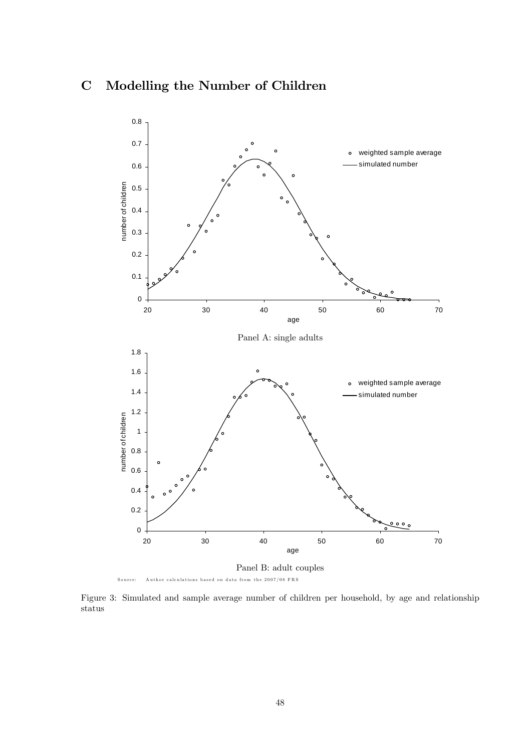# C Modelling the Number of Children

Panel A: single adults

Panel B: adult couples

Source: Author calculations based on data from the 2007/08 FRS

Figure 3: Simulated and sample average number of children per household, by age and relationship status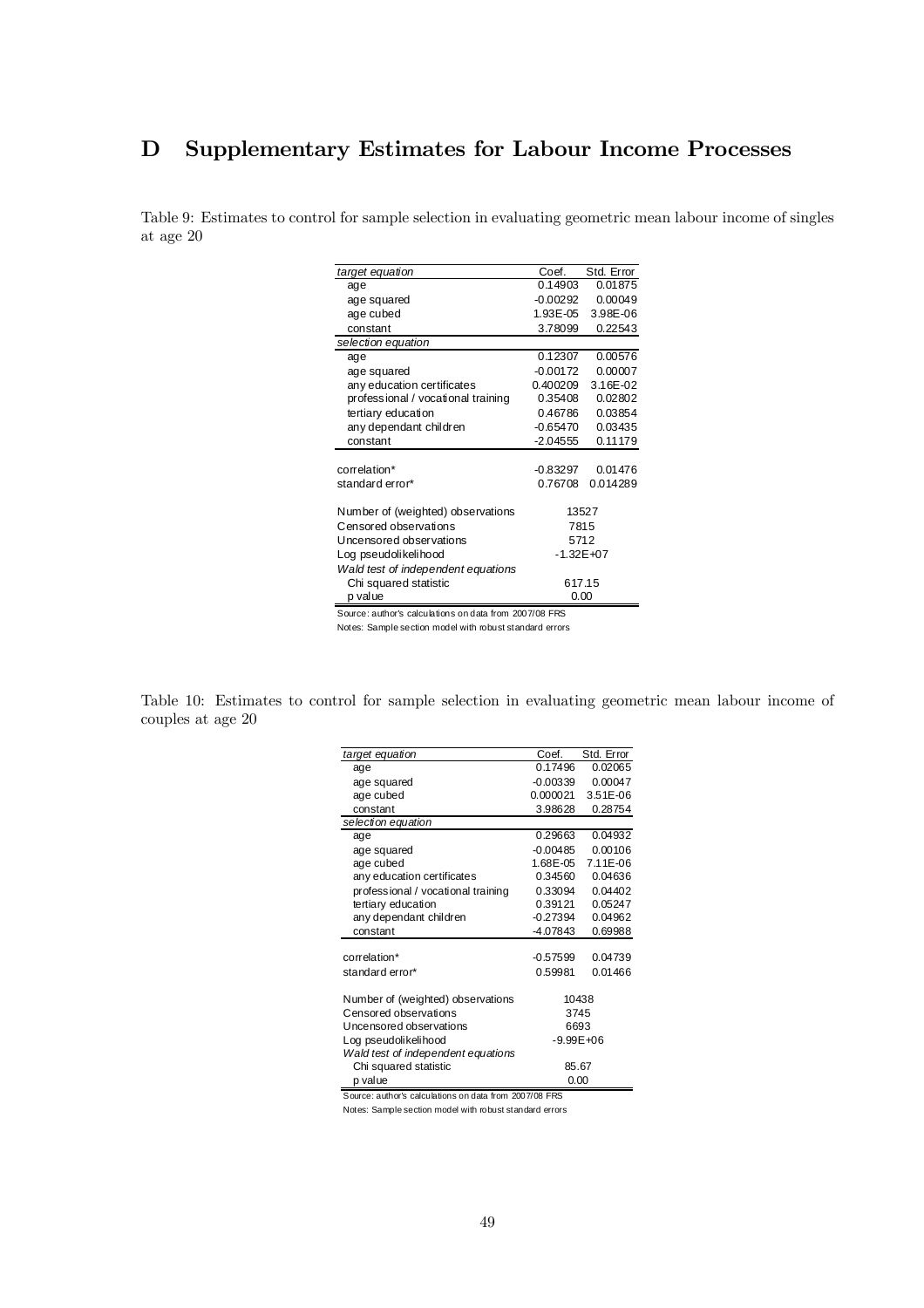# D Supplementary Estimates for Labour Income Processes

Table 9: Estimates to control for sample selection in evaluating geometric mean labour income of singles at age 20

| *target equation* | Coef. | Std. Error |
|---|---|---|
| age | 0.14903 | 0.01875 |
| age squared | -0.00292 | 0.00049 |
| age cubed | 1.93E-05 | 3.98E-06 |
| constant | 3.78099 | 0.22543 |
| *selection equation* | | |
| age | 0.12307 | 0.00576 |
| age squared | -0.00172 | 0.00007 |
| any education certificates | 0.400209 | 3.16E-02 |
| professional / vocational training | 0.35408 | 0.02802 |
| tertiary education | 0.46786 | 0.03854 |
| any dependant children | -0.65470 | 0.03435 |
| constant | -2.04555 | 0.11179 |
| | | |
| correlation* | -0.83297 | 0.01476 |
| standard error* | 0.76708 | 0.014289 |
| | | |
| Number of (weighted) observations | 13527 | |
| Censored observations | 7815 | |
| Uncensored observations | 5712 | |
| Log pseudolikelihood | -1.32E+07 | |
| *Wald test of independent equations* | | |
| Chi squared statistic | 617.15 | |
| p value | 0.00 | |

Source: author's calculations on data from 2007/08 FRS

Notes: Sample section model with robust standard errors

Table 10: Estimates to control for sample selection in evaluating geometric mean labour income of couples at age 20

| *target equation* | Coef. | Std. Error |
|---|---|---|
| age | 0.17496 | 0.02065 |
| age squared | -0.00339 | 0.00047 |
| age cubed | 0.000021 | 3.51E-06 |
| constant | 3.98628 | 0.28754 |
| *selection equation* | | |
| age | 0.29663 | 0.04932 |
| age squared | -0.00485 | 0.00106 |
| age cubed | 1.68E-05 | 7.11E-06 |
| any education certificates | 0.34560 | 0.04636 |
| professional / vocational training | 0.33094 | 0.04402 |
| tertiary education | 0.39121 | 0.05247 |
| any dependant children | -0.27394 | 0.04962 |
| constant | -4.07843 | 0.69988 |
| | | |
| correlation* | -0.57599 | 0.04739 |
| standard error* | 0.59981 | 0.01466 |
| | | |
| Number of (weighted) observations | 10438 | |
| Censored observations | 3745 | |
| Uncensored observations | 6693 | |
| Log pseudolikelihood | -9.99E+06 | |
| *Wald test of independent equations* | | |
| Chi squared statistic | 85.67 | |
| p value | 0.00 | |

Source: author's calculations on data from 2007/08 FRS

Notes: Sample section model with robust standard errors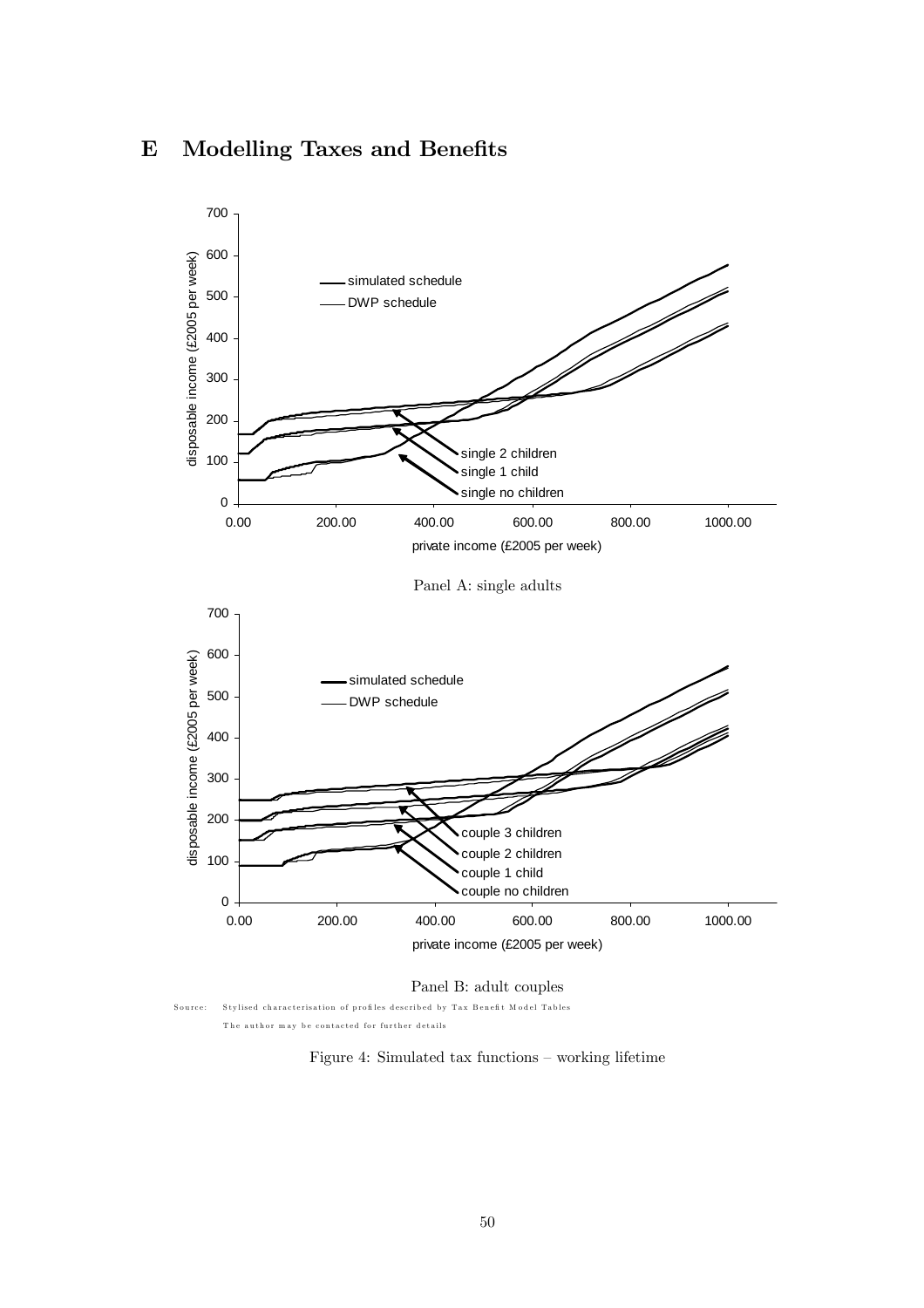# E Modelling Taxes and Benefits

Panel A: single adults

Panel B: adult couples

Source: Stylised characterisation of profiles described by Tax Benefit Model Tables

The author may be contacted for further details

Figure 4: Simulated tax functions – working lifetime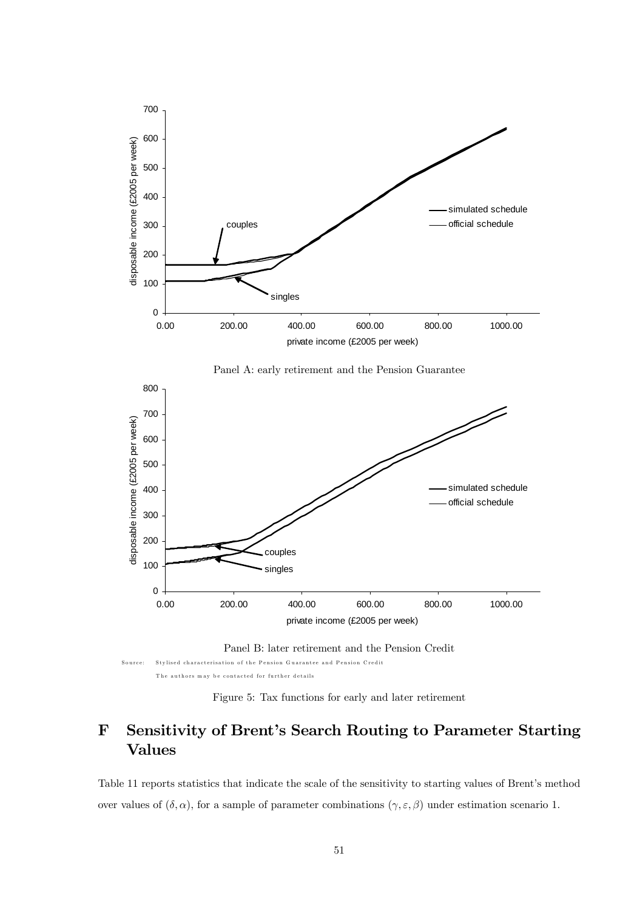Panel A: early retirement and the Pension Guarantee

Panel B: later retirement and the Pension Credit

Source: Stylised characterisation of the Pension Guarantee and Pension Credit
The authors may be contacted for further details

Figure 5: Tax functions for early and later retirement

# F Sensitivity of Brent's Search Routing to Parameter Starting Values

Table 11 reports statistics that indicate the scale of the sensitivity to starting values of Brent's method over values of $(\delta, \alpha)$, for a sample of parameter combinations $(\gamma, \varepsilon, \beta)$ under estimation scenario 1.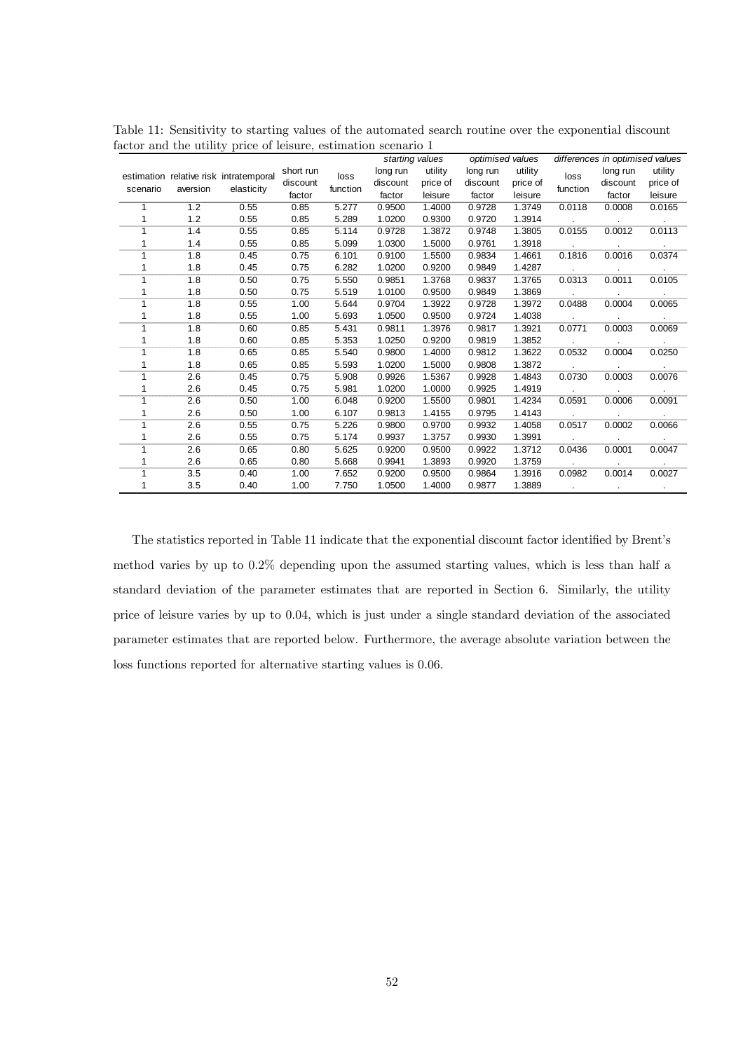Table 11: Sensitivity to starting values of the automated search routine over the exponential discount factor and the utility price of leisure, estimation scenario 1

| estimation scenario | relative risk aversion | intratemporal elasticity | short run discount factor | loss function | *starting values* long run discount factor | utility price of leisure | *optimised values* long run discount factor | utility price of leisure | *differences in optimised values* loss function | long run discount factor | utility price of leisure |
|---|---|---|---|---|---|---|---|---|---|---|---|
| 1 | 1.2 | 0.55 | 0.85 | 5.277 | 0.9500 | 1.4000 | 0.9728 | 1.3749 | 0.0118 | 0.0008 | 0.0165 |
| 1 | 1.2 | 0.55 | 0.85 | 5.289 | 1.0200 | 0.9300 | 0.9720 | 1.3914 | . | . | . |
| 1 | 1.4 | 0.55 | 0.85 | 5.114 | 0.9728 | 1.3872 | 0.9748 | 1.3805 | 0.0155 | 0.0012 | 0.0113 |
| 1 | 1.4 | 0.55 | 0.85 | 5.099 | 1.0300 | 1.5000 | 0.9761 | 1.3918 | . | . | . |
| 1 | 1.8 | 0.45 | 0.75 | 6.101 | 0.9100 | 1.5500 | 0.9834 | 1.4661 | 0.1816 | 0.0016 | 0.0374 |
| 1 | 1.8 | 0.45 | 0.75 | 6.282 | 1.0200 | 0.9200 | 0.9849 | 1.4287 | . | . | . |
| 1 | 1.8 | 0.50 | 0.75 | 5.550 | 0.9851 | 1.3768 | 0.9837 | 1.3765 | 0.0313 | 0.0011 | 0.0105 |
| 1 | 1.8 | 0.50 | 0.75 | 5.519 | 1.0100 | 0.9500 | 0.9849 | 1.3869 | . | . | . |
| 1 | 1.8 | 0.55 | 1.00 | 5.644 | 0.9704 | 1.3922 | 0.9728 | 1.3972 | 0.0488 | 0.0004 | 0.0065 |
| 1 | 1.8 | 0.55 | 1.00 | 5.693 | 1.0500 | 0.9500 | 0.9724 | 1.4038 | . | . | . |
| 1 | 1.8 | 0.60 | 0.85 | 5.431 | 0.9811 | 1.3976 | 0.9817 | 1.3921 | 0.0771 | 0.0003 | 0.0069 |
| 1 | 1.8 | 0.60 | 0.85 | 5.353 | 1.0250 | 0.9200 | 0.9819 | 1.3852 | . | . | . |
| 1 | 1.8 | 0.65 | 0.85 | 5.540 | 0.9800 | 1.4000 | 0.9812 | 1.3622 | 0.0532 | 0.0004 | 0.0250 |
| 1 | 1.8 | 0.65 | 0.85 | 5.593 | 1.0200 | 1.5000 | 0.9808 | 1.3872 | . | . | . |
| 1 | 2.6 | 0.45 | 0.75 | 5.908 | 0.9926 | 1.5367 | 0.9928 | 1.4843 | 0.0730 | 0.0003 | 0.0076 |
| 1 | 2.6 | 0.45 | 0.75 | 5.981 | 1.0200 | 1.0000 | 0.9925 | 1.4919 | . | . | . |
| 1 | 2.6 | 0.50 | 1.00 | 6.048 | 0.9200 | 1.5500 | 0.9801 | 1.4234 | 0.0591 | 0.0006 | 0.0091 |
| 1 | 2.6 | 0.50 | 1.00 | 6.107 | 0.9813 | 1.4155 | 0.9795 | 1.4143 | . | . | . |
| 1 | 2.6 | 0.55 | 0.75 | 5.226 | 0.9800 | 0.9700 | 0.9932 | 1.4058 | 0.0517 | 0.0002 | 0.0066 |
| 1 | 2.6 | 0.55 | 0.75 | 5.174 | 0.9937 | 1.3757 | 0.9930 | 1.3991 | . | . | . |
| 1 | 2.6 | 0.65 | 0.80 | 5.625 | 0.9200 | 0.9500 | 0.9922 | 1.3712 | 0.0436 | 0.0001 | 0.0047 |
| 1 | 2.6 | 0.65 | 0.80 | 5.668 | 0.9941 | 1.3893 | 0.9920 | 1.3759 | . | . | . |
| 1 | 3.5 | 0.40 | 1.00 | 7.652 | 0.9200 | 0.9500 | 0.9864 | 1.3916 | 0.0982 | 0.0014 | 0.0027 |
| 1 | 3.5 | 0.40 | 1.00 | 7.750 | 1.0500 | 1.4000 | 0.9877 | 1.3889 | . | . | . |

The statistics reported in Table 11 indicate that the exponential discount factor identified by Brent's method varies by up to 0.2% depending upon the assumed starting values, which is less than half a standard deviation of the parameter estimates that are reported in Section 6. Similarly, the utility price of leisure varies by up to 0.04, which is just under a single standard deviation of the associated parameter estimates that are reported below. Furthermore, the average absolute variation between the loss functions reported for alternative starting values is 0.06.